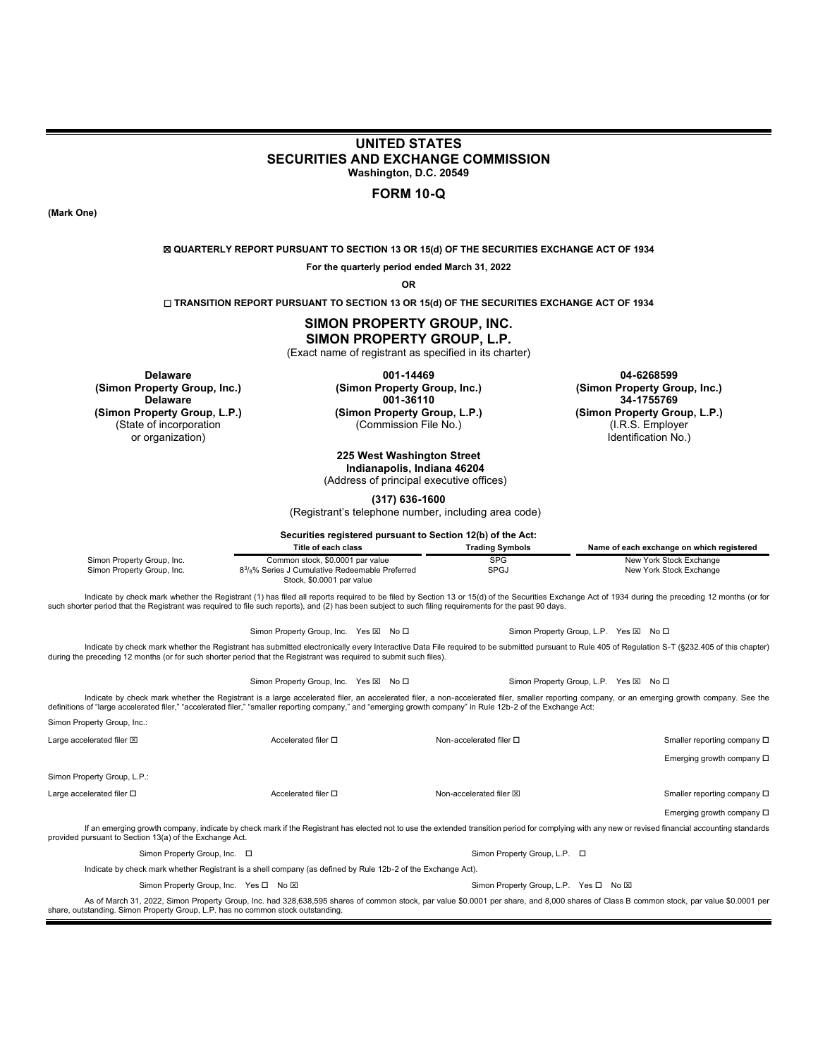# UNITED STATES
# SECURITIES AND EXCHANGE COMMISSION

**Washington, D.C. 20549**

## FORM 10-Q

**(Mark One)**

**☒ QUARTERLY REPORT PURSUANT TO SECTION 13 OR 15(d) OF THE SECURITIES EXCHANGE ACT OF 1934**

**For the quarterly period ended March 31, 2022**

**OR**

**☐ TRANSITION REPORT PURSUANT TO SECTION 13 OR 15(d) OF THE SECURITIES EXCHANGE ACT OF 1934**

## SIMON PROPERTY GROUP, INC.
## SIMON PROPERTY GROUP, L.P.

(Exact name of registrant as specified in its charter)

| | | |
|---|---|---|
| **Delaware** | **001-14469** | **04-6268599** |
| **(Simon Property Group, Inc.)** | **(Simon Property Group, Inc.)** | **(Simon Property Group, Inc.)** |
| **Delaware** | **001-36110** | **34-1755769** |
| **(Simon Property Group, L.P.)** | **(Simon Property Group, L.P.)** | **(Simon Property Group, L.P.)** |
| (State of incorporation or organization) | (Commission File No.) | (I.R.S. Employer Identification No.) |

**225 West Washington Street**
**Indianapolis, Indiana 46204**
(Address of principal executive offices)

**(317) 636-1600**
(Registrant's telephone number, including area code)

**Securities registered pursuant to Section 12(b) of the Act:**

| | Title of each class | Trading Symbols | Name of each exchange on which registered |
|---|---|---|---|
| Simon Property Group, Inc. | Common stock, $0.0001 par value | SPG | New York Stock Exchange |
| Simon Property Group, Inc. | 8 3/8% Series J Cumulative Redeemable Preferred Stock, $0.0001 par value | SPGJ | New York Stock Exchange |

Indicate by check mark whether the Registrant (1) has filed all reports required to be filed by Section 13 or 15(d) of the Securities Exchange Act of 1934 during the preceding 12 months (or for such shorter period that the Registrant was required to file such reports), and (2) has been subject to such filing requirements for the past 90 days.

Simon Property Group, Inc. Yes ☒ No ☐ Simon Property Group, L.P. Yes ☒ No ☐

Indicate by check mark whether the Registrant has submitted electronically every Interactive Data File required to be submitted pursuant to Rule 405 of Regulation S-T (§232.405 of this chapter) during the preceding 12 months (or for such shorter period that the Registrant was required to submit such files).

Simon Property Group, Inc. Yes ☒ No ☐ Simon Property Group, L.P. Yes ☒ No ☐

Indicate by check mark whether the Registrant is a large accelerated filer, an accelerated filer, a non-accelerated filer, smaller reporting company, or an emerging growth company. See the definitions of "large accelerated filer," "accelerated filer," "smaller reporting company," and "emerging growth company" in Rule 12b-2 of the Exchange Act:

Simon Property Group, Inc.:

| | | | |
|---|---|---|---|
| Large accelerated filer ☒ | Accelerated filer ☐ | Non-accelerated filer ☐ | Smaller reporting company ☐ |
| | | | Emerging growth company ☐ |

Simon Property Group, L.P.:

| | | | |
|---|---|---|---|
| Large accelerated filer ☐ | Accelerated filer ☐ | Non-accelerated filer ☒ | Smaller reporting company ☐ |
| | | | Emerging growth company ☐ |

If an emerging growth company, indicate by check mark if the Registrant has elected not to use the extended transition period for complying with any new or revised financial accounting standards provided pursuant to Section 13(a) of the Exchange Act.

Simon Property Group, Inc. ☐ Simon Property Group, L.P. ☐

Indicate by check mark whether Registrant is a shell company (as defined by Rule 12b-2 of the Exchange Act).

Simon Property Group, Inc. Yes ☐ No ☒ Simon Property Group, L.P. Yes ☐ No ☒

As of March 31, 2022, Simon Property Group, Inc. had 328,638,595 shares of common stock, par value $0.0001 per share, and 8,000 shares of Class B common stock, par value $0.0001 per share, outstanding. Simon Property Group, L.P. has no common stock outstanding.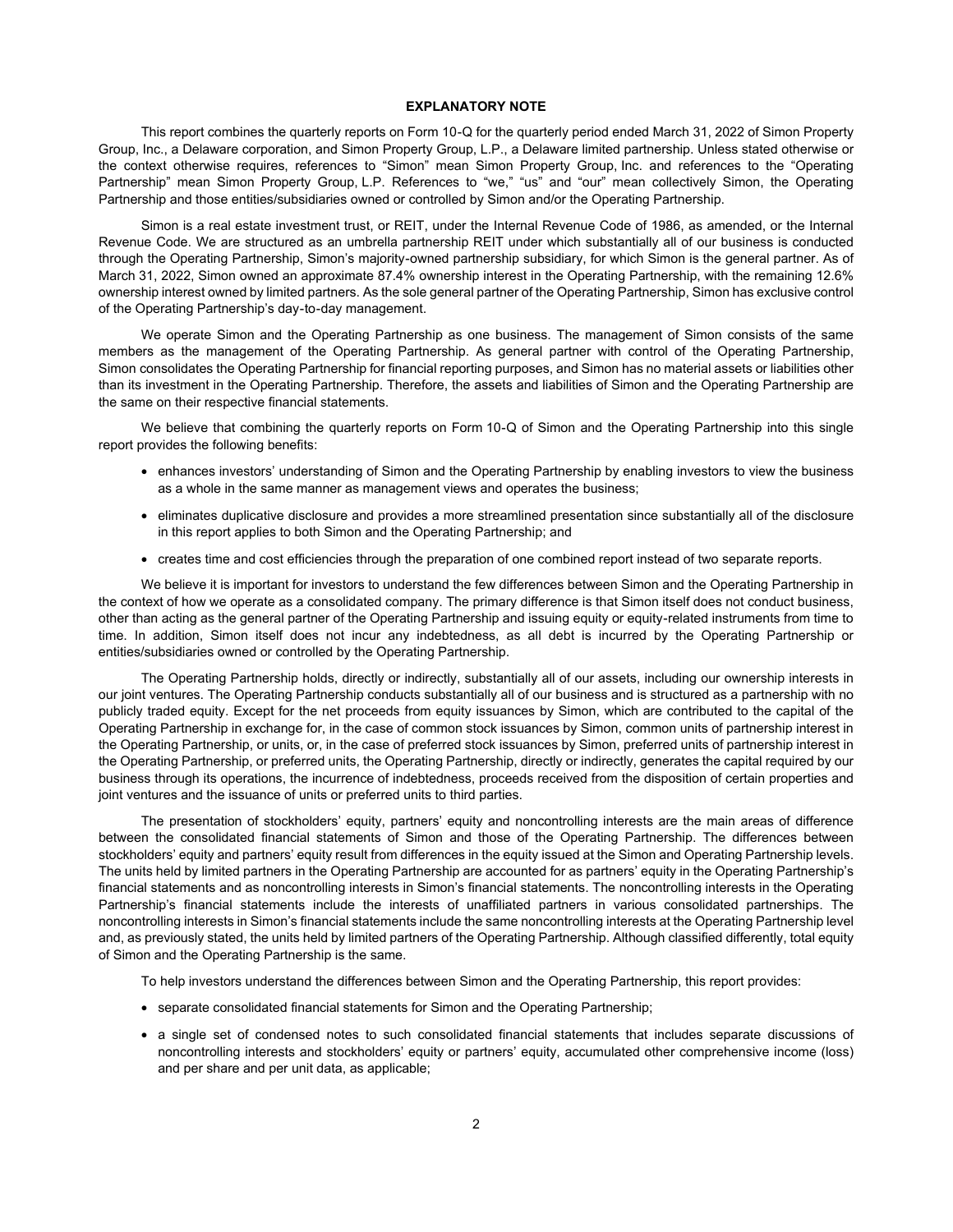## EXPLANATORY NOTE

This report combines the quarterly reports on Form 10-Q for the quarterly period ended March 31, 2022 of Simon Property Group, Inc., a Delaware corporation, and Simon Property Group, L.P., a Delaware limited partnership. Unless stated otherwise or the context otherwise requires, references to "Simon" mean Simon Property Group, Inc. and references to the "Operating Partnership" mean Simon Property Group, L.P. References to "we," "us" and "our" mean collectively Simon, the Operating Partnership and those entities/subsidiaries owned or controlled by Simon and/or the Operating Partnership.

Simon is a real estate investment trust, or REIT, under the Internal Revenue Code of 1986, as amended, or the Internal Revenue Code. We are structured as an umbrella partnership REIT under which substantially all of our business is conducted through the Operating Partnership, Simon's majority-owned partnership subsidiary, for which Simon is the general partner. As of March 31, 2022, Simon owned an approximate 87.4% ownership interest in the Operating Partnership, with the remaining 12.6% ownership interest owned by limited partners. As the sole general partner of the Operating Partnership, Simon has exclusive control of the Operating Partnership's day-to-day management.

We operate Simon and the Operating Partnership as one business. The management of Simon consists of the same members as the management of the Operating Partnership. As general partner with control of the Operating Partnership, Simon consolidates the Operating Partnership for financial reporting purposes, and Simon has no material assets or liabilities other than its investment in the Operating Partnership. Therefore, the assets and liabilities of Simon and the Operating Partnership are the same on their respective financial statements.

We believe that combining the quarterly reports on Form 10-Q of Simon and the Operating Partnership into this single report provides the following benefits:

- enhances investors' understanding of Simon and the Operating Partnership by enabling investors to view the business as a whole in the same manner as management views and operates the business;
- eliminates duplicative disclosure and provides a more streamlined presentation since substantially all of the disclosure in this report applies to both Simon and the Operating Partnership; and
- creates time and cost efficiencies through the preparation of one combined report instead of two separate reports.

We believe it is important for investors to understand the few differences between Simon and the Operating Partnership in the context of how we operate as a consolidated company. The primary difference is that Simon itself does not conduct business, other than acting as the general partner of the Operating Partnership and issuing equity or equity-related instruments from time to time. In addition, Simon itself does not incur any indebtedness, as all debt is incurred by the Operating Partnership or entities/subsidiaries owned or controlled by the Operating Partnership.

The Operating Partnership holds, directly or indirectly, substantially all of our assets, including our ownership interests in our joint ventures. The Operating Partnership conducts substantially all of our business and is structured as a partnership with no publicly traded equity. Except for the net proceeds from equity issuances by Simon, which are contributed to the capital of the Operating Partnership in exchange for, in the case of common stock issuances by Simon, common units of partnership interest in the Operating Partnership, or units, or, in the case of preferred stock issuances by Simon, preferred units of partnership interest in the Operating Partnership, or preferred units, the Operating Partnership, directly or indirectly, generates the capital required by our business through its operations, the incurrence of indebtedness, proceeds received from the disposition of certain properties and joint ventures and the issuance of units or preferred units to third parties.

The presentation of stockholders' equity, partners' equity and noncontrolling interests are the main areas of difference between the consolidated financial statements of Simon and those of the Operating Partnership. The differences between stockholders' equity and partners' equity result from differences in the equity issued at the Simon and Operating Partnership levels. The units held by limited partners in the Operating Partnership are accounted for as partners' equity in the Operating Partnership's financial statements and as noncontrolling interests in Simon's financial statements. The noncontrolling interests in the Operating Partnership's financial statements include the interests of unaffiliated partners in various consolidated partnerships. The noncontrolling interests in Simon's financial statements include the same noncontrolling interests at the Operating Partnership level and, as previously stated, the units held by limited partners of the Operating Partnership. Although classified differently, total equity of Simon and the Operating Partnership is the same.

To help investors understand the differences between Simon and the Operating Partnership, this report provides:

- separate consolidated financial statements for Simon and the Operating Partnership;
- a single set of condensed notes to such consolidated financial statements that includes separate discussions of noncontrolling interests and stockholders' equity or partners' equity, accumulated other comprehensive income (loss) and per share and per unit data, as applicable;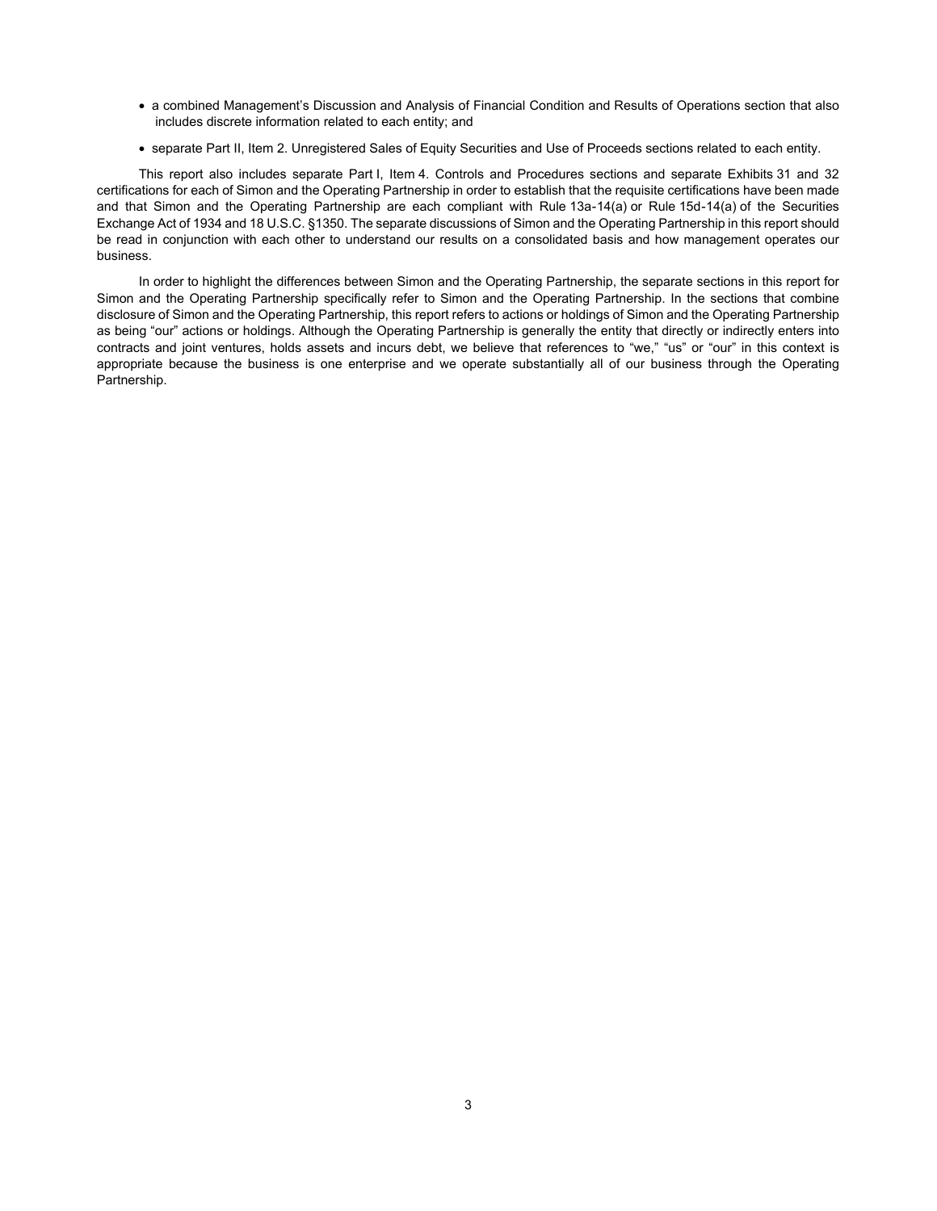- a combined Management's Discussion and Analysis of Financial Condition and Results of Operations section that also includes discrete information related to each entity; and
- separate Part II, Item 2. Unregistered Sales of Equity Securities and Use of Proceeds sections related to each entity.

This report also includes separate Part I, Item 4. Controls and Procedures sections and separate Exhibits 31 and 32 certifications for each of Simon and the Operating Partnership in order to establish that the requisite certifications have been made and that Simon and the Operating Partnership are each compliant with Rule 13a-14(a) or Rule 15d-14(a) of the Securities Exchange Act of 1934 and 18 U.S.C. §1350. The separate discussions of Simon and the Operating Partnership in this report should be read in conjunction with each other to understand our results on a consolidated basis and how management operates our business.

In order to highlight the differences between Simon and the Operating Partnership, the separate sections in this report for Simon and the Operating Partnership specifically refer to Simon and the Operating Partnership. In the sections that combine disclosure of Simon and the Operating Partnership, this report refers to actions or holdings of Simon and the Operating Partnership as being "our" actions or holdings. Although the Operating Partnership is generally the entity that directly or indirectly enters into contracts and joint ventures, holds assets and incurs debt, we believe that references to "we," "us" or "our" in this context is appropriate because the business is one enterprise and we operate substantially all of our business through the Operating Partnership.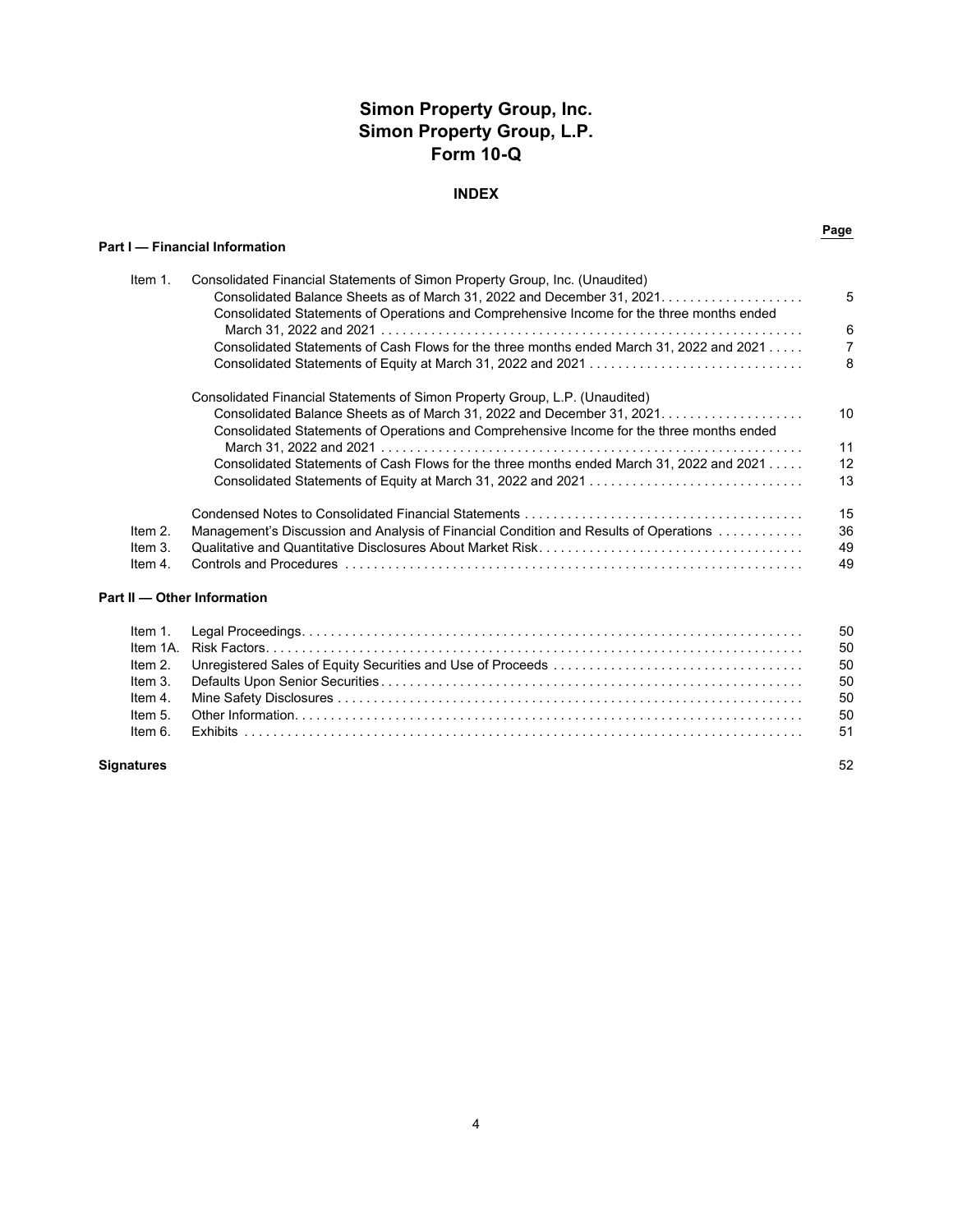# Simon Property Group, Inc.
# Simon Property Group, L.P.
# Form 10-Q

## INDEX

| | | Page |
|---|---|---|
| **Part I — Financial Information** | | |
| Item 1. | Consolidated Financial Statements of Simon Property Group, Inc. (Unaudited) | |
| | Consolidated Balance Sheets as of March 31, 2022 and December 31, 2021 | 5 |
| | Consolidated Statements of Operations and Comprehensive Income for the three months ended March 31, 2022 and 2021 | 6 |
| | Consolidated Statements of Cash Flows for the three months ended March 31, 2022 and 2021 | 7 |
| | Consolidated Statements of Equity at March 31, 2022 and 2021 | 8 |
| | Consolidated Financial Statements of Simon Property Group, L.P. (Unaudited) | |
| | Consolidated Balance Sheets as of March 31, 2022 and December 31, 2021 | 10 |
| | Consolidated Statements of Operations and Comprehensive Income for the three months ended March 31, 2022 and 2021 | 11 |
| | Consolidated Statements of Cash Flows for the three months ended March 31, 2022 and 2021 | 12 |
| | Consolidated Statements of Equity at March 31, 2022 and 2021 | 13 |
| | Condensed Notes to Consolidated Financial Statements | 15 |
| Item 2. | Management's Discussion and Analysis of Financial Condition and Results of Operations | 36 |
| Item 3. | Qualitative and Quantitative Disclosures About Market Risk | 49 |
| Item 4. | Controls and Procedures | 49 |
| **Part II — Other Information** | | |
| Item 1. | Legal Proceedings | 50 |
| Item 1A. | Risk Factors | 50 |
| Item 2. | Unregistered Sales of Equity Securities and Use of Proceeds | 50 |
| Item 3. | Defaults Upon Senior Securities | 50 |
| Item 4. | Mine Safety Disclosures | 50 |
| Item 5. | Other Information | 50 |
| Item 6. | Exhibits | 51 |
| **Signatures** | | 52 |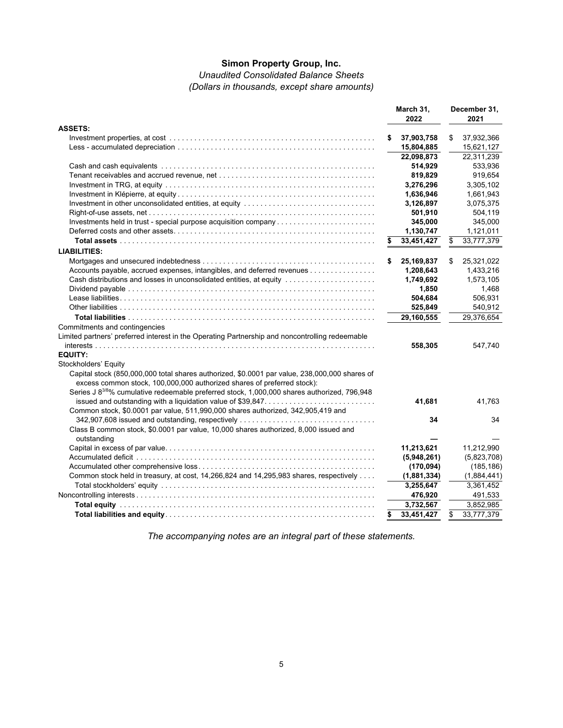**Simon Property Group, Inc.**

*Unaudited Consolidated Balance Sheets*

*(Dollars in thousands, except share amounts)*

| | March 31, 2022 | December 31, 2021 |
|---|---|---|
| **ASSETS:** | | |
| Investment properties, at cost | **$ 37,903,758** | $ 37,932,366 |
| Less - accumulated depreciation | **15,804,885** | 15,621,127 |
| | **22,098,873** | 22,311,239 |
| Cash and cash equivalents | **514,929** | 533,936 |
| Tenant receivables and accrued revenue, net | **819,829** | 919,654 |
| Investment in TRG, at equity | **3,276,296** | 3,305,102 |
| Investment in Klépierre, at equity | **1,636,946** | 1,661,943 |
| Investment in other unconsolidated entities, at equity | **3,126,897** | 3,075,375 |
| Right-of-use assets, net | **501,910** | 504,119 |
| Investments held in trust - special purpose acquisition company | **345,000** | 345,000 |
| Deferred costs and other assets | **1,130,747** | 1,121,011 |
| **Total assets** | **$ 33,451,427** | $ 33,777,379 |
| **LIABILITIES:** | | |
| Mortgages and unsecured indebtedness | **$ 25,169,837** | $ 25,321,022 |
| Accounts payable, accrued expenses, intangibles, and deferred revenues | **1,208,643** | 1,433,216 |
| Cash distributions and losses in unconsolidated entities, at equity | **1,749,692** | 1,573,105 |
| Dividend payable | **1,850** | 1,468 |
| Lease liabilities | **504,684** | 506,931 |
| Other liabilities | **525,849** | 540,912 |
| **Total liabilities** | **29,160,555** | 29,376,654 |
| Commitments and contingencies | | |
| Limited partners' preferred interest in the Operating Partnership and noncontrolling redeemable interests | **558,305** | 547,740 |
| **EQUITY:** | | |
| Stockholders' Equity | | |
| Capital stock (850,000,000 total shares authorized, $0.0001 par value, 238,000,000 shares of excess common stock, 100,000,000 authorized shares of preferred stock): | | |
| Series J $8^{3/8}$% cumulative redeemable preferred stock, 1,000,000 shares authorized, 796,948 issued and outstanding with a liquidation value of $39,847 | **41,681** | 41,763 |
| Common stock, $0.0001 par value, 511,990,000 shares authorized, 342,905,419 and 342,907,608 issued and outstanding, respectively | **34** | 34 |
| Class B common stock, $0.0001 par value, 10,000 shares authorized, 8,000 issued and outstanding | **—** | — |
| Capital in excess of par value | **11,213,621** | 11,212,990 |
| Accumulated deficit | **(5,948,261)** | (5,823,708) |
| Accumulated other comprehensive loss | **(170,094)** | (185,186) |
| Common stock held in treasury, at cost, 14,266,824 and 14,295,983 shares, respectively | **(1,881,334)** | (1,884,441) |
| Total stockholders' equity | **3,255,647** | 3,361,452 |
| Noncontrolling interests | **476,920** | 491,533 |
| **Total equity** | **3,732,567** | 3,852,985 |
| **Total liabilities and equity** | **$ 33,451,427** | $ 33,777,379 |

*The accompanying notes are an integral part of these statements.*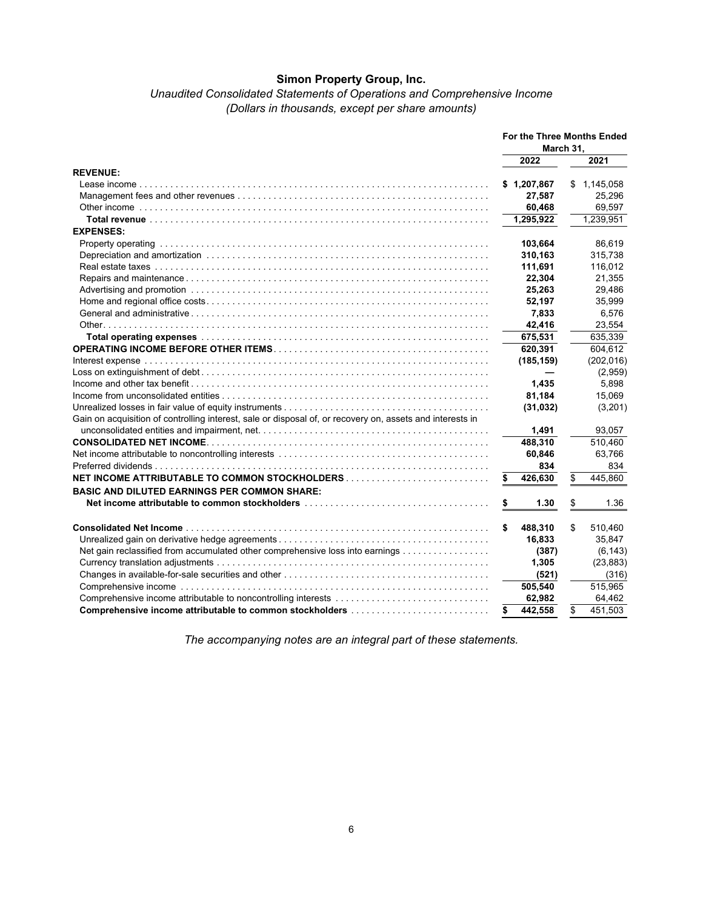**Simon Property Group, Inc.**

*Unaudited Consolidated Statements of Operations and Comprehensive Income*
*(Dollars in thousands, except per share amounts)*

| | For the Three Months Ended March 31, | |
|---|---|---|
| | **2022** | **2021** |
| **REVENUE:** | | |
| Lease income | **$ 1,207,867** | $ 1,145,058 |
| Management fees and other revenues | **27,587** | 25,296 |
| Other income | **60,468** | 69,597 |
| **Total revenue** | **1,295,922** | 1,239,951 |
| **EXPENSES:** | | |
| Property operating | **103,664** | 86,619 |
| Depreciation and amortization | **310,163** | 315,738 |
| Real estate taxes | **111,691** | 116,012 |
| Repairs and maintenance | **22,304** | 21,355 |
| Advertising and promotion | **25,263** | 29,486 |
| Home and regional office costs | **52,197** | 35,999 |
| General and administrative | **7,833** | 6,576 |
| Other | **42,416** | 23,554 |
| **Total operating expenses** | **675,531** | 635,339 |
| **OPERATING INCOME BEFORE OTHER ITEMS** | **620,391** | 604,612 |
| Interest expense | **(185,159)** | (202,016) |
| Loss on extinguishment of debt | **—** | (2,959) |
| Income and other tax benefit | **1,435** | 5,898 |
| Income from unconsolidated entities | **81,184** | 15,069 |
| Unrealized losses in fair value of equity instruments | **(31,032)** | (3,201) |
| Gain on acquisition of controlling interest, sale or disposal of, or recovery on, assets and interests in unconsolidated entities and impairment, net | **1,491** | 93,057 |
| **CONSOLIDATED NET INCOME** | **488,310** | 510,460 |
| Net income attributable to noncontrolling interests | **60,846** | 63,766 |
| Preferred dividends | **834** | 834 |
| **NET INCOME ATTRIBUTABLE TO COMMON STOCKHOLDERS** | **$ 426,630** | $ 445,860 |
| **BASIC AND DILUTED EARNINGS PER COMMON SHARE:** | | |
| **Net income attributable to common stockholders** | **$ 1.30** | $ 1.36 |
| | | |
| **Consolidated Net Income** | **$ 488,310** | $ 510,460 |
| Unrealized gain on derivative hedge agreements | **16,833** | 35,847 |
| Net gain reclassified from accumulated other comprehensive loss into earnings | **(387)** | (6,143) |
| Currency translation adjustments | **1,305** | (23,883) |
| Changes in available-for-sale securities and other | **(521)** | (316) |
| Comprehensive income | **505,540** | 515,965 |
| Comprehensive income attributable to noncontrolling interests | **62,982** | 64,462 |
| **Comprehensive income attributable to common stockholders** | **$ 442,558** | $ 451,503 |

*The accompanying notes are an integral part of these statements.*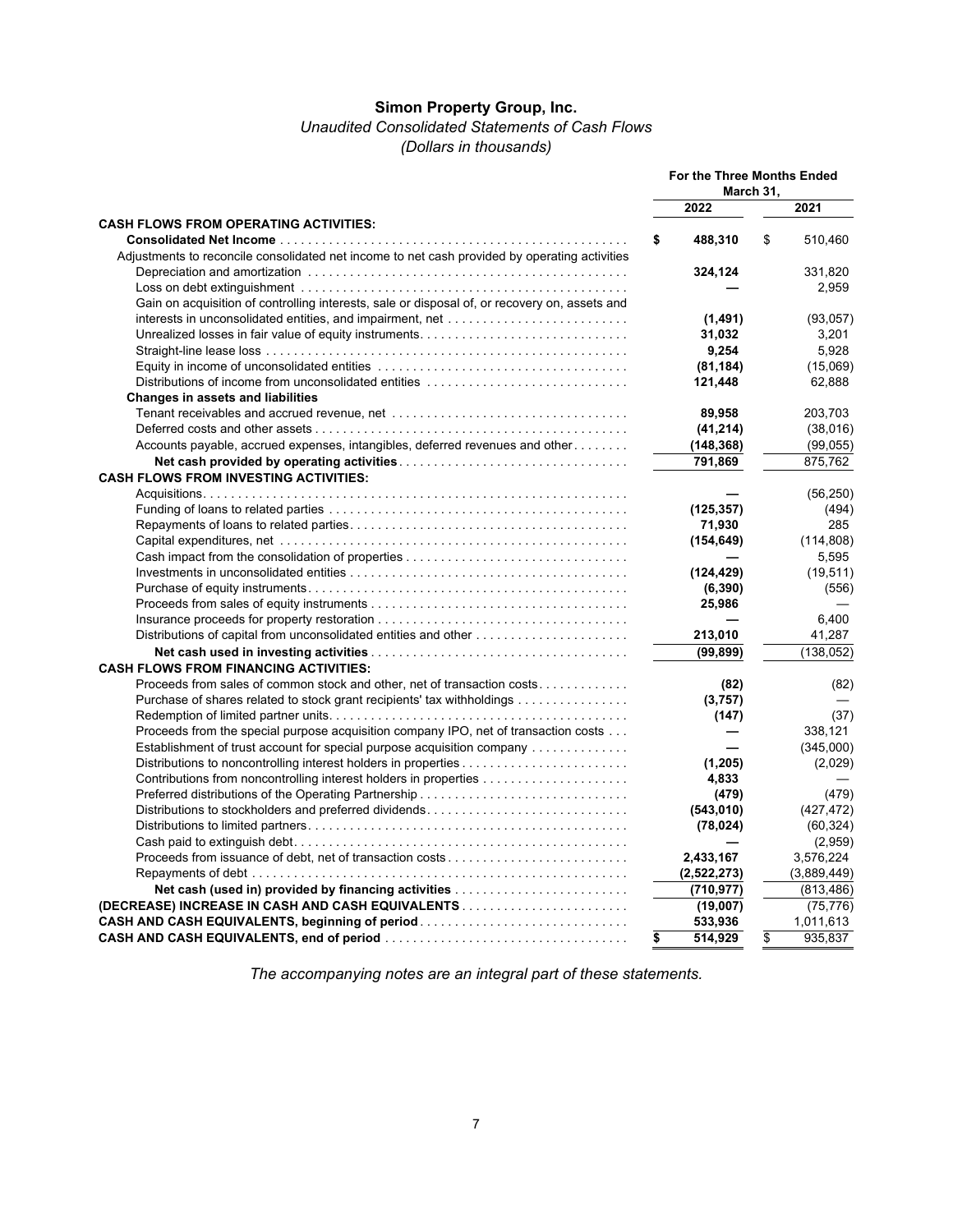# Simon Property Group, Inc.

*Unaudited Consolidated Statements of Cash Flows*

*(Dollars in thousands)*

| | For the Three Months Ended March 31, | |
|---|---|---|
| | **2022** | **2021** |
| **CASH FLOWS FROM OPERATING ACTIVITIES:** | | |
| **Consolidated Net Income** | **$ 488,310** | $ 510,460 |
| Adjustments to reconcile consolidated net income to net cash provided by operating activities | | |
| Depreciation and amortization | **324,124** | 331,820 |
| Loss on debt extinguishment | **—** | 2,959 |
| Gain on acquisition of controlling interests, sale or disposal of, or recovery on, assets and interests in unconsolidated entities, and impairment, net | **(1,491)** | (93,057) |
| Unrealized losses in fair value of equity instruments | **31,032** | 3,201 |
| Straight-line lease loss | **9,254** | 5,928 |
| Equity in income of unconsolidated entities | **(81,184)** | (15,069) |
| Distributions of income from unconsolidated entities | **121,448** | 62,888 |
| **Changes in assets and liabilities** | | |
| Tenant receivables and accrued revenue, net | **89,958** | 203,703 |
| Deferred costs and other assets | **(41,214)** | (38,016) |
| Accounts payable, accrued expenses, intangibles, deferred revenues and other | **(148,368)** | (99,055) |
| **Net cash provided by operating activities** | **791,869** | 875,762 |
| **CASH FLOWS FROM INVESTING ACTIVITIES:** | | |
| Acquisitions | **—** | (56,250) |
| Funding of loans to related parties | **(125,357)** | (494) |
| Repayments of loans to related parties | **71,930** | 285 |
| Capital expenditures, net | **(154,649)** | (114,808) |
| Cash impact from the consolidation of properties | **—** | 5,595 |
| Investments in unconsolidated entities | **(124,429)** | (19,511) |
| Purchase of equity instruments | **(6,390)** | (556) |
| Proceeds from sales of equity instruments | **25,986** | — |
| Insurance proceeds for property restoration | **—** | 6,400 |
| Distributions of capital from unconsolidated entities and other | **213,010** | 41,287 |
| **Net cash used in investing activities** | **(99,899)** | (138,052) |
| **CASH FLOWS FROM FINANCING ACTIVITIES:** | | |
| Proceeds from sales of common stock and other, net of transaction costs | **(82)** | (82) |
| Purchase of shares related to stock grant recipients' tax withholdings | **(3,757)** | — |
| Redemption of limited partner units | **(147)** | (37) |
| Proceeds from the special purpose acquisition company IPO, net of transaction costs | **—** | 338,121 |
| Establishment of trust account for special purpose acquisition company | **—** | (345,000) |
| Distributions to noncontrolling interest holders in properties | **(1,205)** | (2,029) |
| Contributions from noncontrolling interest holders in properties | **4,833** | — |
| Preferred distributions of the Operating Partnership | **(479)** | (479) |
| Distributions to stockholders and preferred dividends | **(543,010)** | (427,472) |
| Distributions to limited partners | **(78,024)** | (60,324) |
| Cash paid to extinguish debt | **—** | (2,959) |
| Proceeds from issuance of debt, net of transaction costs | **2,433,167** | 3,576,224 |
| Repayments of debt | **(2,522,273)** | (3,889,449) |
| **Net cash (used in) provided by financing activities** | **(710,977)** | (813,486) |
| **(DECREASE) INCREASE IN CASH AND CASH EQUIVALENTS** | **(19,007)** | (75,776) |
| **CASH AND CASH EQUIVALENTS, beginning of period** | **533,936** | 1,011,613 |
| **CASH AND CASH EQUIVALENTS, end of period** | **$ 514,929** | $ 935,837 |

*The accompanying notes are an integral part of these statements.*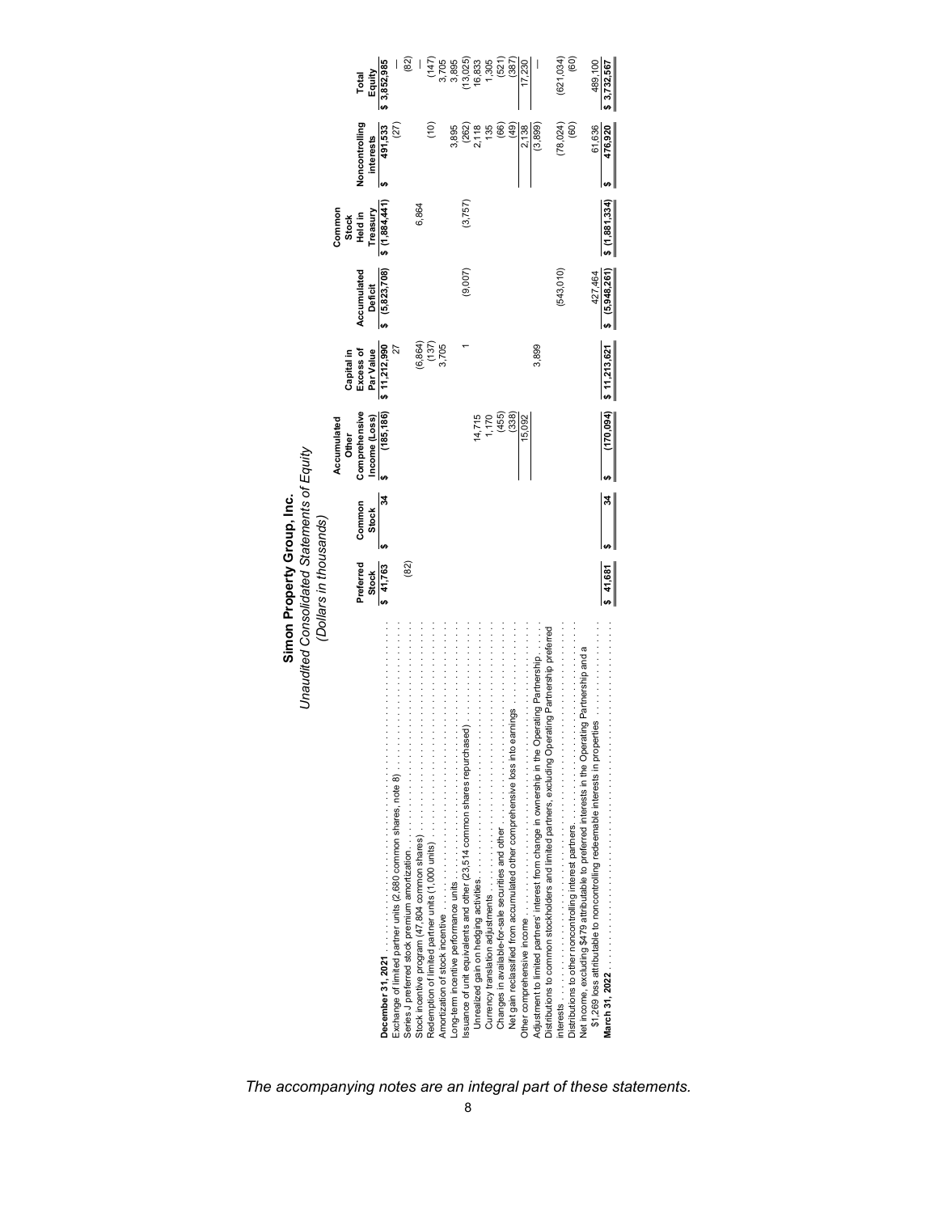# Simon Property Group, Inc.

*Unaudited Consolidated Statements of Equity*

*(Dollars in thousands)*

| | Preferred Stock | Common Stock | Accumulated Other Comprehensive Income (Loss) | Capital in Excess of Par Value | Accumulated Deficit | Common Stock Held in Treasury | Noncontrolling interests | Total Equity |
|---|---|---|---|---|---|---|---|---|
| **December 31, 2021** | $ 41,763 | $ 34 | $ (185,186) | $ 11,212,990 | $ (5,823,708) | $ (1,884,441) | $ 491,533 | $ 3,852,985 |
| Exchange of limited partner units (2,680 common shares, note 8) | | | | 27 | | | (27) | — |
| Series J preferred stock premium amortization | (82) | | | | | | | (82) |
| Stock incentive program (47,804 common shares) | | | | (6,864) | | 6,864 | | — |
| Redemption of limited partner units (1,000 units) | | | | (137) | | | (10) | (147) |
| Amortization of stock incentive | | | | 3,705 | | | | 3,705 |
| Long-term incentive performance units | | | | | | | 3,895 | 3,895 |
| Issuance of unit equivalents and other (23,514 common shares repurchased) | | | | 1 | (9,007) | (3,757) | (262) | (13,025) |
| Unrealized gain on hedging activities | | | 14,715 | | | | 2,118 | 16,833 |
| Currency translation adjustments | | | 1,170 | | | | 135 | 1,305 |
| Changes in available-for-sale securities and other | | | (455) | | | | (66) | (521) |
| Net gain reclassified from accumulated other comprehensive loss into earnings | | | (338) | | | | (49) | (387) |
| Other comprehensive income | | | 15,092 | | | | 2,138 | 17,230 |
| Adjustment to limited partners' interest from change in ownership in the Operating Partnership | | | | 3,899 | | | (3,899) | — |
| Distributions to common stockholders and limited partners, excluding Operating Partnership preferred interests | | | | | (543,010) | | (78,024) | (621,034) |
| Distributions to other noncontrolling interest partners | | | | | | | (60) | (60) |
| Net income, excluding $479 attributable to preferred interests in the Operating Partnership and a $1,269 loss attributable to noncontrolling redeemable interests in properties | | | | | 427,464 | | 61,636 | 489,100 |
| **March 31, 2022** | $ 41,681 | $ 34 | $ (170,094) | $ 11,213,621 | $ (5,948,261) | $ (1,881,334) | $ 476,920 | $ 3,732,567 |

*The accompanying notes are an integral part of these statements.*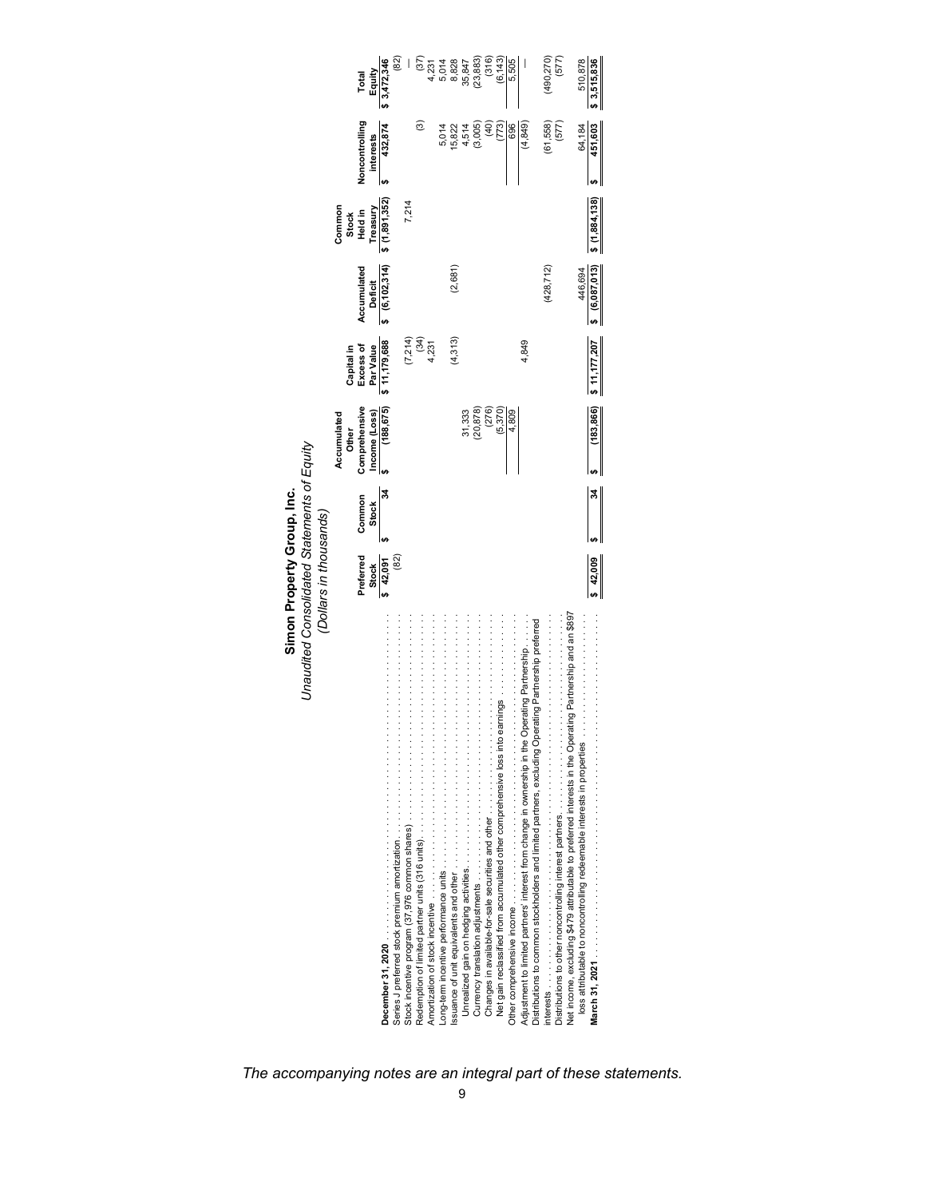# Simon Property Group, Inc.

*Unaudited Consolidated Statements of Equity*

*(Dollars in thousands)*

| | Preferred Stock | Common Stock | Accumulated Other Comprehensive Income (Loss) | Capital in Excess of Par Value | Accumulated Deficit | Common Stock Held in Treasury | Noncontrolling interests | Total Equity |
|---|---|---|---|---|---|---|---|---|
| **December 31, 2020** | $ 42,091 | $ 34 | $ (188,675) | $ 11,179,688 | $ (6,102,314) | $ (1,891,352) | $ 432,874 | $ 3,472,346 |
| Series J preferred stock premium amortization | (82) | | | | | | | (82) |
| Stock incentive program (37,976 common shares) | | | | (7,214) | | 7,214 | | — |
| Redemption of limited partner units (316 units) | | | | (34) | | | (3) | (37) |
| Amortization of stock incentive | | | | 4,231 | | | | 4,231 |
| Long-term incentive performance units | | | | | | | 5,014 | 5,014 |
| Issuance of unit equivalents and other | | | | (4,313) | (2,681) | | 15,822 | 8,828 |
| Unrealized gain on hedging activities | | | 31,333 | | | | 4,514 | 35,847 |
| Currency translation adjustments | | | (20,878) | | | | (3,005) | (23,883) |
| Changes in available-for-sale securities and other | | | (276) | | | | (40) | (316) |
| Net gain reclassified from accumulated other comprehensive loss into earnings | | | (5,370) | | | | (773) | (6,143) |
| Other comprehensive income | | | 4,809 | | | | 696 | 5,505 |
| Adjustment to limited partners' interest from change in ownership in the Operating Partnership | | | | 4,849 | | | (4,849) | — |
| Distributions to common stockholders and limited partners, excluding Operating Partnership preferred interests | | | | | (428,712) | | (61,558) | (490,270) |
| Distributions to other noncontrolling interest partners | | | | | | | (577) | (577) |
| Net income, excluding $479 attributable to preferred interests in the Operating Partnership and an $897 loss attributable to noncontrolling redeemable interests in properties | | | | | 446,694 | | 64,184 | 510,878 |
| **March 31, 2021** | $ 42,009 | $ 34 | $ (183,866) | $ 11,177,207 | $ (6,087,013) | $ (1,884,138) | $ 451,603 | $ 3,515,836 |

*The accompanying notes are an integral part of these statements.*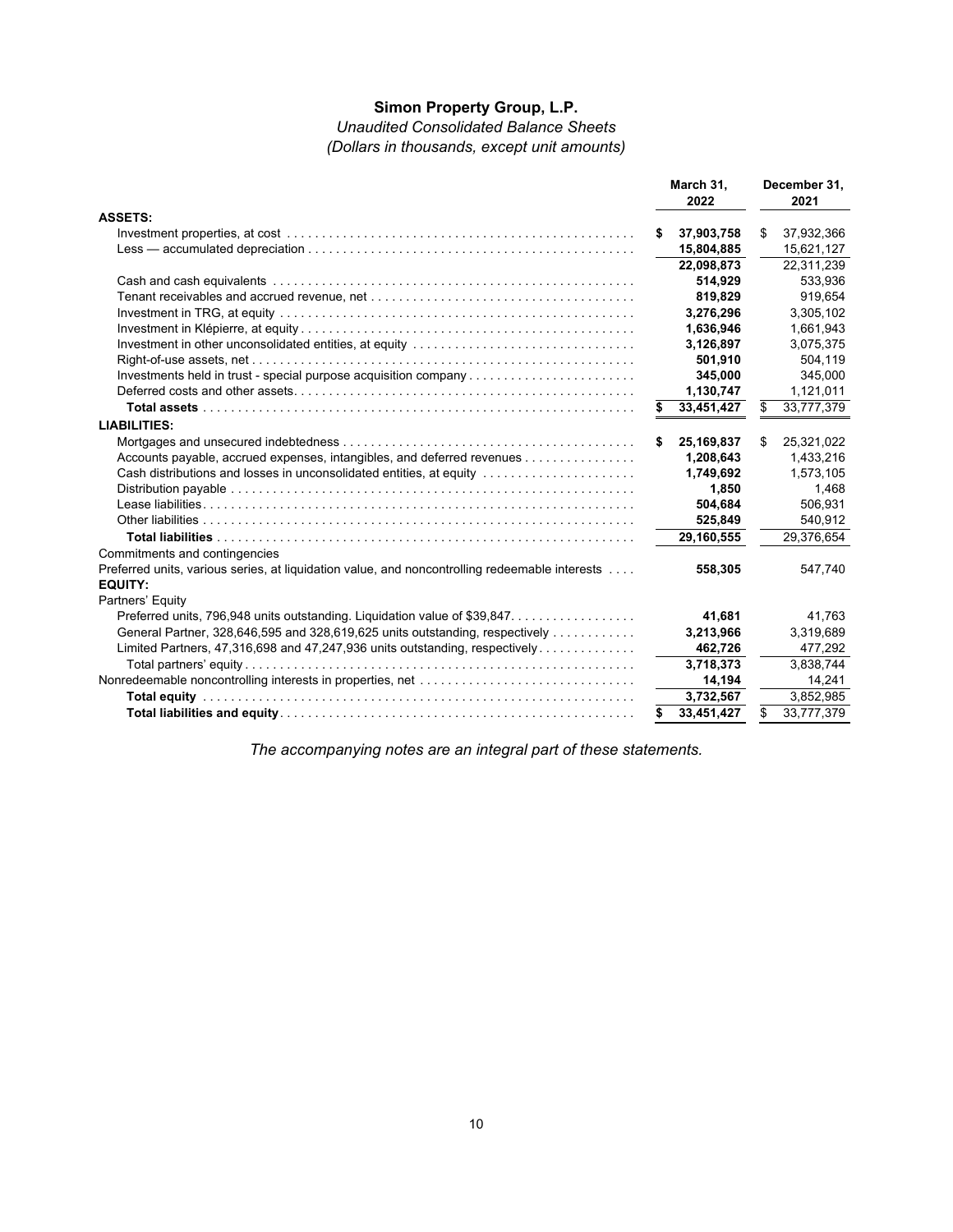# Simon Property Group, L.P.

*Unaudited Consolidated Balance Sheets*

*(Dollars in thousands, except unit amounts)*

| | March 31, 2022 | December 31, 2021 |
|---|---|---|
| **ASSETS:** | | |
| Investment properties, at cost | **$ 37,903,758** | $ 37,932,366 |
| Less — accumulated depreciation | **15,804,885** | 15,621,127 |
| | **22,098,873** | 22,311,239 |
| Cash and cash equivalents | **514,929** | 533,936 |
| Tenant receivables and accrued revenue, net | **819,829** | 919,654 |
| Investment in TRG, at equity | **3,276,296** | 3,305,102 |
| Investment in Klépierre, at equity | **1,636,946** | 1,661,943 |
| Investment in other unconsolidated entities, at equity | **3,126,897** | 3,075,375 |
| Right-of-use assets, net | **501,910** | 504,119 |
| Investments held in trust - special purpose acquisition company | **345,000** | 345,000 |
| Deferred costs and other assets | **1,130,747** | 1,121,011 |
| **Total assets** | **$ 33,451,427** | $ 33,777,379 |
| **LIABILITIES:** | | |
| Mortgages and unsecured indebtedness | **$ 25,169,837** | $ 25,321,022 |
| Accounts payable, accrued expenses, intangibles, and deferred revenues | **1,208,643** | 1,433,216 |
| Cash distributions and losses in unconsolidated entities, at equity | **1,749,692** | 1,573,105 |
| Distribution payable | **1,850** | 1,468 |
| Lease liabilities | **504,684** | 506,931 |
| Other liabilities | **525,849** | 540,912 |
| **Total liabilities** | **29,160,555** | 29,376,654 |
| Commitments and contingencies | | |
| Preferred units, various series, at liquidation value, and noncontrolling redeemable interests | **558,305** | 547,740 |
| **EQUITY:** | | |
| Partners' Equity | | |
| Preferred units, 796,948 units outstanding. Liquidation value of $39,847 | **41,681** | 41,763 |
| General Partner, 328,646,595 and 328,619,625 units outstanding, respectively | **3,213,966** | 3,319,689 |
| Limited Partners, 47,316,698 and 47,247,936 units outstanding, respectively | **462,726** | 477,292 |
| Total partners' equity | **3,718,373** | 3,838,744 |
| Nonredeemable noncontrolling interests in properties, net | **14,194** | 14,241 |
| **Total equity** | **3,732,567** | 3,852,985 |
| **Total liabilities and equity** | **$ 33,451,427** | $ 33,777,379 |

*The accompanying notes are an integral part of these statements.*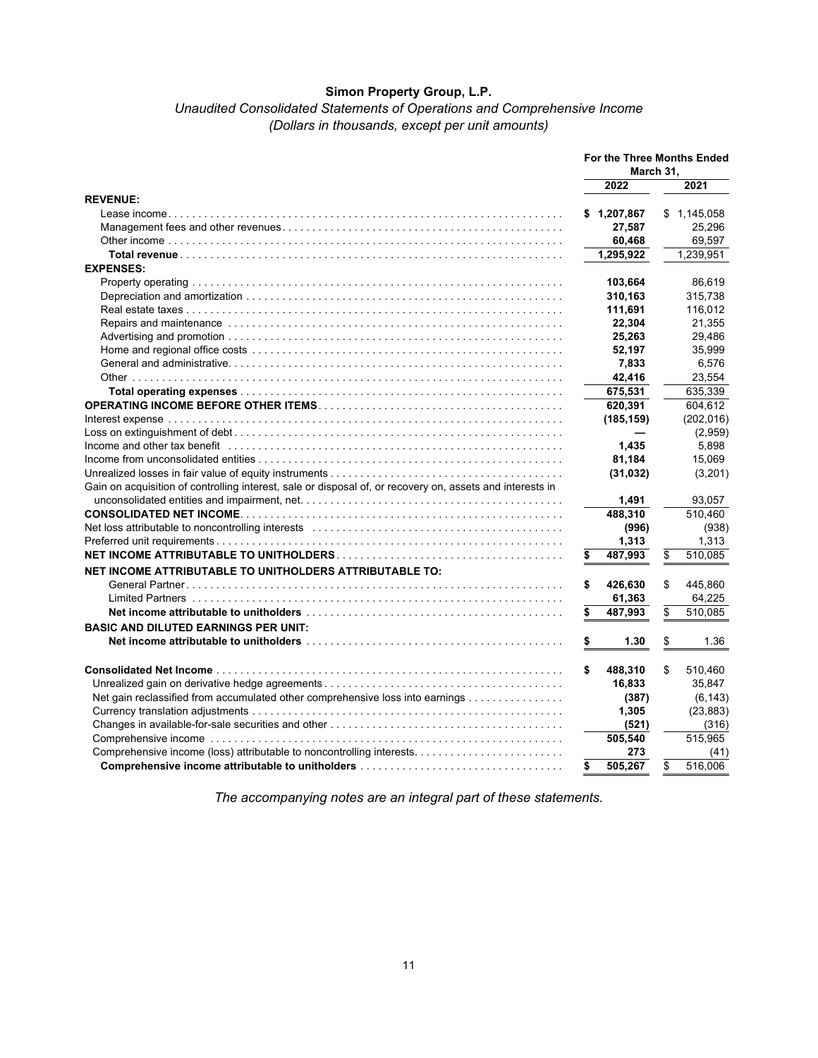**Simon Property Group, L.P.**

*Unaudited Consolidated Statements of Operations and Comprehensive Income*

*(Dollars in thousands, except per unit amounts)*

| | For the Three Months Ended March 31, | |
|---|---|---|
| | **2022** | **2021** |
| **REVENUE:** | | |
| Lease income | **$ 1,207,867** | $ 1,145,058 |
| Management fees and other revenues | **27,587** | 25,296 |
| Other income | **60,468** | 69,597 |
| **Total revenue** | **1,295,922** | 1,239,951 |
| **EXPENSES:** | | |
| Property operating | **103,664** | 86,619 |
| Depreciation and amortization | **310,163** | 315,738 |
| Real estate taxes | **111,691** | 116,012 |
| Repairs and maintenance | **22,304** | 21,355 |
| Advertising and promotion | **25,263** | 29,486 |
| Home and regional office costs | **52,197** | 35,999 |
| General and administrative | **7,833** | 6,576 |
| Other | **42,416** | 23,554 |
| **Total operating expenses** | **675,531** | 635,339 |
| **OPERATING INCOME BEFORE OTHER ITEMS** | **620,391** | 604,612 |
| Interest expense | **(185,159)** | (202,016) |
| Loss on extinguishment of debt | **—** | (2,959) |
| Income and other tax benefit | **1,435** | 5,898 |
| Income from unconsolidated entities | **81,184** | 15,069 |
| Unrealized losses in fair value of equity instruments | **(31,032)** | (3,201) |
| Gain on acquisition of controlling interest, sale or disposal of, or recovery on, assets and interests in unconsolidated entities and impairment, net | **1,491** | 93,057 |
| **CONSOLIDATED NET INCOME** | **488,310** | 510,460 |
| Net loss attributable to noncontrolling interests | **(996)** | (938) |
| Preferred unit requirements | **1,313** | 1,313 |
| **NET INCOME ATTRIBUTABLE TO UNITHOLDERS** | **$ 487,993** | $ 510,085 |
| **NET INCOME ATTRIBUTABLE TO UNITHOLDERS ATTRIBUTABLE TO:** | | |
| General Partner | **$ 426,630** | $ 445,860 |
| Limited Partners | **61,363** | 64,225 |
| **Net income attributable to unitholders** | **$ 487,993** | $ 510,085 |
| **BASIC AND DILUTED EARNINGS PER UNIT:** | | |
| **Net income attributable to unitholders** | **$ 1.30** | $ 1.36 |
| | | |
| **Consolidated Net Income** | **$ 488,310** | $ 510,460 |
| Unrealized gain on derivative hedge agreements | **16,833** | 35,847 |
| Net gain reclassified from accumulated other comprehensive loss into earnings | **(387)** | (6,143) |
| Currency translation adjustments | **1,305** | (23,883) |
| Changes in available-for-sale securities and other | **(521)** | (316) |
| Comprehensive income | **505,540** | 515,965 |
| Comprehensive income (loss) attributable to noncontrolling interests | **273** | (41) |
| **Comprehensive income attributable to unitholders** | **$ 505,267** | $ 516,006 |

*The accompanying notes are an integral part of these statements.*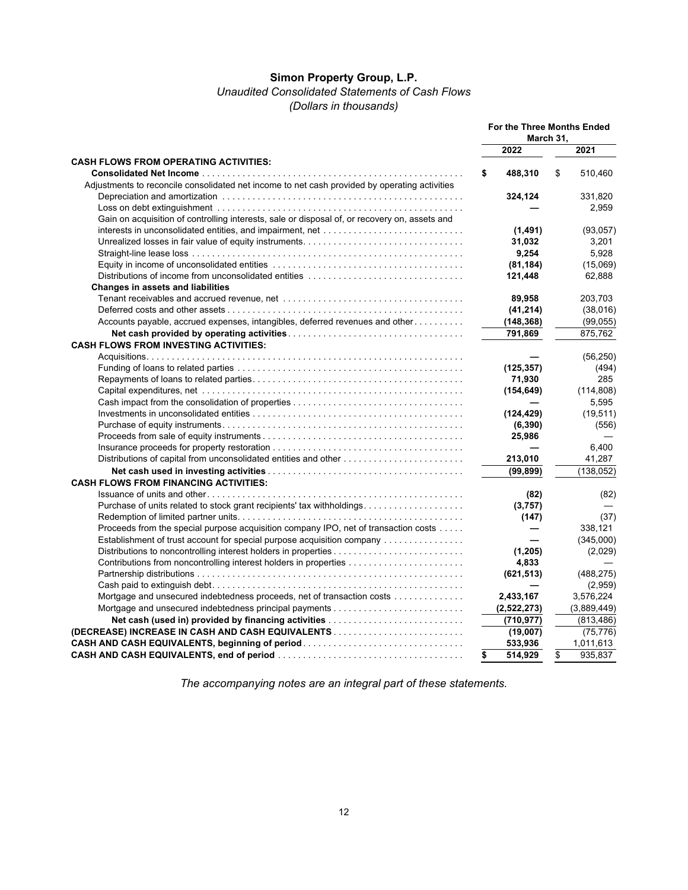## Simon Property Group, L.P.

*Unaudited Consolidated Statements of Cash Flows*

*(Dollars in thousands)*

| | For the Three Months Ended March 31, | |
|---|---|---|
| | **2022** | **2021** |
| **CASH FLOWS FROM OPERATING ACTIVITIES:** | | |
| **Consolidated Net Income** | **$ 488,310** | $ 510,460 |
| Adjustments to reconcile consolidated net income to net cash provided by operating activities | | |
| Depreciation and amortization | **324,124** | 331,820 |
| Loss on debt extinguishment | **—** | 2,959 |
| Gain on acquisition of controlling interests, sale or disposal of, or recovery on, assets and interests in unconsolidated entities, and impairment, net | **(1,491)** | (93,057) |
| Unrealized losses in fair value of equity instruments | **31,032** | 3,201 |
| Straight-line lease loss | **9,254** | 5,928 |
| Equity in income of unconsolidated entities | **(81,184)** | (15,069) |
| Distributions of income from unconsolidated entities | **121,448** | 62,888 |
| **Changes in assets and liabilities** | | |
| Tenant receivables and accrued revenue, net | **89,958** | 203,703 |
| Deferred costs and other assets | **(41,214)** | (38,016) |
| Accounts payable, accrued expenses, intangibles, deferred revenues and other | **(148,368)** | (99,055) |
| **Net cash provided by operating activities** | **791,869** | 875,762 |
| **CASH FLOWS FROM INVESTING ACTIVITIES:** | | |
| Acquisitions | **—** | (56,250) |
| Funding of loans to related parties | **(125,357)** | (494) |
| Repayments of loans to related parties | **71,930** | 285 |
| Capital expenditures, net | **(154,649)** | (114,808) |
| Cash impact from the consolidation of properties | **—** | 5,595 |
| Investments in unconsolidated entities | **(124,429)** | (19,511) |
| Purchase of equity instruments | **(6,390)** | (556) |
| Proceeds from sale of equity instruments | **25,986** | — |
| Insurance proceeds for property restoration | **—** | 6,400 |
| Distributions of capital from unconsolidated entities and other | **213,010** | 41,287 |
| **Net cash used in investing activities** | **(99,899)** | (138,052) |
| **CASH FLOWS FROM FINANCING ACTIVITIES:** | | |
| Issuance of units and other | **(82)** | (82) |
| Purchase of units related to stock grant recipients' tax withholdings | **(3,757)** | — |
| Redemption of limited partner units | **(147)** | (37) |
| Proceeds from the special purpose acquisition company IPO, net of transaction costs | **—** | 338,121 |
| Establishment of trust account for special purpose acquisition company | **—** | (345,000) |
| Distributions to noncontrolling interest holders in properties | **(1,205)** | (2,029) |
| Contributions from noncontrolling interest holders in properties | **4,833** | — |
| Partnership distributions | **(621,513)** | (488,275) |
| Cash paid to extinguish debt | **—** | (2,959) |
| Mortgage and unsecured indebtedness proceeds, net of transaction costs | **2,433,167** | 3,576,224 |
| Mortgage and unsecured indebtedness principal payments | **(2,522,273)** | (3,889,449) |
| **Net cash (used in) provided by financing activities** | **(710,977)** | (813,486) |
| **(DECREASE) INCREASE IN CASH AND CASH EQUIVALENTS** | **(19,007)** | (75,776) |
| **CASH AND CASH EQUIVALENTS, beginning of period** | **533,936** | 1,011,613 |
| **CASH AND CASH EQUIVALENTS, end of period** | **$ 514,929** | $ 935,837 |

*The accompanying notes are an integral part of these statements.*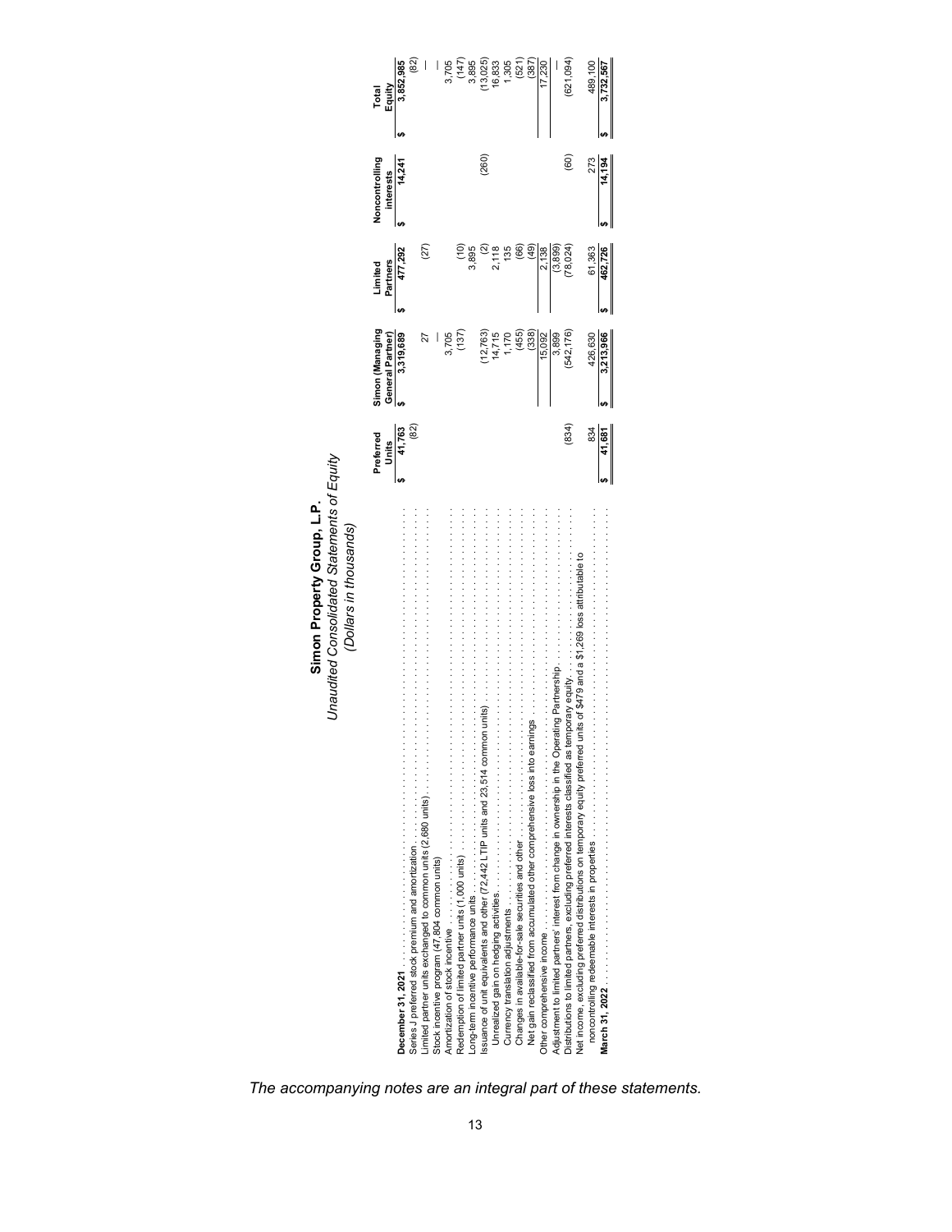# Simon Property Group, L.P.

*Unaudited Consolidated Statements of Equity*

*(Dollars in thousands)*

| | Preferred Units | Simon (Managing General Partner) | Limited Partners | Noncontrolling interests | Total Equity |
|---|---|---|---|---|---|
| **December 31, 2021** | $ 41,763 | $ 3,319,689 | $ 477,292 | $ 14,241 | $ 3,852,985 |
| Series J preferred stock premium and amortization | (82) | | | | (82) |
| Limited partner units exchanged to common units (2,680 units) | | 27 | (27) | | — |
| Stock incentive program (47,804 common units) | | — | | | — |
| Amortization of stock incentive | | 3,705 | | | 3,705 |
| Redemption of limited partner units (1,000 units) | | (137) | (10) | | (147) |
| Long-term incentive performance units | | | 3,895 | | 3,895 |
| Issuance of unit equivalents and other (72,442 LTIP units and 23,514 common units) | | (12,763) | (2) | (260) | (13,025) |
| Unrealized gain on hedging activities | | 14,715 | 2,118 | | 16,833 |
| Currency translation adjustments | | 1,170 | 135 | | 1,305 |
| Changes in available-for-sale securities and other | | (455) | (66) | | (521) |
| Net gain reclassified from accumulated other comprehensive loss into earnings | | (338) | (49) | | (387) |
| Other comprehensive income | | 15,092 | 2,138 | | 17,230 |
| Adjustment to limited partners' interest from change in ownership in the Operating Partnership | | 3,899 | (3,899) | | — |
| Distributions to limited partners, excluding preferred interests classified as temporary equity | (834) | (542,176) | (78,024) | (60) | (621,094) |
| Net income, excluding preferred distributions on temporary equity preferred units of $479 and a $1,269 loss attributable to noncontrolling redeemable interests in properties | 834 | 426,630 | 61,363 | 273 | 489,100 |
| **March 31, 2022** | $ 41,681 | $ 3,213,966 | $ 462,726 | $ 14,194 | $ 3,732,567 |

*The accompanying notes are an integral part of these statements.*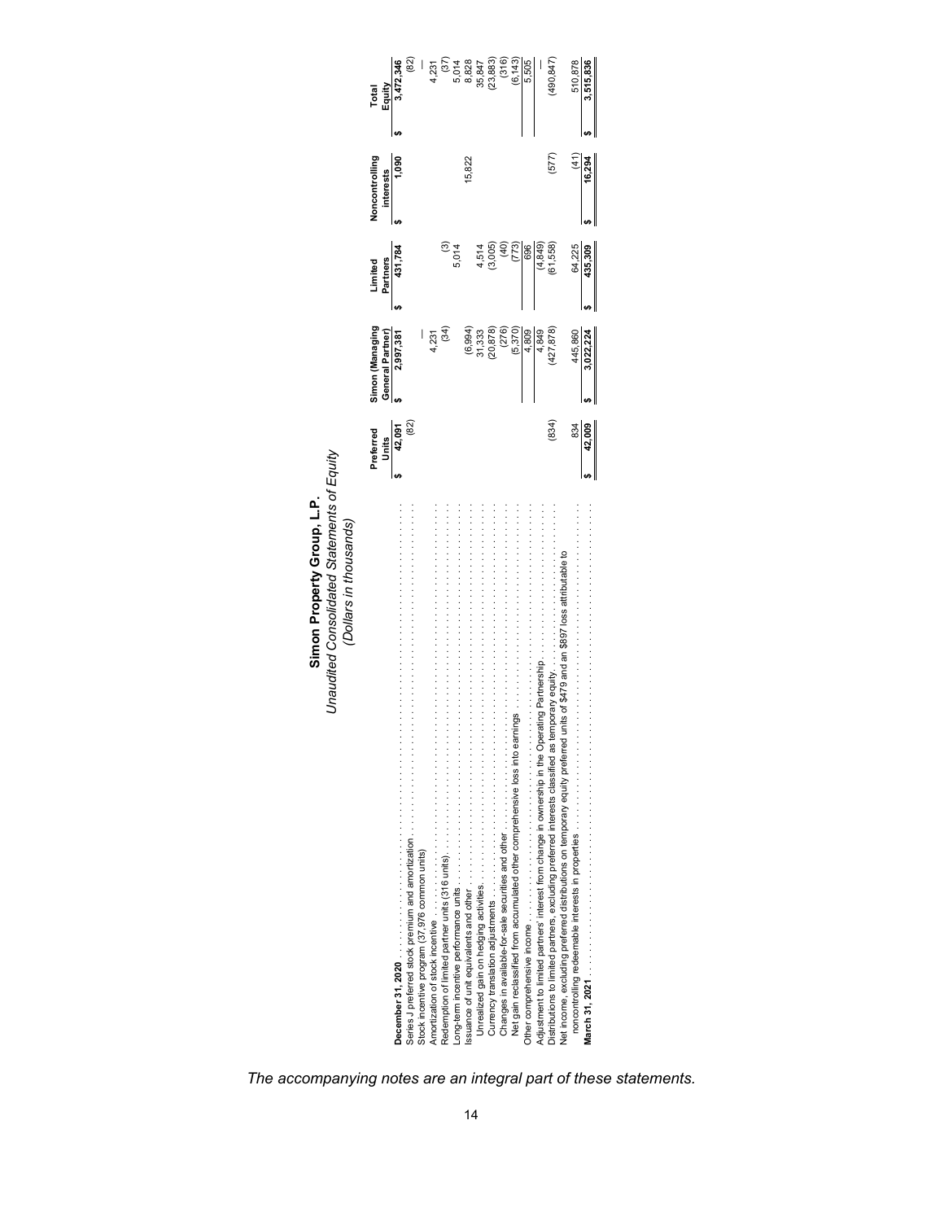# Simon Property Group, L.P.

*Unaudited Consolidated Statements of Equity*

*(Dollars in thousands)*

| | Preferred Units | Simon (Managing General Partner) | Limited Partners | Noncontrolling interests | Total Equity |
|---|---|---|---|---|---|
| **December 31, 2020** | $ 42,091 | $ 2,997,381 | $ 431,784 | $ 1,090 | $ 3,472,346 |
| Series J preferred stock premium and amortization | (82) | | | | (82) |
| Stock incentive program (37,976 common units) | | — | | | — |
| Amortization of stock incentive | | 4,231 | | | 4,231 |
| Redemption of limited partner units (316 units) | | (34) | (3) | | (37) |
| Long-term incentive performance units | | | 5,014 | | 5,014 |
| Issuance of unit equivalents and other | | (6,994) | | 15,822 | 8,828 |
| Unrealized gain on hedging activities | | 31,333 | 4,514 | | 35,847 |
| Currency translation adjustments | | (20,878) | (3,005) | | (23,883) |
| Changes in available-for-sale securities and other | | (276) | (40) | | (316) |
| Net gain reclassified from accumulated other comprehensive loss into earnings | | (5,370) | (773) | | (6,143) |
| Other comprehensive income | | 4,809 | 696 | | 5,505 |
| Adjustment to limited partners' interest from change in ownership in the Operating Partnership | | 4,849 | (4,849) | | — |
| Distributions to limited partners, excluding preferred interests classified as temporary equity | (834) | (427,878) | (61,558) | (577) | (490,847) |
| Net income, excluding preferred distributions on temporary equity preferred units of $479 and an $897 loss attributable to noncontrolling redeemable interests in properties | 834 | 445,860 | 64,225 | (41) | 510,878 |
| **March 31, 2021** | $ 42,009 | $ 3,022,224 | $ 435,309 | $ 16,294 | $ 3,515,836 |

*The accompanying notes are an integral part of these statements.*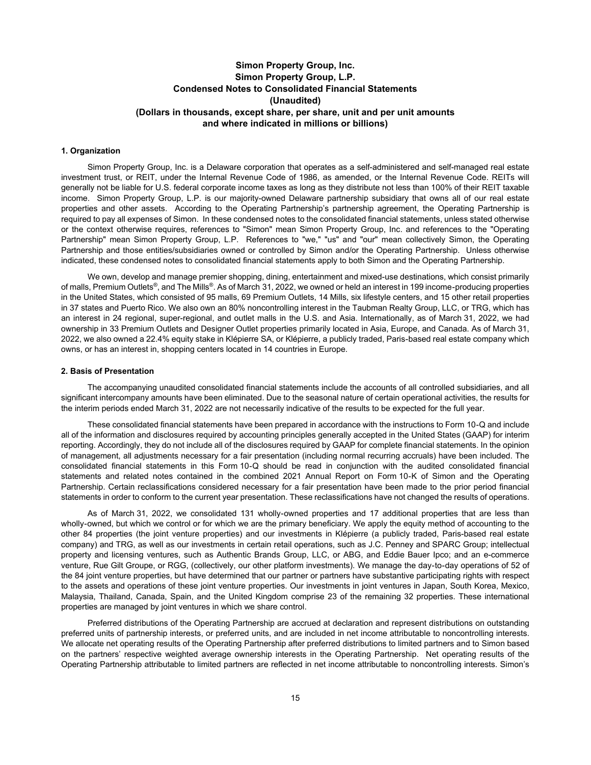# Simon Property Group, Inc.
# Simon Property Group, L.P.
# Condensed Notes to Consolidated Financial Statements
# (Unaudited)
# (Dollars in thousands, except share, per share, unit and per unit amounts and where indicated in millions or billions)

### 1. Organization

Simon Property Group, Inc. is a Delaware corporation that operates as a self-administered and self-managed real estate investment trust, or REIT, under the Internal Revenue Code of 1986, as amended, or the Internal Revenue Code. REITs will generally not be liable for U.S. federal corporate income taxes as long as they distribute not less than 100% of their REIT taxable income. Simon Property Group, L.P. is our majority-owned Delaware partnership subsidiary that owns all of our real estate properties and other assets. According to the Operating Partnership's partnership agreement, the Operating Partnership is required to pay all expenses of Simon. In these condensed notes to the consolidated financial statements, unless stated otherwise or the context otherwise requires, references to "Simon" mean Simon Property Group, Inc. and references to the "Operating Partnership" mean Simon Property Group, L.P. References to "we," "us" and "our" mean collectively Simon, the Operating Partnership and those entities/subsidiaries owned or controlled by Simon and/or the Operating Partnership. Unless otherwise indicated, these condensed notes to consolidated financial statements apply to both Simon and the Operating Partnership.

We own, develop and manage premier shopping, dining, entertainment and mixed-use destinations, which consist primarily of malls, Premium Outlets®, and The Mills®. As of March 31, 2022, we owned or held an interest in 199 income-producing properties in the United States, which consisted of 95 malls, 69 Premium Outlets, 14 Mills, six lifestyle centers, and 15 other retail properties in 37 states and Puerto Rico. We also own an 80% noncontrolling interest in the Taubman Realty Group, LLC, or TRG, which has an interest in 24 regional, super-regional, and outlet malls in the U.S. and Asia. Internationally, as of March 31, 2022, we had ownership in 33 Premium Outlets and Designer Outlet properties primarily located in Asia, Europe, and Canada. As of March 31, 2022, we also owned a 22.4% equity stake in Klépierre SA, or Klépierre, a publicly traded, Paris-based real estate company which owns, or has an interest in, shopping centers located in 14 countries in Europe.

### 2. Basis of Presentation

The accompanying unaudited consolidated financial statements include the accounts of all controlled subsidiaries, and all significant intercompany amounts have been eliminated. Due to the seasonal nature of certain operational activities, the results for the interim periods ended March 31, 2022 are not necessarily indicative of the results to be expected for the full year.

These consolidated financial statements have been prepared in accordance with the instructions to Form 10-Q and include all of the information and disclosures required by accounting principles generally accepted in the United States (GAAP) for interim reporting. Accordingly, they do not include all of the disclosures required by GAAP for complete financial statements. In the opinion of management, all adjustments necessary for a fair presentation (including normal recurring accruals) have been included. The consolidated financial statements in this Form 10-Q should be read in conjunction with the audited consolidated financial statements and related notes contained in the combined 2021 Annual Report on Form 10-K of Simon and the Operating Partnership. Certain reclassifications considered necessary for a fair presentation have been made to the prior period financial statements in order to conform to the current year presentation. These reclassifications have not changed the results of operations.

As of March 31, 2022, we consolidated 131 wholly-owned properties and 17 additional properties that are less than wholly-owned, but which we control or for which we are the primary beneficiary. We apply the equity method of accounting to the other 84 properties (the joint venture properties) and our investments in Klépierre (a publicly traded, Paris-based real estate company) and TRG, as well as our investments in certain retail operations, such as J.C. Penney and SPARC Group; intellectual property and licensing ventures, such as Authentic Brands Group, LLC, or ABG, and Eddie Bauer Ipco; and an e-commerce venture, Rue Gilt Groupe, or RGG, (collectively, our other platform investments). We manage the day-to-day operations of 52 of the 84 joint venture properties, but have determined that our partner or partners have substantive participating rights with respect to the assets and operations of these joint venture properties. Our investments in joint ventures in Japan, South Korea, Mexico, Malaysia, Thailand, Canada, Spain, and the United Kingdom comprise 23 of the remaining 32 properties. These international properties are managed by joint ventures in which we share control.

Preferred distributions of the Operating Partnership are accrued at declaration and represent distributions on outstanding preferred units of partnership interests, or preferred units, and are included in net income attributable to noncontrolling interests. We allocate net operating results of the Operating Partnership after preferred distributions to limited partners and to Simon based on the partners' respective weighted average ownership interests in the Operating Partnership. Net operating results of the Operating Partnership attributable to limited partners are reflected in net income attributable to noncontrolling interests. Simon's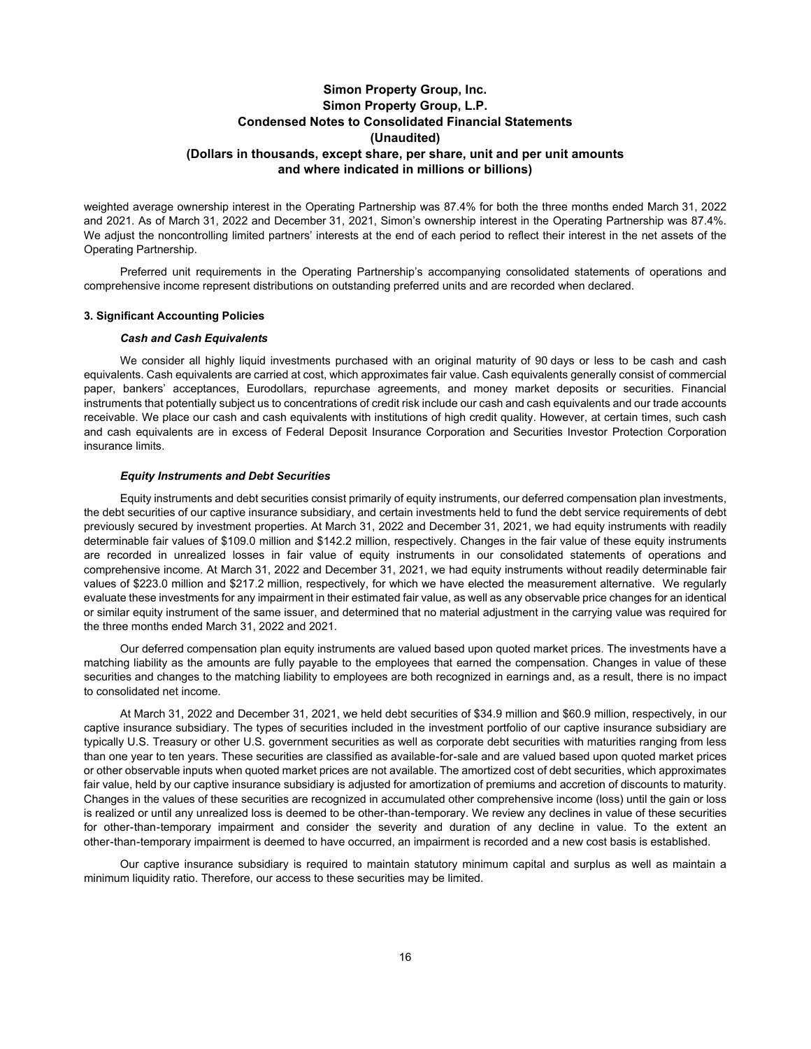weighted average ownership interest in the Operating Partnership was 87.4% for both the three months ended March 31, 2022 and 2021. As of March 31, 2022 and December 31, 2021, Simon's ownership interest in the Operating Partnership was 87.4%. We adjust the noncontrolling limited partners' interests at the end of each period to reflect their interest in the net assets of the Operating Partnership.

Preferred unit requirements in the Operating Partnership's accompanying consolidated statements of operations and comprehensive income represent distributions on outstanding preferred units and are recorded when declared.

### 3. Significant Accounting Policies

#### *Cash and Cash Equivalents*

We consider all highly liquid investments purchased with an original maturity of 90 days or less to be cash and cash equivalents. Cash equivalents are carried at cost, which approximates fair value. Cash equivalents generally consist of commercial paper, bankers' acceptances, Eurodollars, repurchase agreements, and money market deposits or securities. Financial instruments that potentially subject us to concentrations of credit risk include our cash and cash equivalents and our trade accounts receivable. We place our cash and cash equivalents with institutions of high credit quality. However, at certain times, such cash and cash equivalents are in excess of Federal Deposit Insurance Corporation and Securities Investor Protection Corporation insurance limits.

#### *Equity Instruments and Debt Securities*

Equity instruments and debt securities consist primarily of equity instruments, our deferred compensation plan investments, the debt securities of our captive insurance subsidiary, and certain investments held to fund the debt service requirements of debt previously secured by investment properties. At March 31, 2022 and December 31, 2021, we had equity instruments with readily determinable fair values of $109.0 million and $142.2 million, respectively. Changes in the fair value of these equity instruments are recorded in unrealized losses in fair value of equity instruments in our consolidated statements of operations and comprehensive income. At March 31, 2022 and December 31, 2021, we had equity instruments without readily determinable fair values of $223.0 million and $217.2 million, respectively, for which we have elected the measurement alternative. We regularly evaluate these investments for any impairment in their estimated fair value, as well as any observable price changes for an identical or similar equity instrument of the same issuer, and determined that no material adjustment in the carrying value was required for the three months ended March 31, 2022 and 2021.

Our deferred compensation plan equity instruments are valued based upon quoted market prices. The investments have a matching liability as the amounts are fully payable to the employees that earned the compensation. Changes in value of these securities and changes to the matching liability to employees are both recognized in earnings and, as a result, there is no impact to consolidated net income.

At March 31, 2022 and December 31, 2021, we held debt securities of $34.9 million and $60.9 million, respectively, in our captive insurance subsidiary. The types of securities included in the investment portfolio of our captive insurance subsidiary are typically U.S. Treasury or other U.S. government securities as well as corporate debt securities with maturities ranging from less than one year to ten years. These securities are classified as available-for-sale and are valued based upon quoted market prices or other observable inputs when quoted market prices are not available. The amortized cost of debt securities, which approximates fair value, held by our captive insurance subsidiary is adjusted for amortization of premiums and accretion of discounts to maturity. Changes in the values of these securities are recognized in accumulated other comprehensive income (loss) until the gain or loss is realized or until any unrealized loss is deemed to be other-than-temporary. We review any declines in value of these securities for other-than-temporary impairment and consider the severity and duration of any decline in value. To the extent an other-than-temporary impairment is deemed to have occurred, an impairment is recorded and a new cost basis is established.

Our captive insurance subsidiary is required to maintain statutory minimum capital and surplus as well as maintain a minimum liquidity ratio. Therefore, our access to these securities may be limited.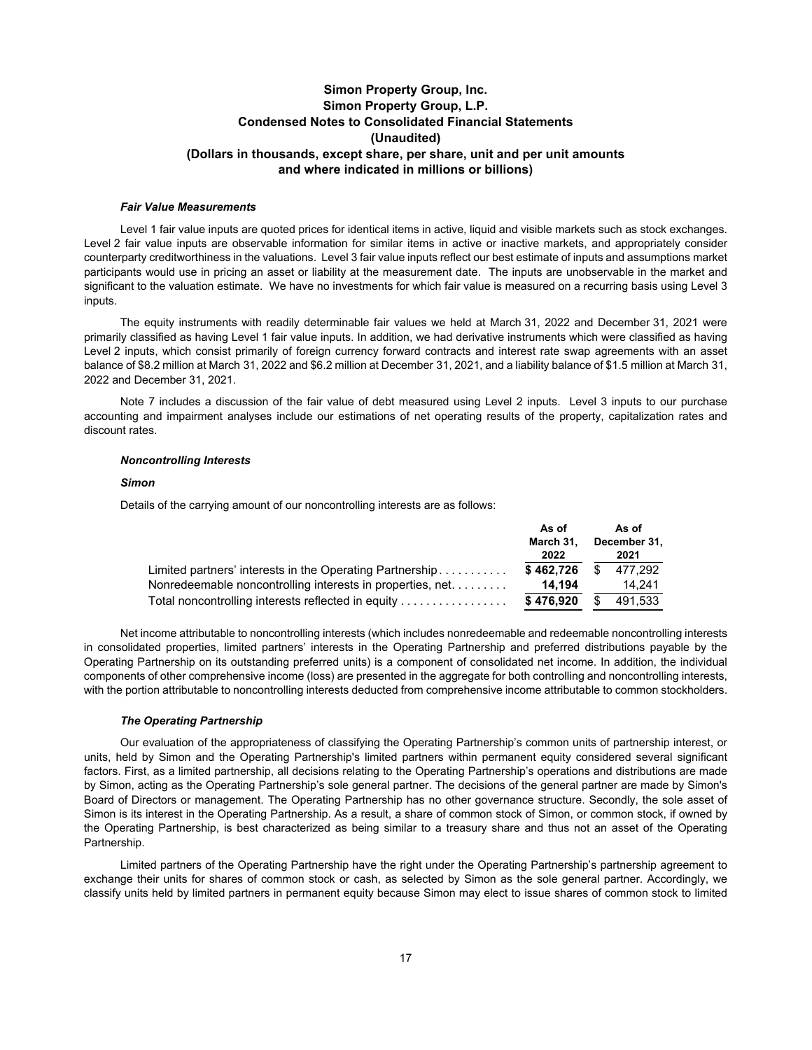### *Fair Value Measurements*

Level 1 fair value inputs are quoted prices for identical items in active, liquid and visible markets such as stock exchanges. Level 2 fair value inputs are observable information for similar items in active or inactive markets, and appropriately consider counterparty creditworthiness in the valuations. Level 3 fair value inputs reflect our best estimate of inputs and assumptions market participants would use in pricing an asset or liability at the measurement date. The inputs are unobservable in the market and significant to the valuation estimate. We have no investments for which fair value is measured on a recurring basis using Level 3 inputs.

The equity instruments with readily determinable fair values we held at March 31, 2022 and December 31, 2021 were primarily classified as having Level 1 fair value inputs. In addition, we had derivative instruments which were classified as having Level 2 inputs, which consist primarily of foreign currency forward contracts and interest rate swap agreements with an asset balance of $8.2 million at March 31, 2022 and $6.2 million at December 31, 2021, and a liability balance of $1.5 million at March 31, 2022 and December 31, 2021.

Note 7 includes a discussion of the fair value of debt measured using Level 2 inputs. Level 3 inputs to our purchase accounting and impairment analyses include our estimations of net operating results of the property, capitalization rates and discount rates.

### *Noncontrolling Interests*

#### *Simon*

Details of the carrying amount of our noncontrolling interests are as follows:

| | As of March 31, 2022 | As of December 31, 2021 |
|---|---|---|
| Limited partners' interests in the Operating Partnership | **$ 462,726** | $ 477,292 |
| Nonredeemable noncontrolling interests in properties, net | **14,194** | 14,241 |
| Total noncontrolling interests reflected in equity | **$ 476,920** | $ 491,533 |

Net income attributable to noncontrolling interests (which includes nonredeemable and redeemable noncontrolling interests in consolidated properties, limited partners' interests in the Operating Partnership and preferred distributions payable by the Operating Partnership on its outstanding preferred units) is a component of consolidated net income. In addition, the individual components of other comprehensive income (loss) are presented in the aggregate for both controlling and noncontrolling interests, with the portion attributable to noncontrolling interests deducted from comprehensive income attributable to common stockholders.

### *The Operating Partnership*

Our evaluation of the appropriateness of classifying the Operating Partnership's common units of partnership interest, or units, held by Simon and the Operating Partnership's limited partners within permanent equity considered several significant factors. First, as a limited partnership, all decisions relating to the Operating Partnership's operations and distributions are made by Simon, acting as the Operating Partnership's sole general partner. The decisions of the general partner are made by Simon's Board of Directors or management. The Operating Partnership has no other governance structure. Secondly, the sole asset of Simon is its interest in the Operating Partnership. As a result, a share of common stock of Simon, or common stock, if owned by the Operating Partnership, is best characterized as being similar to a treasury share and thus not an asset of the Operating Partnership.

Limited partners of the Operating Partnership have the right under the Operating Partnership's partnership agreement to exchange their units for shares of common stock or cash, as selected by Simon as the sole general partner. Accordingly, we classify units held by limited partners in permanent equity because Simon may elect to issue shares of common stock to limited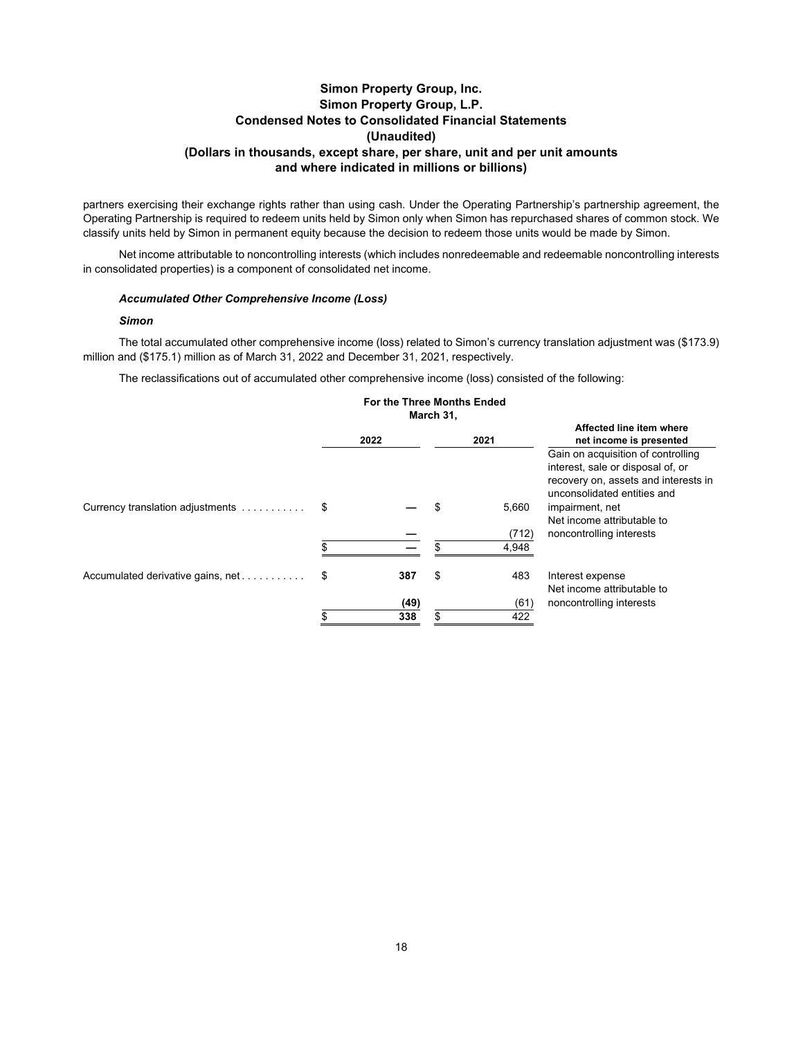partners exercising their exchange rights rather than using cash. Under the Operating Partnership's partnership agreement, the Operating Partnership is required to redeem units held by Simon only when Simon has repurchased shares of common stock. We classify units held by Simon in permanent equity because the decision to redeem those units would be made by Simon.

Net income attributable to noncontrolling interests (which includes nonredeemable and redeemable noncontrolling interests in consolidated properties) is a component of consolidated net income.

***Accumulated Other Comprehensive Income (Loss)***

***Simon***

The total accumulated other comprehensive income (loss) related to Simon's currency translation adjustment was ($173.9) million and ($175.1) million as of March 31, 2022 and December 31, 2021, respectively.

The reclassifications out of accumulated other comprehensive income (loss) consisted of the following:

| | For the Three Months Ended March 31, | | |
|---|---|---|---|
| | **2022** | **2021** | **Affected line item where net income is presented** |
| Currency translation adjustments | $ — | $ 5,660 | Gain on acquisition of controlling interest, sale or disposal of, or recovery on, assets and interests in unconsolidated entities and impairment, net |
| | — | (712) | Net income attributable to noncontrolling interests |
| | $ — | $ 4,948 | |
| Accumulated derivative gains, net | $ **387** | $ 483 | Interest expense |
| | **(49)** | (61) | Net income attributable to noncontrolling interests |
| | $ **338** | $ 422 | |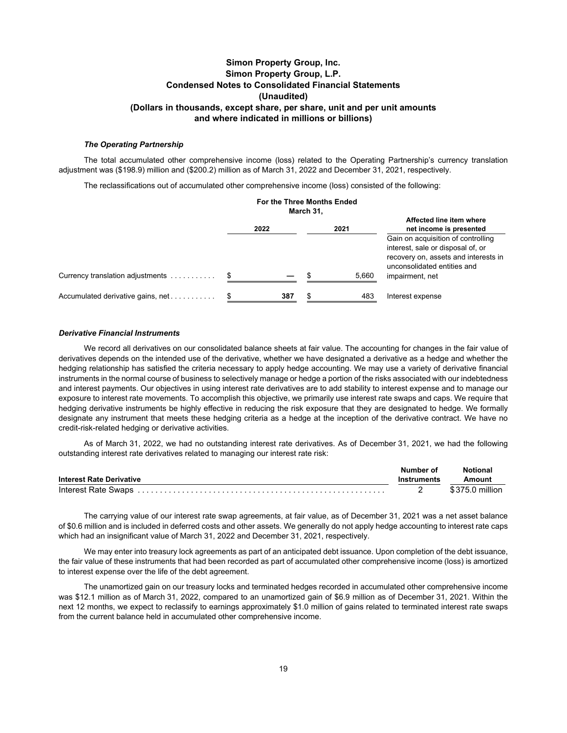**Simon Property Group, Inc.**
**Simon Property Group, L.P.**
**Condensed Notes to Consolidated Financial Statements**
**(Unaudited)**
**(Dollars in thousands, except share, per share, unit and per unit amounts and where indicated in millions or billions)**

***The Operating Partnership***

The total accumulated other comprehensive income (loss) related to the Operating Partnership's currency translation adjustment was ($198.9) million and ($200.2) million as of March 31, 2022 and December 31, 2021, respectively.

The reclassifications out of accumulated other comprehensive income (loss) consisted of the following:

| | For the Three Months Ended March 31, | | |
|---|---|---|---|
| | 2022 | 2021 | Affected line item where net income is presented |
| Currency translation adjustments | $ — | $ 5,660 | Gain on acquisition of controlling interest, sale or disposal of, or recovery on, assets and interests in unconsolidated entities and impairment, net |
| Accumulated derivative gains, net | $ 387 | $ 483 | Interest expense |

***Derivative Financial Instruments***

We record all derivatives on our consolidated balance sheets at fair value. The accounting for changes in the fair value of derivatives depends on the intended use of the derivative, whether we have designated a derivative as a hedge and whether the hedging relationship has satisfied the criteria necessary to apply hedge accounting. We may use a variety of derivative financial instruments in the normal course of business to selectively manage or hedge a portion of the risks associated with our indebtedness and interest payments. Our objectives in using interest rate derivatives are to add stability to interest expense and to manage our exposure to interest rate movements. To accomplish this objective, we primarily use interest rate swaps and caps. We require that hedging derivative instruments be highly effective in reducing the risk exposure that they are designated to hedge. We formally designate any instrument that meets these hedging criteria as a hedge at the inception of the derivative contract. We have no credit-risk-related hedging or derivative activities.

As of March 31, 2022, we had no outstanding interest rate derivatives. As of December 31, 2021, we had the following outstanding interest rate derivatives related to managing our interest rate risk:

| Interest Rate Derivative | Number of Instruments | Notional Amount |
|---|---|---|
| Interest Rate Swaps | 2 | $375.0 million |

The carrying value of our interest rate swap agreements, at fair value, as of December 31, 2021 was a net asset balance of $0.6 million and is included in deferred costs and other assets. We generally do not apply hedge accounting to interest rate caps which had an insignificant value of March 31, 2022 and December 31, 2021, respectively.

We may enter into treasury lock agreements as part of an anticipated debt issuance. Upon completion of the debt issuance, the fair value of these instruments that had been recorded as part of accumulated other comprehensive income (loss) is amortized to interest expense over the life of the debt agreement.

The unamortized gain on our treasury locks and terminated hedges recorded in accumulated other comprehensive income was $12.1 million as of March 31, 2022, compared to an unamortized gain of $6.9 million as of December 31, 2021. Within the next 12 months, we expect to reclassify to earnings approximately $1.0 million of gains related to terminated interest rate swaps from the current balance held in accumulated other comprehensive income.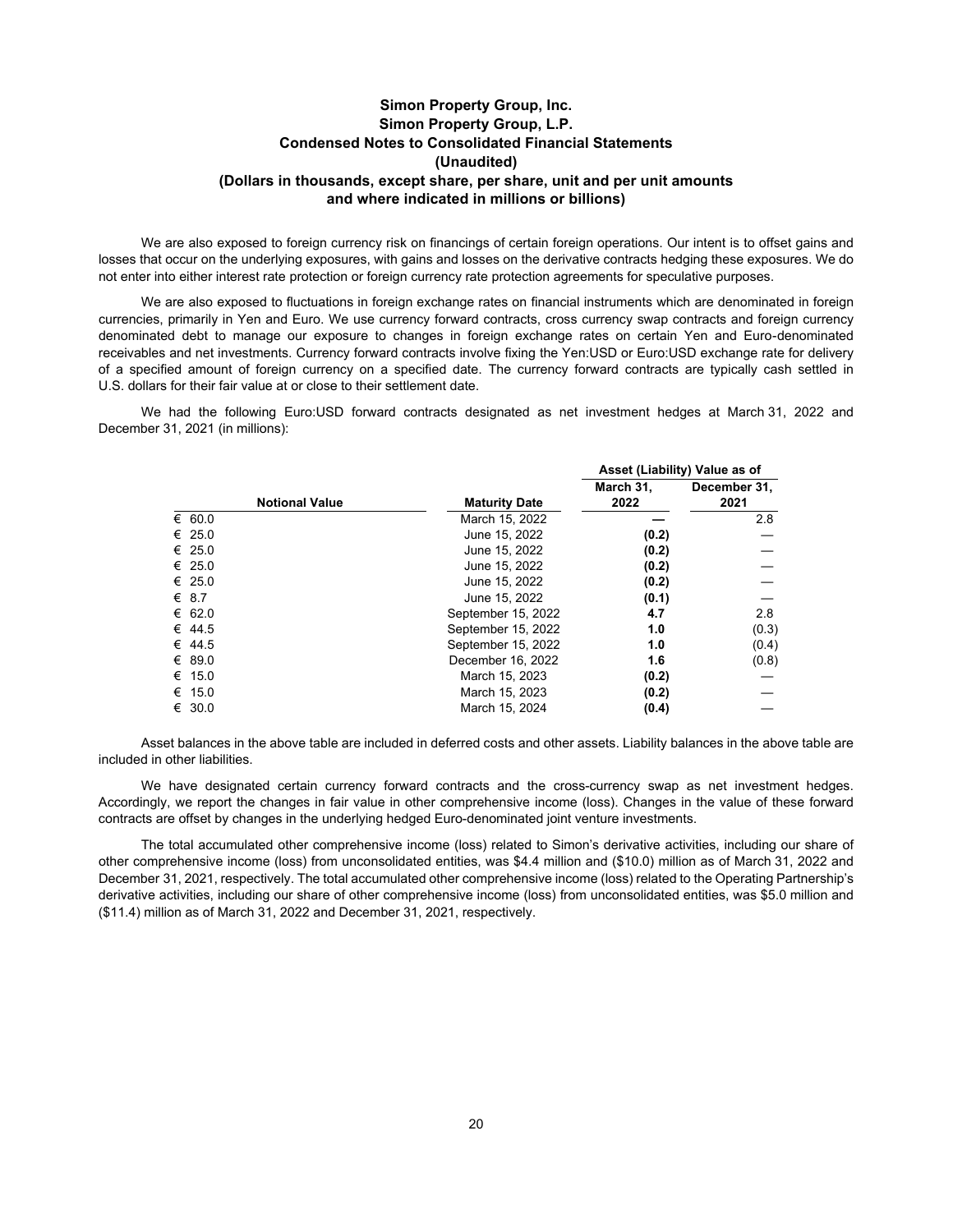**Simon Property Group, Inc.**
**Simon Property Group, L.P.**
**Condensed Notes to Consolidated Financial Statements**
**(Unaudited)**
**(Dollars in thousands, except share, per share, unit and per unit amounts and where indicated in millions or billions)**

We are also exposed to foreign currency risk on financings of certain foreign operations. Our intent is to offset gains and losses that occur on the underlying exposures, with gains and losses on the derivative contracts hedging these exposures. We do not enter into either interest rate protection or foreign currency rate protection agreements for speculative purposes.

We are also exposed to fluctuations in foreign exchange rates on financial instruments which are denominated in foreign currencies, primarily in Yen and Euro. We use currency forward contracts, cross currency swap contracts and foreign currency denominated debt to manage our exposure to changes in foreign exchange rates on certain Yen and Euro-denominated receivables and net investments. Currency forward contracts involve fixing the Yen:USD or Euro:USD exchange rate for delivery of a specified amount of foreign currency on a specified date. The currency forward contracts are typically cash settled in U.S. dollars for their fair value at or close to their settlement date.

We had the following Euro:USD forward contracts designated as net investment hedges at March 31, 2022 and December 31, 2021 (in millions):

| | | Asset (Liability) Value as of | |
|---|---|---|---|
| **Notional Value** | **Maturity Date** | **March 31, 2022** | **December 31, 2021** |
| € 60.0 | March 15, 2022 | **—** | 2.8 |
| € 25.0 | June 15, 2022 | **(0.2)** | — |
| € 25.0 | June 15, 2022 | **(0.2)** | — |
| € 25.0 | June 15, 2022 | **(0.2)** | — |
| € 25.0 | June 15, 2022 | **(0.2)** | — |
| € 8.7 | June 15, 2022 | **(0.1)** | — |
| € 62.0 | September 15, 2022 | **4.7** | 2.8 |
| € 44.5 | September 15, 2022 | **1.0** | (0.3) |
| € 44.5 | September 15, 2022 | **1.0** | (0.4) |
| € 89.0 | December 16, 2022 | **1.6** | (0.8) |
| € 15.0 | March 15, 2023 | **(0.2)** | — |
| € 15.0 | March 15, 2023 | **(0.2)** | — |
| € 30.0 | March 15, 2024 | **(0.4)** | — |

Asset balances in the above table are included in deferred costs and other assets. Liability balances in the above table are included in other liabilities.

We have designated certain currency forward contracts and the cross-currency swap as net investment hedges. Accordingly, we report the changes in fair value in other comprehensive income (loss). Changes in the value of these forward contracts are offset by changes in the underlying hedged Euro-denominated joint venture investments.

The total accumulated other comprehensive income (loss) related to Simon's derivative activities, including our share of other comprehensive income (loss) from unconsolidated entities, was $4.4 million and ($10.0) million as of March 31, 2022 and December 31, 2021, respectively. The total accumulated other comprehensive income (loss) related to the Operating Partnership's derivative activities, including our share of other comprehensive income (loss) from unconsolidated entities, was $5.0 million and ($11.4) million as of March 31, 2022 and December 31, 2021, respectively.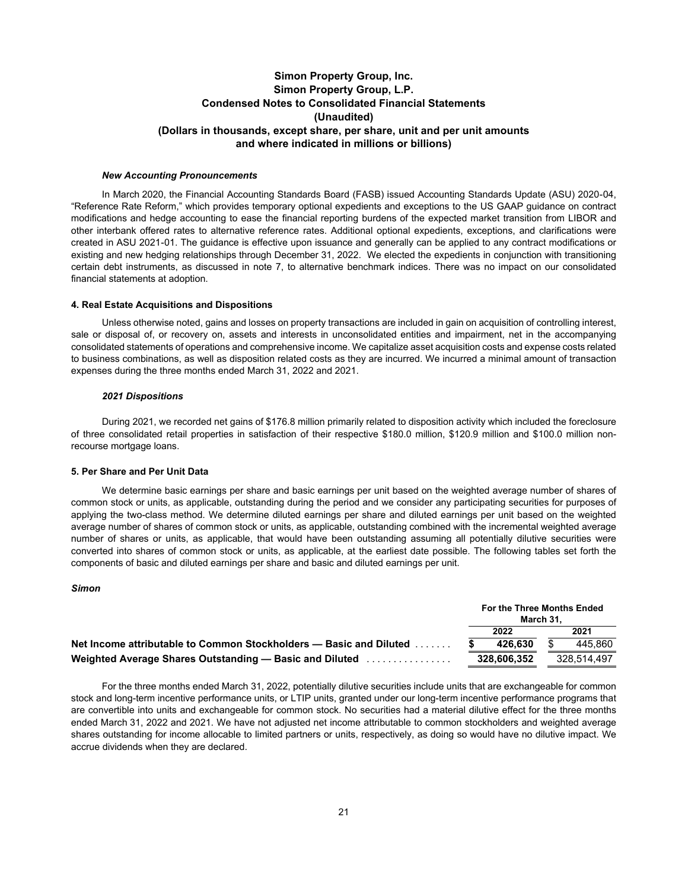# Simon Property Group, Inc.
# Simon Property Group, L.P.
# Condensed Notes to Consolidated Financial Statements
# (Unaudited)
# (Dollars in thousands, except share, per share, unit and per unit amounts and where indicated in millions or billions)

***New Accounting Pronouncements***

In March 2020, the Financial Accounting Standards Board (FASB) issued Accounting Standards Update (ASU) 2020-04, "Reference Rate Reform," which provides temporary optional expedients and exceptions to the US GAAP guidance on contract modifications and hedge accounting to ease the financial reporting burdens of the expected market transition from LIBOR and other interbank offered rates to alternative reference rates. Additional optional expedients, exceptions, and clarifications were created in ASU 2021-01. The guidance is effective upon issuance and generally can be applied to any contract modifications or existing and new hedging relationships through December 31, 2022. We elected the expedients in conjunction with transitioning certain debt instruments, as discussed in note 7, to alternative benchmark indices. There was no impact on our consolidated financial statements at adoption.

**4. Real Estate Acquisitions and Dispositions**

Unless otherwise noted, gains and losses on property transactions are included in gain on acquisition of controlling interest, sale or disposal of, or recovery on, assets and interests in unconsolidated entities and impairment, net in the accompanying consolidated statements of operations and comprehensive income. We capitalize asset acquisition costs and expense costs related to business combinations, as well as disposition related costs as they are incurred. We incurred a minimal amount of transaction expenses during the three months ended March 31, 2022 and 2021.

***2021 Dispositions***

During 2021, we recorded net gains of $176.8 million primarily related to disposition activity which included the foreclosure of three consolidated retail properties in satisfaction of their respective $180.0 million, $120.9 million and $100.0 million non-recourse mortgage loans.

**5. Per Share and Per Unit Data**

We determine basic earnings per share and basic earnings per unit based on the weighted average number of shares of common stock or units, as applicable, outstanding during the period and we consider any participating securities for purposes of applying the two-class method. We determine diluted earnings per share and diluted earnings per unit based on the weighted average number of shares of common stock or units, as applicable, outstanding combined with the incremental weighted average number of shares or units, as applicable, that would have been outstanding assuming all potentially dilutive securities were converted into shares of common stock or units, as applicable, at the earliest date possible. The following tables set forth the components of basic and diluted earnings per share and basic and diluted earnings per unit.

***Simon***

| | For the Three Months Ended March 31, | |
|---|---|---|
| | **2022** | **2021** |
| **Net Income attributable to Common Stockholders — Basic and Diluted** | **$ 426,630** | $ 445,860 |
| **Weighted Average Shares Outstanding — Basic and Diluted** | **328,606,352** | 328,514,497 |

For the three months ended March 31, 2022, potentially dilutive securities include units that are exchangeable for common stock and long-term incentive performance units, or LTIP units, granted under our long-term incentive performance programs that are convertible into units and exchangeable for common stock. No securities had a material dilutive effect for the three months ended March 31, 2022 and 2021. We have not adjusted net income attributable to common stockholders and weighted average shares outstanding for income allocable to limited partners or units, respectively, as doing so would have no dilutive impact. We accrue dividends when they are declared.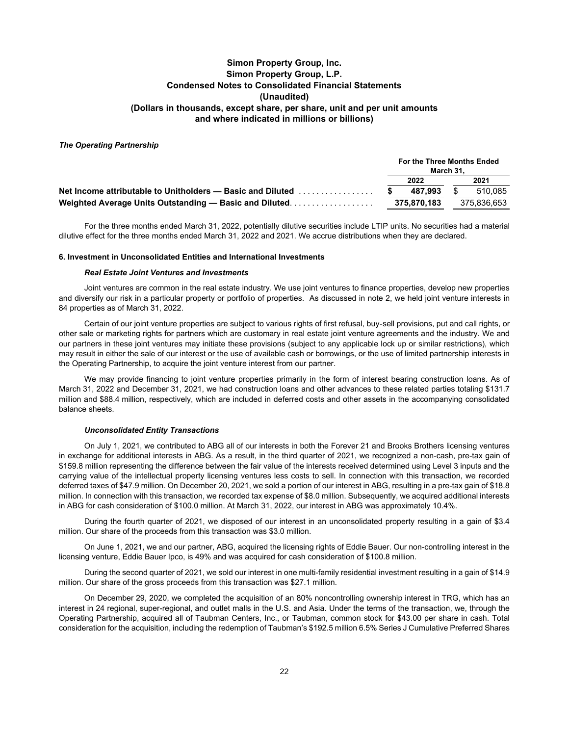*The Operating Partnership*

| | For the Three Months Ended March 31, | |
| --- | --- | --- |
| | 2022 | 2021 |
| **Net Income attributable to Unitholders — Basic and Diluted** | **$ 487,993** | $ 510,085 |
| **Weighted Average Units Outstanding — Basic and Diluted** | **375,870,183** | 375,836,653 |

For the three months ended March 31, 2022, potentially dilutive securities include LTIP units. No securities had a material dilutive effect for the three months ended March 31, 2022 and 2021. We accrue distributions when they are declared.

### 6. Investment in Unconsolidated Entities and International Investments

#### *Real Estate Joint Ventures and Investments*

Joint ventures are common in the real estate industry. We use joint ventures to finance properties, develop new properties and diversify our risk in a particular property or portfolio of properties. As discussed in note 2, we held joint venture interests in 84 properties as of March 31, 2022.

Certain of our joint venture properties are subject to various rights of first refusal, buy-sell provisions, put and call rights, or other sale or marketing rights for partners which are customary in real estate joint venture agreements and the industry. We and our partners in these joint ventures may initiate these provisions (subject to any applicable lock up or similar restrictions), which may result in either the sale of our interest or the use of available cash or borrowings, or the use of limited partnership interests in the Operating Partnership, to acquire the joint venture interest from our partner.

We may provide financing to joint venture properties primarily in the form of interest bearing construction loans. As of March 31, 2022 and December 31, 2021, we had construction loans and other advances to these related parties totaling $131.7 million and $88.4 million, respectively, which are included in deferred costs and other assets in the accompanying consolidated balance sheets.

#### *Unconsolidated Entity Transactions*

On July 1, 2021, we contributed to ABG all of our interests in both the Forever 21 and Brooks Brothers licensing ventures in exchange for additional interests in ABG. As a result, in the third quarter of 2021, we recognized a non-cash, pre-tax gain of $159.8 million representing the difference between the fair value of the interests received determined using Level 3 inputs and the carrying value of the intellectual property licensing ventures less costs to sell. In connection with this transaction, we recorded deferred taxes of $47.9 million. On December 20, 2021, we sold a portion of our interest in ABG, resulting in a pre-tax gain of $18.8 million. In connection with this transaction, we recorded tax expense of $8.0 million. Subsequently, we acquired additional interests in ABG for cash consideration of $100.0 million. At March 31, 2022, our interest in ABG was approximately 10.4%.

During the fourth quarter of 2021, we disposed of our interest in an unconsolidated property resulting in a gain of $3.4 million. Our share of the proceeds from this transaction was $3.0 million.

On June 1, 2021, we and our partner, ABG, acquired the licensing rights of Eddie Bauer. Our non-controlling interest in the licensing venture, Eddie Bauer Ipco, is 49% and was acquired for cash consideration of $100.8 million.

During the second quarter of 2021, we sold our interest in one multi-family residential investment resulting in a gain of $14.9 million. Our share of the gross proceeds from this transaction was $27.1 million.

On December 29, 2020, we completed the acquisition of an 80% noncontrolling ownership interest in TRG, which has an interest in 24 regional, super-regional, and outlet malls in the U.S. and Asia. Under the terms of the transaction, we, through the Operating Partnership, acquired all of Taubman Centers, Inc., or Taubman, common stock for $43.00 per share in cash. Total consideration for the acquisition, including the redemption of Taubman's $192.5 million 6.5% Series J Cumulative Preferred Shares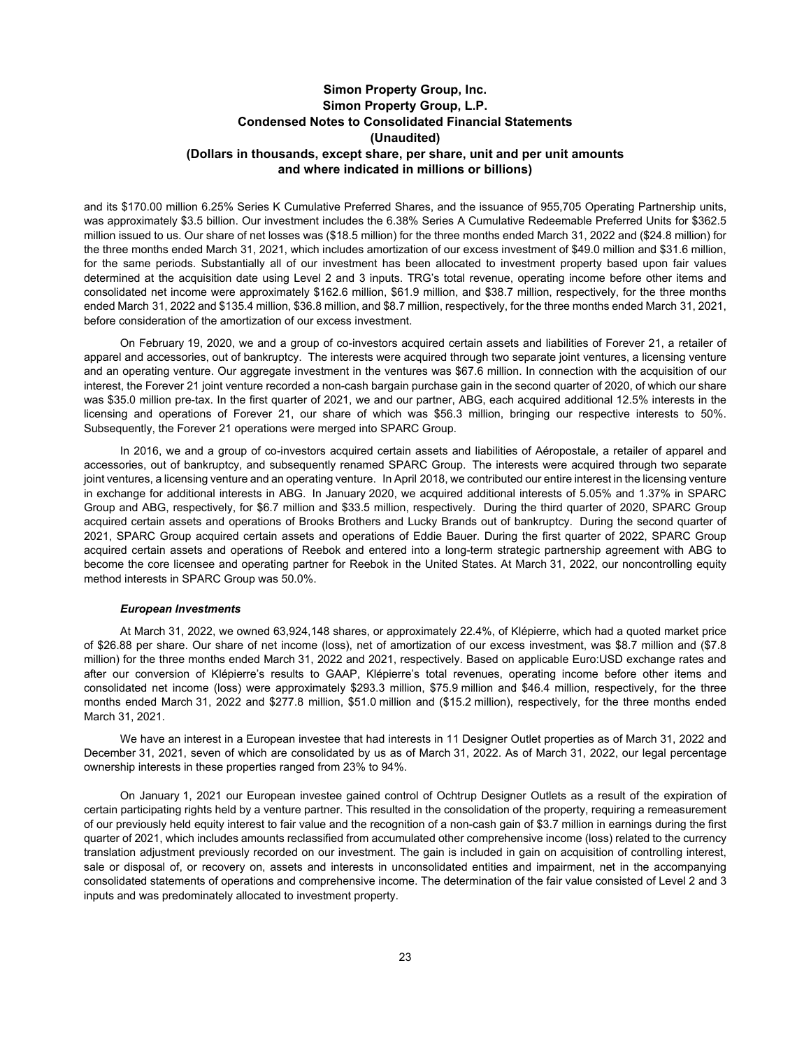and its $170.00 million 6.25% Series K Cumulative Preferred Shares, and the issuance of 955,705 Operating Partnership units, was approximately $3.5 billion. Our investment includes the 6.38% Series A Cumulative Redeemable Preferred Units for $362.5 million issued to us. Our share of net losses was ($18.5 million) for the three months ended March 31, 2022 and ($24.8 million) for the three months ended March 31, 2021, which includes amortization of our excess investment of $49.0 million and $31.6 million, for the same periods. Substantially all of our investment has been allocated to investment property based upon fair values determined at the acquisition date using Level 2 and 3 inputs. TRG's total revenue, operating income before other items and consolidated net income were approximately $162.6 million, $61.9 million, and $38.7 million, respectively, for the three months ended March 31, 2022 and $135.4 million, $36.8 million, and $8.7 million, respectively, for the three months ended March 31, 2021, before consideration of the amortization of our excess investment.

On February 19, 2020, we and a group of co-investors acquired certain assets and liabilities of Forever 21, a retailer of apparel and accessories, out of bankruptcy. The interests were acquired through two separate joint ventures, a licensing venture and an operating venture. Our aggregate investment in the ventures was $67.6 million. In connection with the acquisition of our interest, the Forever 21 joint venture recorded a non-cash bargain purchase gain in the second quarter of 2020, of which our share was $35.0 million pre-tax. In the first quarter of 2021, we and our partner, ABG, each acquired additional 12.5% interests in the licensing and operations of Forever 21, our share of which was $56.3 million, bringing our respective interests to 50%. Subsequently, the Forever 21 operations were merged into SPARC Group.

In 2016, we and a group of co-investors acquired certain assets and liabilities of Aéropostale, a retailer of apparel and accessories, out of bankruptcy, and subsequently renamed SPARC Group. The interests were acquired through two separate joint ventures, a licensing venture and an operating venture. In April 2018, we contributed our entire interest in the licensing venture in exchange for additional interests in ABG. In January 2020, we acquired additional interests of 5.05% and 1.37% in SPARC Group and ABG, respectively, for $6.7 million and $33.5 million, respectively. During the third quarter of 2020, SPARC Group acquired certain assets and operations of Brooks Brothers and Lucky Brands out of bankruptcy. During the second quarter of 2021, SPARC Group acquired certain assets and operations of Eddie Bauer. During the first quarter of 2022, SPARC Group acquired certain assets and operations of Reebok and entered into a long-term strategic partnership agreement with ABG to become the core licensee and operating partner for Reebok in the United States. At March 31, 2022, our noncontrolling equity method interests in SPARC Group was 50.0%.

***European Investments***

At March 31, 2022, we owned 63,924,148 shares, or approximately 22.4%, of Klépierre, which had a quoted market price of $26.88 per share. Our share of net income (loss), net of amortization of our excess investment, was $8.7 million and ($7.8 million) for the three months ended March 31, 2022 and 2021, respectively. Based on applicable Euro:USD exchange rates and after our conversion of Klépierre's results to GAAP, Klépierre's total revenues, operating income before other items and consolidated net income (loss) were approximately $293.3 million, $75.9 million and $46.4 million, respectively, for the three months ended March 31, 2022 and $277.8 million, $51.0 million and ($15.2 million), respectively, for the three months ended March 31, 2021.

We have an interest in a European investee that had interests in 11 Designer Outlet properties as of March 31, 2022 and December 31, 2021, seven of which are consolidated by us as of March 31, 2022. As of March 31, 2022, our legal percentage ownership interests in these properties ranged from 23% to 94%.

On January 1, 2021 our European investee gained control of Ochtrup Designer Outlets as a result of the expiration of certain participating rights held by a venture partner. This resulted in the consolidation of the property, requiring a remeasurement of our previously held equity interest to fair value and the recognition of a non-cash gain of $3.7 million in earnings during the first quarter of 2021, which includes amounts reclassified from accumulated other comprehensive income (loss) related to the currency translation adjustment previously recorded on our investment. The gain is included in gain on acquisition of controlling interest, sale or disposal of, or recovery on, assets and interests in unconsolidated entities and impairment, net in the accompanying consolidated statements of operations and comprehensive income. The determination of the fair value consisted of Level 2 and 3 inputs and was predominately allocated to investment property.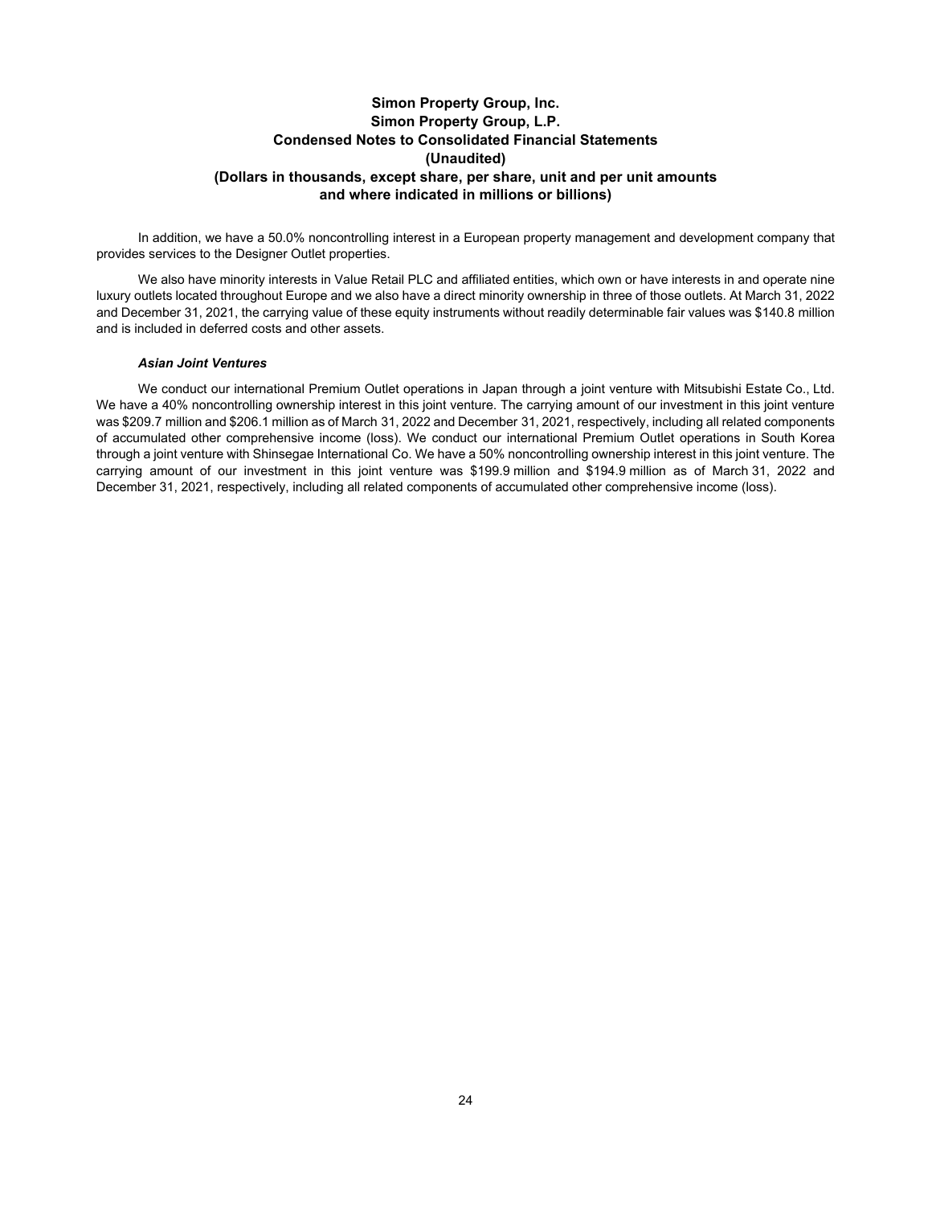In addition, we have a 50.0% noncontrolling interest in a European property management and development company that provides services to the Designer Outlet properties.

We also have minority interests in Value Retail PLC and affiliated entities, which own or have interests in and operate nine luxury outlets located throughout Europe and we also have a direct minority ownership in three of those outlets. At March 31, 2022 and December 31, 2021, the carrying value of these equity instruments without readily determinable fair values was $140.8 million and is included in deferred costs and other assets.

***Asian Joint Ventures***

We conduct our international Premium Outlet operations in Japan through a joint venture with Mitsubishi Estate Co., Ltd. We have a 40% noncontrolling ownership interest in this joint venture. The carrying amount of our investment in this joint venture was $209.7 million and $206.1 million as of March 31, 2022 and December 31, 2021, respectively, including all related components of accumulated other comprehensive income (loss). We conduct our international Premium Outlet operations in South Korea through a joint venture with Shinsegae International Co. We have a 50% noncontrolling ownership interest in this joint venture. The carrying amount of our investment in this joint venture was $199.9 million and $194.9 million as of March 31, 2022 and December 31, 2021, respectively, including all related components of accumulated other comprehensive income (loss).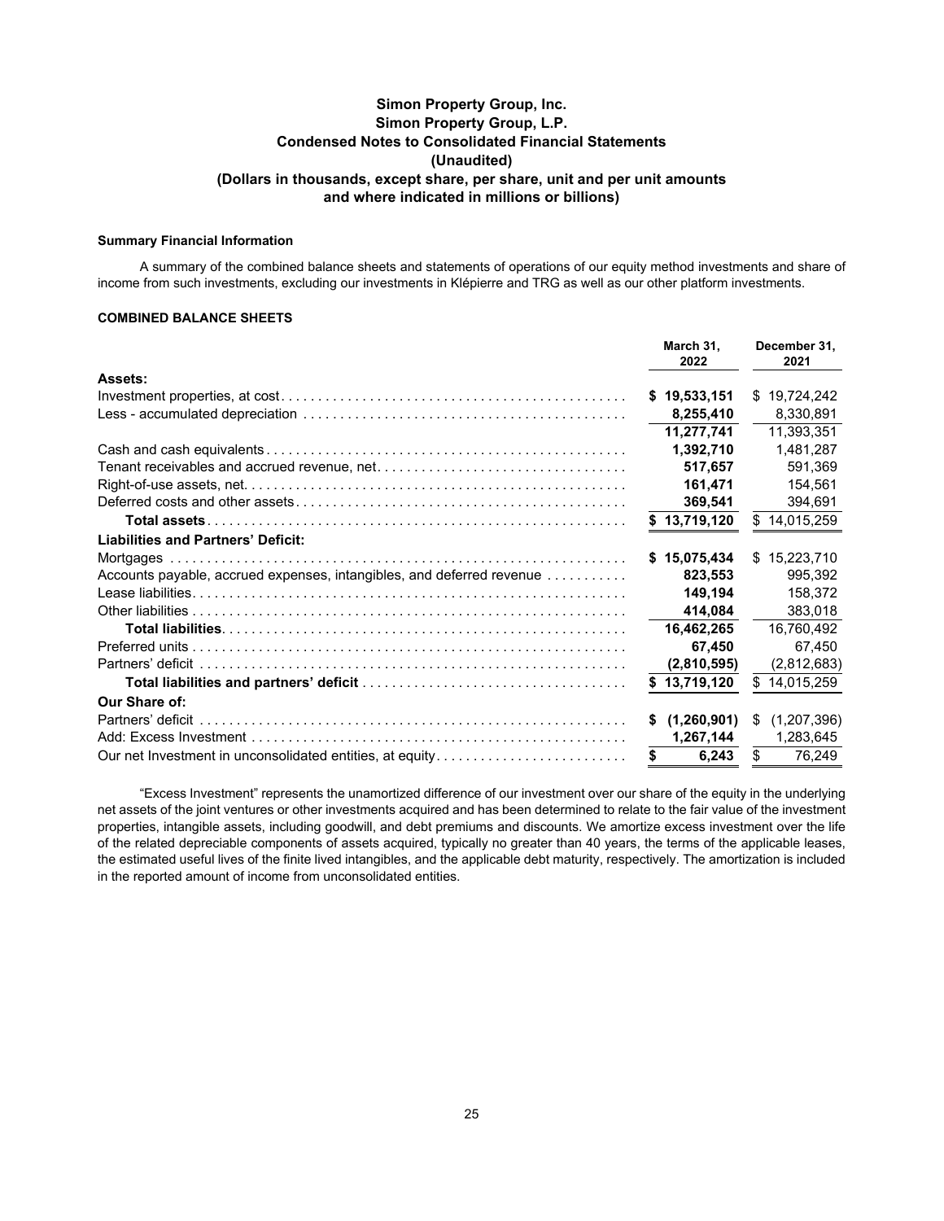# Simon Property Group, Inc.
# Simon Property Group, L.P.
## Condensed Notes to Consolidated Financial Statements
## (Unaudited)
## (Dollars in thousands, except share, per share, unit and per unit amounts and where indicated in millions or billions)

**Summary Financial Information**

A summary of the combined balance sheets and statements of operations of our equity method investments and share of income from such investments, excluding our investments in Klépierre and TRG as well as our other platform investments.

**COMBINED BALANCE SHEETS**

| | March 31, 2022 | December 31, 2021 |
|---|---|---|
| **Assets:** | | |
| Investment properties, at cost | **$ 19,533,151** | $ 19,724,242 |
| Less - accumulated depreciation | **8,255,410** | 8,330,891 |
| | **11,277,741** | 11,393,351 |
| Cash and cash equivalents | **1,392,710** | 1,481,287 |
| Tenant receivables and accrued revenue, net | **517,657** | 591,369 |
| Right-of-use assets, net | **161,471** | 154,561 |
| Deferred costs and other assets | **369,541** | 394,691 |
| **Total assets** | **$ 13,719,120** | $ 14,015,259 |
| **Liabilities and Partners' Deficit:** | | |
| Mortgages | **$ 15,075,434** | $ 15,223,710 |
| Accounts payable, accrued expenses, intangibles, and deferred revenue | **823,553** | 995,392 |
| Lease liabilities | **149,194** | 158,372 |
| Other liabilities | **414,084** | 383,018 |
| **Total liabilities** | **16,462,265** | 16,760,492 |
| Preferred units | **67,450** | 67,450 |
| Partners' deficit | **(2,810,595)** | (2,812,683) |
| **Total liabilities and partners' deficit** | **$ 13,719,120** | $ 14,015,259 |
| **Our Share of:** | | |
| Partners' deficit | **$ (1,260,901)** | $ (1,207,396) |
| Add: Excess Investment | **1,267,144** | 1,283,645 |
| Our net Investment in unconsolidated entities, at equity | **$ 6,243** | $ 76,249 |

"Excess Investment" represents the unamortized difference of our investment over our share of the equity in the underlying net assets of the joint ventures or other investments acquired and has been determined to relate to the fair value of the investment properties, intangible assets, including goodwill, and debt premiums and discounts. We amortize excess investment over the life of the related depreciable components of assets acquired, typically no greater than 40 years, the terms of the applicable leases, the estimated useful lives of the finite lived intangibles, and the applicable debt maturity, respectively. The amortization is included in the reported amount of income from unconsolidated entities.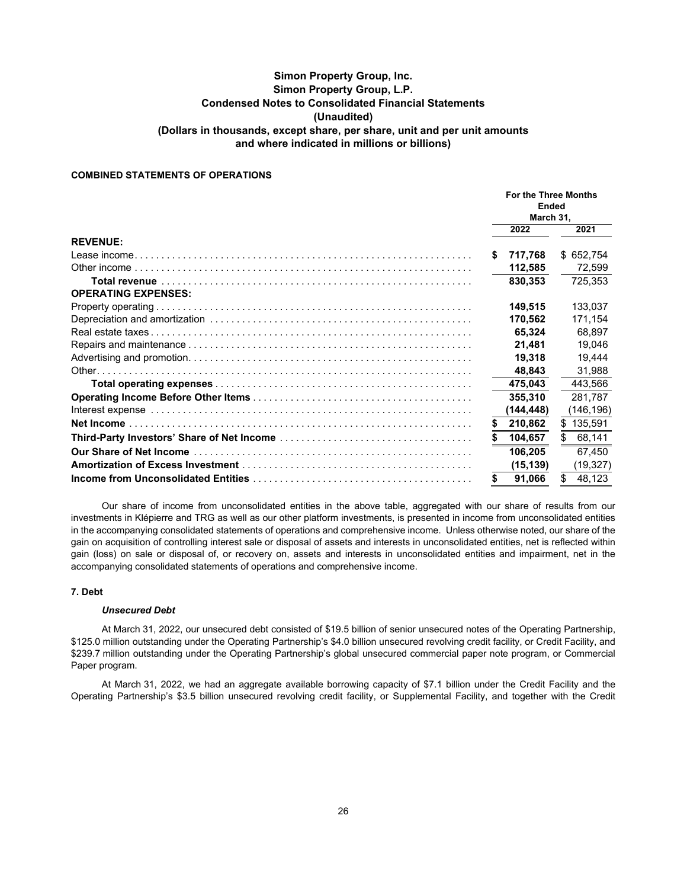**Simon Property Group, Inc.**
**Simon Property Group, L.P.**
**Condensed Notes to Consolidated Financial Statements**
**(Unaudited)**
**(Dollars in thousands, except share, per share, unit and per unit amounts and where indicated in millions or billions)**

**COMBINED STATEMENTS OF OPERATIONS**

| | For the Three Months Ended March 31, | |
|---|---|---|
| | 2022 | 2021 |
| **REVENUE:** | | |
| Lease income | $ 717,768 | $ 652,754 |
| Other income | 112,585 | 72,599 |
| **Total revenue** | 830,353 | 725,353 |
| **OPERATING EXPENSES:** | | |
| Property operating | 149,515 | 133,037 |
| Depreciation and amortization | 170,562 | 171,154 |
| Real estate taxes | 65,324 | 68,897 |
| Repairs and maintenance | 21,481 | 19,046 |
| Advertising and promotion | 19,318 | 19,444 |
| Other | 48,843 | 31,988 |
| **Total operating expenses** | 475,043 | 443,566 |
| **Operating Income Before Other Items** | 355,310 | 281,787 |
| Interest expense | (144,448) | (146,196) |
| **Net Income** | $ 210,862 | $ 135,591 |
| **Third-Party Investors' Share of Net Income** | $ 104,657 | $ 68,141 |
| **Our Share of Net Income** | 106,205 | 67,450 |
| **Amortization of Excess Investment** | (15,139) | (19,327) |
| **Income from Unconsolidated Entities** | $ 91,066 | $ 48,123 |

Our share of income from unconsolidated entities in the above table, aggregated with our share of results from our investments in Klépierre and TRG as well as our other platform investments, is presented in income from unconsolidated entities in the accompanying consolidated statements of operations and comprehensive income. Unless otherwise noted, our share of the gain on acquisition of controlling interest sale or disposal of assets and interests in unconsolidated entities, net is reflected within gain (loss) on sale or disposal of, or recovery on, assets and interests in unconsolidated entities and impairment, net in the accompanying consolidated statements of operations and comprehensive income.

### 7. Debt

***Unsecured Debt***

At March 31, 2022, our unsecured debt consisted of $19.5 billion of senior unsecured notes of the Operating Partnership, $125.0 million outstanding under the Operating Partnership's $4.0 billion unsecured revolving credit facility, or Credit Facility, and $239.7 million outstanding under the Operating Partnership's global unsecured commercial paper note program, or Commercial Paper program.

At March 31, 2022, we had an aggregate available borrowing capacity of $7.1 billion under the Credit Facility and the Operating Partnership's $3.5 billion unsecured revolving credit facility, or Supplemental Facility, and together with the Credit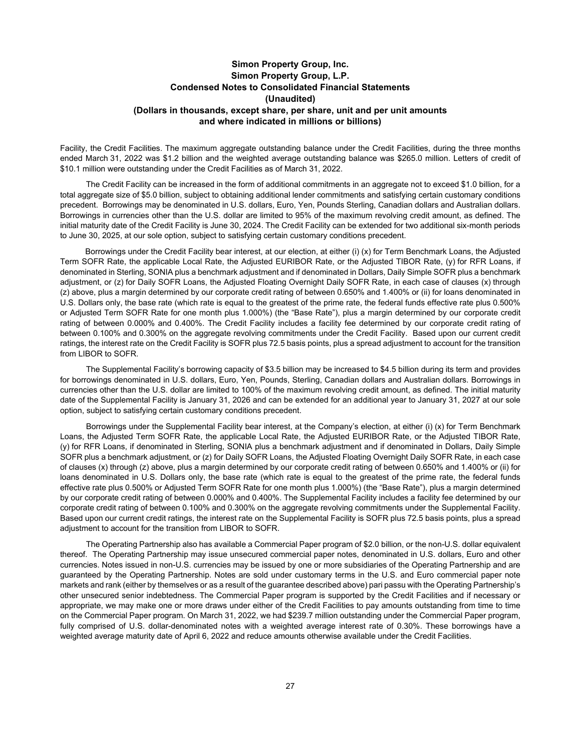Facility, the Credit Facilities. The maximum aggregate outstanding balance under the Credit Facilities, during the three months ended March 31, 2022 was $1.2 billion and the weighted average outstanding balance was $265.0 million. Letters of credit of $10.1 million were outstanding under the Credit Facilities as of March 31, 2022.

The Credit Facility can be increased in the form of additional commitments in an aggregate not to exceed $1.0 billion, for a total aggregate size of $5.0 billion, subject to obtaining additional lender commitments and satisfying certain customary conditions precedent. Borrowings may be denominated in U.S. dollars, Euro, Yen, Pounds Sterling, Canadian dollars and Australian dollars. Borrowings in currencies other than the U.S. dollar are limited to 95% of the maximum revolving credit amount, as defined. The initial maturity date of the Credit Facility is June 30, 2024. The Credit Facility can be extended for two additional six-month periods to June 30, 2025, at our sole option, subject to satisfying certain customary conditions precedent.

Borrowings under the Credit Facility bear interest, at our election, at either (i) (x) for Term Benchmark Loans, the Adjusted Term SOFR Rate, the applicable Local Rate, the Adjusted EURIBOR Rate, or the Adjusted TIBOR Rate, (y) for RFR Loans, if denominated in Sterling, SONIA plus a benchmark adjustment and if denominated in Dollars, Daily Simple SOFR plus a benchmark adjustment, or (z) for Daily SOFR Loans, the Adjusted Floating Overnight Daily SOFR Rate, in each case of clauses (x) through (z) above, plus a margin determined by our corporate credit rating of between 0.650% and 1.400% or (ii) for loans denominated in U.S. Dollars only, the base rate (which rate is equal to the greatest of the prime rate, the federal funds effective rate plus 0.500% or Adjusted Term SOFR Rate for one month plus 1.000%) (the "Base Rate"), plus a margin determined by our corporate credit rating of between 0.000% and 0.400%. The Credit Facility includes a facility fee determined by our corporate credit rating of between 0.100% and 0.300% on the aggregate revolving commitments under the Credit Facility. Based upon our current credit ratings, the interest rate on the Credit Facility is SOFR plus 72.5 basis points, plus a spread adjustment to account for the transition from LIBOR to SOFR.

The Supplemental Facility's borrowing capacity of $3.5 billion may be increased to $4.5 billion during its term and provides for borrowings denominated in U.S. dollars, Euro, Yen, Pounds, Sterling, Canadian dollars and Australian dollars. Borrowings in currencies other than the U.S. dollar are limited to 100% of the maximum revolving credit amount, as defined. The initial maturity date of the Supplemental Facility is January 31, 2026 and can be extended for an additional year to January 31, 2027 at our sole option, subject to satisfying certain customary conditions precedent.

Borrowings under the Supplemental Facility bear interest, at the Company's election, at either (i) (x) for Term Benchmark Loans, the Adjusted Term SOFR Rate, the applicable Local Rate, the Adjusted EURIBOR Rate, or the Adjusted TIBOR Rate, (y) for RFR Loans, if denominated in Sterling, SONIA plus a benchmark adjustment and if denominated in Dollars, Daily Simple SOFR plus a benchmark adjustment, or (z) for Daily SOFR Loans, the Adjusted Floating Overnight Daily SOFR Rate, in each case of clauses (x) through (z) above, plus a margin determined by our corporate credit rating of between 0.650% and 1.400% or (ii) for loans denominated in U.S. Dollars only, the base rate (which rate is equal to the greatest of the prime rate, the federal funds effective rate plus 0.500% or Adjusted Term SOFR Rate for one month plus 1.000%) (the "Base Rate"), plus a margin determined by our corporate credit rating of between 0.000% and 0.400%. The Supplemental Facility includes a facility fee determined by our corporate credit rating of between 0.100% and 0.300% on the aggregate revolving commitments under the Supplemental Facility. Based upon our current credit ratings, the interest rate on the Supplemental Facility is SOFR plus 72.5 basis points, plus a spread adjustment to account for the transition from LIBOR to SOFR.

The Operating Partnership also has available a Commercial Paper program of $2.0 billion, or the non-U.S. dollar equivalent thereof. The Operating Partnership may issue unsecured commercial paper notes, denominated in U.S. dollars, Euro and other currencies. Notes issued in non-U.S. currencies may be issued by one or more subsidiaries of the Operating Partnership and are guaranteed by the Operating Partnership. Notes are sold under customary terms in the U.S. and Euro commercial paper note markets and rank (either by themselves or as a result of the guarantee described above) pari passu with the Operating Partnership's other unsecured senior indebtedness. The Commercial Paper program is supported by the Credit Facilities and if necessary or appropriate, we may make one or more draws under either of the Credit Facilities to pay amounts outstanding from time to time on the Commercial Paper program. On March 31, 2022, we had $239.7 million outstanding under the Commercial Paper program, fully comprised of U.S. dollar-denominated notes with a weighted average interest rate of 0.30%. These borrowings have a weighted average maturity date of April 6, 2022 and reduce amounts otherwise available under the Credit Facilities.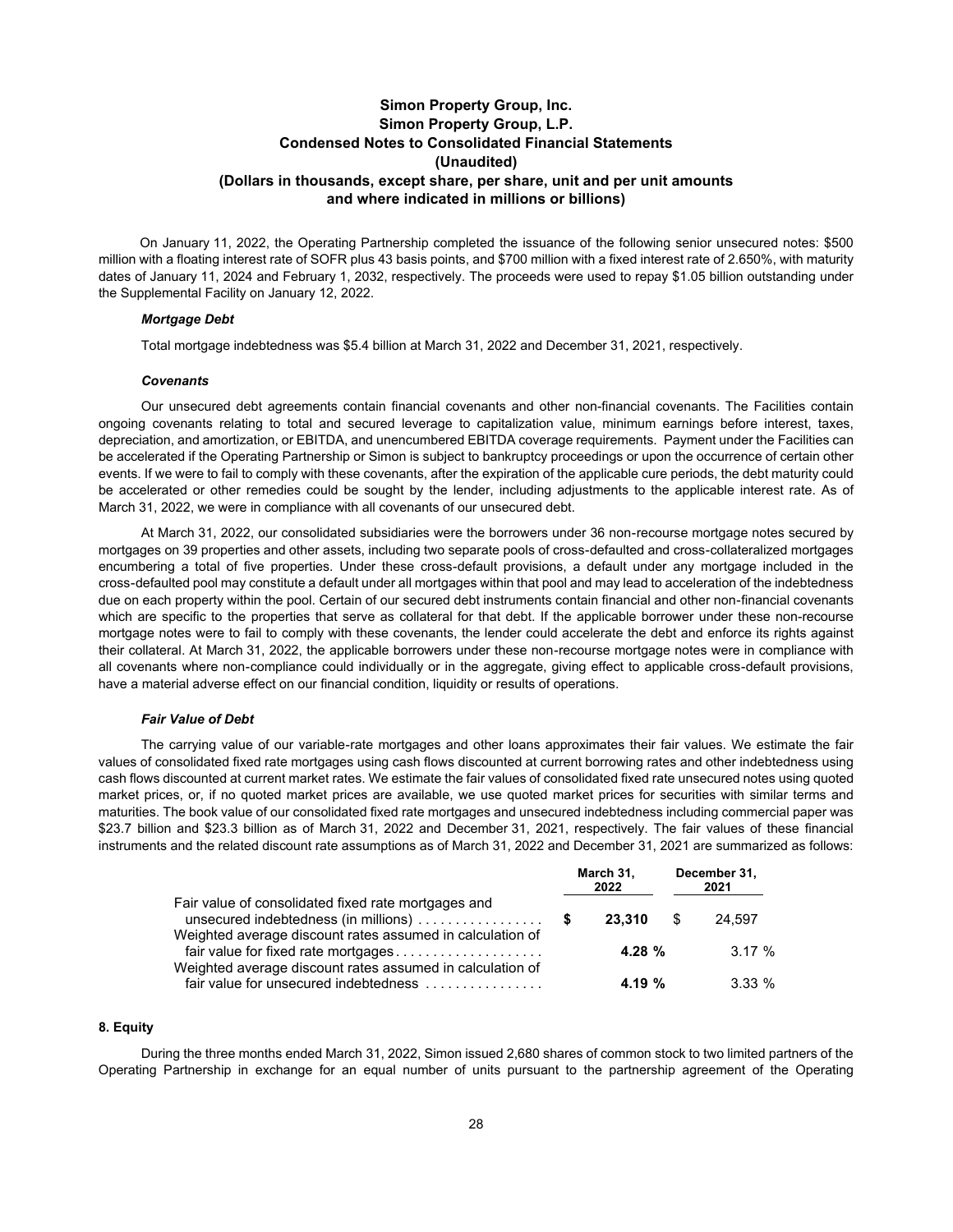On January 11, 2022, the Operating Partnership completed the issuance of the following senior unsecured notes: $500 million with a floating interest rate of SOFR plus 43 basis points, and $700 million with a fixed interest rate of 2.650%, with maturity dates of January 11, 2024 and February 1, 2032, respectively. The proceeds were used to repay $1.05 billion outstanding under the Supplemental Facility on January 12, 2022.

***Mortgage Debt***

Total mortgage indebtedness was $5.4 billion at March 31, 2022 and December 31, 2021, respectively.

***Covenants***

Our unsecured debt agreements contain financial covenants and other non-financial covenants. The Facilities contain ongoing covenants relating to total and secured leverage to capitalization value, minimum earnings before interest, taxes, depreciation, and amortization, or EBITDA, and unencumbered EBITDA coverage requirements. Payment under the Facilities can be accelerated if the Operating Partnership or Simon is subject to bankruptcy proceedings or upon the occurrence of certain other events. If we were to fail to comply with these covenants, after the expiration of the applicable cure periods, the debt maturity could be accelerated or other remedies could be sought by the lender, including adjustments to the applicable interest rate. As of March 31, 2022, we were in compliance with all covenants of our unsecured debt.

At March 31, 2022, our consolidated subsidiaries were the borrowers under 36 non-recourse mortgage notes secured by mortgages on 39 properties and other assets, including two separate pools of cross-defaulted and cross-collateralized mortgages encumbering a total of five properties. Under these cross-default provisions, a default under any mortgage included in the cross-defaulted pool may constitute a default under all mortgages within that pool and may lead to acceleration of the indebtedness due on each property within the pool. Certain of our secured debt instruments contain financial and other non-financial covenants which are specific to the properties that serve as collateral for that debt. If the applicable borrower under these non-recourse mortgage notes were to fail to comply with these covenants, the lender could accelerate the debt and enforce its rights against their collateral. At March 31, 2022, the applicable borrowers under these non-recourse mortgage notes were in compliance with all covenants where non-compliance could individually or in the aggregate, giving effect to applicable cross-default provisions, have a material adverse effect on our financial condition, liquidity or results of operations.

***Fair Value of Debt***

The carrying value of our variable-rate mortgages and other loans approximates their fair values. We estimate the fair values of consolidated fixed rate mortgages using cash flows discounted at current borrowing rates and other indebtedness using cash flows discounted at current market rates. We estimate the fair values of consolidated fixed rate unsecured notes using quoted market prices, or, if no quoted market prices are available, we use quoted market prices for securities with similar terms and maturities. The book value of our consolidated fixed rate mortgages and unsecured indebtedness including commercial paper was $23.7 billion and $23.3 billion as of March 31, 2022 and December 31, 2021, respectively. The fair values of these financial instruments and the related discount rate assumptions as of March 31, 2022 and December 31, 2021 are summarized as follows:

| | March 31, 2022 | December 31, 2021 |
|---|---|---|
| Fair value of consolidated fixed rate mortgages and unsecured indebtedness (in millions) | **$ 23,310** | $ 24,597 |
| Weighted average discount rates assumed in calculation of fair value for fixed rate mortgages | **4.28 %** | 3.17 % |
| Weighted average discount rates assumed in calculation of fair value for unsecured indebtedness | **4.19 %** | 3.33 % |

**8. Equity**

During the three months ended March 31, 2022, Simon issued 2,680 shares of common stock to two limited partners of the Operating Partnership in exchange for an equal number of units pursuant to the partnership agreement of the Operating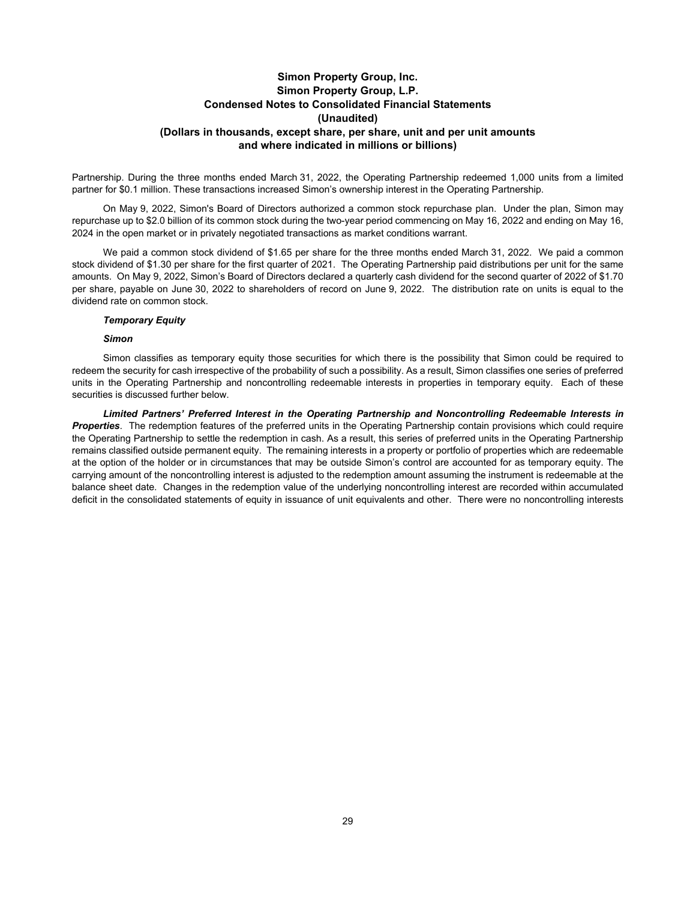Partnership. During the three months ended March 31, 2022, the Operating Partnership redeemed 1,000 units from a limited partner for $0.1 million. These transactions increased Simon's ownership interest in the Operating Partnership.

On May 9, 2022, Simon's Board of Directors authorized a common stock repurchase plan. Under the plan, Simon may repurchase up to $2.0 billion of its common stock during the two-year period commencing on May 16, 2022 and ending on May 16, 2024 in the open market or in privately negotiated transactions as market conditions warrant.

We paid a common stock dividend of $1.65 per share for the three months ended March 31, 2022. We paid a common stock dividend of $1.30 per share for the first quarter of 2021. The Operating Partnership paid distributions per unit for the same amounts. On May 9, 2022, Simon's Board of Directors declared a quarterly cash dividend for the second quarter of 2022 of $1.70 per share, payable on June 30, 2022 to shareholders of record on June 9, 2022. The distribution rate on units is equal to the dividend rate on common stock.

***Temporary Equity***

***Simon***

Simon classifies as temporary equity those securities for which there is the possibility that Simon could be required to redeem the security for cash irrespective of the probability of such a possibility. As a result, Simon classifies one series of preferred units in the Operating Partnership and noncontrolling redeemable interests in properties in temporary equity. Each of these securities is discussed further below.

***Limited Partners' Preferred Interest in the Operating Partnership and Noncontrolling Redeemable Interests in Properties***. The redemption features of the preferred units in the Operating Partnership contain provisions which could require the Operating Partnership to settle the redemption in cash. As a result, this series of preferred units in the Operating Partnership remains classified outside permanent equity. The remaining interests in a property or portfolio of properties which are redeemable at the option of the holder or in circumstances that may be outside Simon's control are accounted for as temporary equity. The carrying amount of the noncontrolling interest is adjusted to the redemption amount assuming the instrument is redeemable at the balance sheet date. Changes in the redemption value of the underlying noncontrolling interest are recorded within accumulated deficit in the consolidated statements of equity in issuance of unit equivalents and other. There were no noncontrolling interests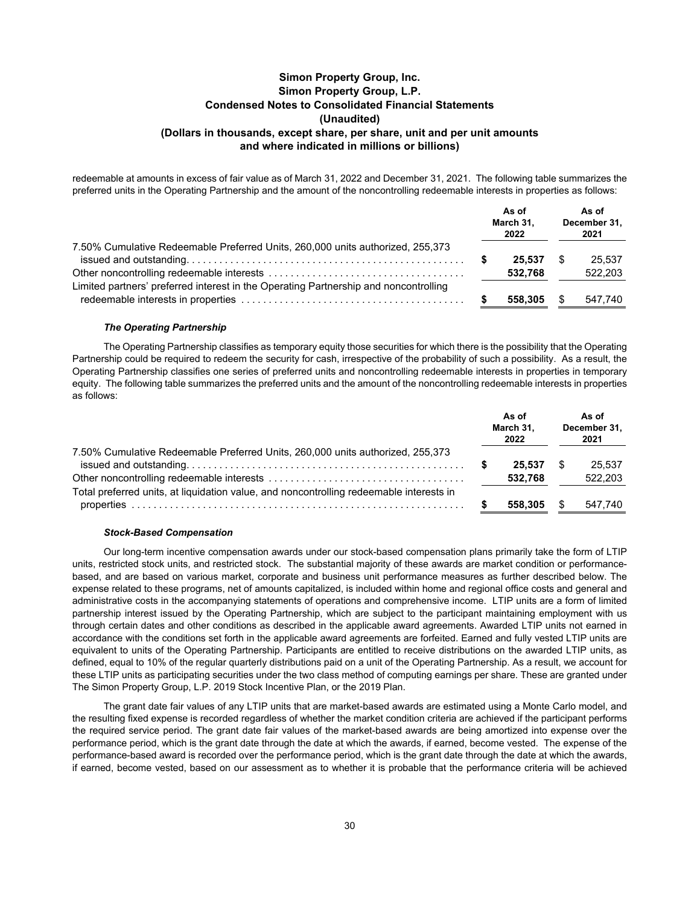redeemable at amounts in excess of fair value as of March 31, 2022 and December 31, 2021. The following table summarizes the preferred units in the Operating Partnership and the amount of the noncontrolling redeemable interests in properties as follows:

| | As of March 31, 2022 | As of December 31, 2021 |
|---|---|---|
| 7.50% Cumulative Redeemable Preferred Units, 260,000 units authorized, 255,373 issued and outstanding | **$ 25,537** | $ 25,537 |
| Other noncontrolling redeemable interests | **532,768** | 522,203 |
| Limited partners' preferred interest in the Operating Partnership and noncontrolling redeemable interests in properties | **$ 558,305** | $ 547,740 |

***The Operating Partnership***

The Operating Partnership classifies as temporary equity those securities for which there is the possibility that the Operating Partnership could be required to redeem the security for cash, irrespective of the probability of such a possibility. As a result, the Operating Partnership classifies one series of preferred units and noncontrolling redeemable interests in properties in temporary equity. The following table summarizes the preferred units and the amount of the noncontrolling redeemable interests in properties as follows:

| | As of March 31, 2022 | As of December 31, 2021 |
|---|---|---|
| 7.50% Cumulative Redeemable Preferred Units, 260,000 units authorized, 255,373 issued and outstanding | **$ 25,537** | $ 25,537 |
| Other noncontrolling redeemable interests | **532,768** | 522,203 |
| Total preferred units, at liquidation value, and noncontrolling redeemable interests in properties | **$ 558,305** | $ 547,740 |

***Stock-Based Compensation***

Our long-term incentive compensation awards under our stock-based compensation plans primarily take the form of LTIP units, restricted stock units, and restricted stock. The substantial majority of these awards are market condition or performance-based, and are based on various market, corporate and business unit performance measures as further described below. The expense related to these programs, net of amounts capitalized, is included within home and regional office costs and general and administrative costs in the accompanying statements of operations and comprehensive income. LTIP units are a form of limited partnership interest issued by the Operating Partnership, which are subject to the participant maintaining employment with us through certain dates and other conditions as described in the applicable award agreements. Awarded LTIP units not earned in accordance with the conditions set forth in the applicable award agreements are forfeited. Earned and fully vested LTIP units are equivalent to units of the Operating Partnership. Participants are entitled to receive distributions on the awarded LTIP units, as defined, equal to 10% of the regular quarterly distributions paid on a unit of the Operating Partnership. As a result, we account for these LTIP units as participating securities under the two class method of computing earnings per share. These are granted under The Simon Property Group, L.P. 2019 Stock Incentive Plan, or the 2019 Plan.

The grant date fair values of any LTIP units that are market-based awards are estimated using a Monte Carlo model, and the resulting fixed expense is recorded regardless of whether the market condition criteria are achieved if the participant performs the required service period. The grant date fair values of the market-based awards are being amortized into expense over the performance period, which is the grant date through the date at which the awards, if earned, become vested. The expense of the performance-based award is recorded over the performance period, which is the grant date through the date at which the awards, if earned, become vested, based on our assessment as to whether it is probable that the performance criteria will be achieved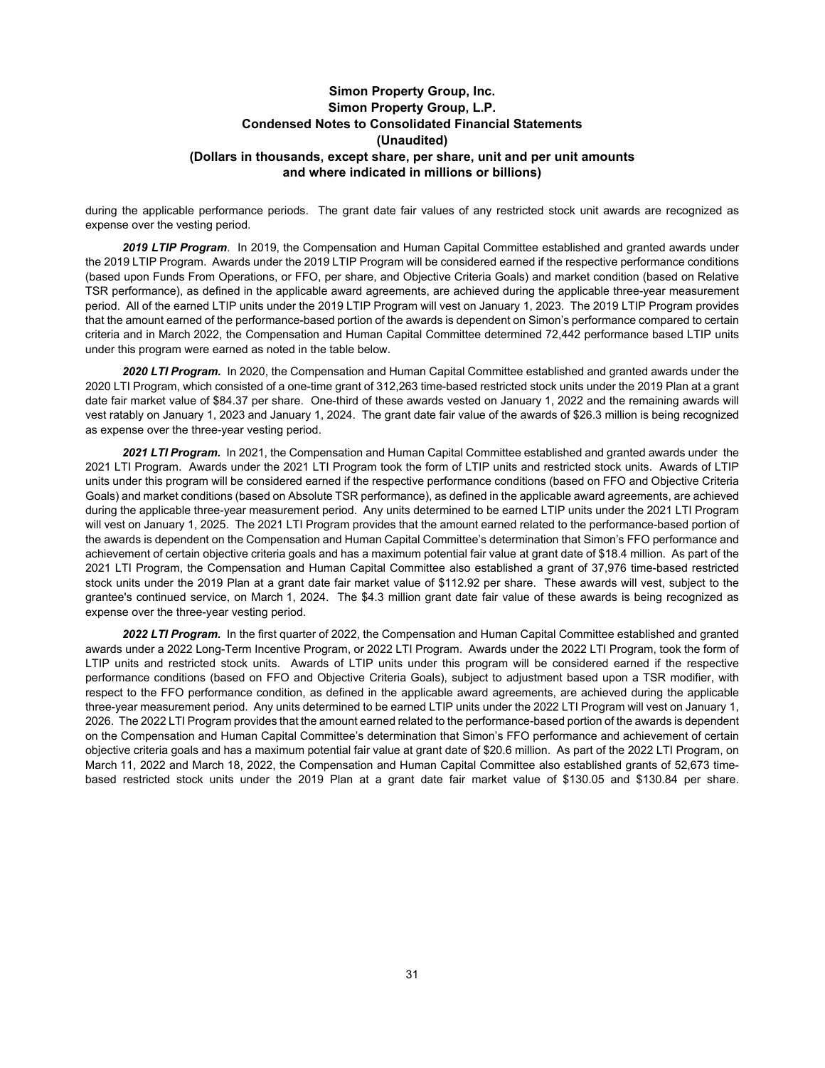during the applicable performance periods. The grant date fair values of any restricted stock unit awards are recognized as expense over the vesting period.

***2019 LTIP Program***. In 2019, the Compensation and Human Capital Committee established and granted awards under the 2019 LTIP Program. Awards under the 2019 LTIP Program will be considered earned if the respective performance conditions (based upon Funds From Operations, or FFO, per share, and Objective Criteria Goals) and market condition (based on Relative TSR performance), as defined in the applicable award agreements, are achieved during the applicable three-year measurement period. All of the earned LTIP units under the 2019 LTIP Program will vest on January 1, 2023. The 2019 LTIP Program provides that the amount earned of the performance-based portion of the awards is dependent on Simon's performance compared to certain criteria and in March 2022, the Compensation and Human Capital Committee determined 72,442 performance based LTIP units under this program were earned as noted in the table below.

***2020 LTI Program.*** In 2020, the Compensation and Human Capital Committee established and granted awards under the 2020 LTI Program, which consisted of a one-time grant of 312,263 time-based restricted stock units under the 2019 Plan at a grant date fair market value of $84.37 per share. One-third of these awards vested on January 1, 2022 and the remaining awards will vest ratably on January 1, 2023 and January 1, 2024. The grant date fair value of the awards of $26.3 million is being recognized as expense over the three-year vesting period.

***2021 LTI Program.*** In 2021, the Compensation and Human Capital Committee established and granted awards under the 2021 LTI Program. Awards under the 2021 LTI Program took the form of LTIP units and restricted stock units. Awards of LTIP units under this program will be considered earned if the respective performance conditions (based on FFO and Objective Criteria Goals) and market conditions (based on Absolute TSR performance), as defined in the applicable award agreements, are achieved during the applicable three-year measurement period. Any units determined to be earned LTIP units under the 2021 LTI Program will vest on January 1, 2025. The 2021 LTI Program provides that the amount earned related to the performance-based portion of the awards is dependent on the Compensation and Human Capital Committee's determination that Simon's FFO performance and achievement of certain objective criteria goals and has a maximum potential fair value at grant date of $18.4 million. As part of the 2021 LTI Program, the Compensation and Human Capital Committee also established a grant of 37,976 time-based restricted stock units under the 2019 Plan at a grant date fair market value of $112.92 per share. These awards will vest, subject to the grantee's continued service, on March 1, 2024. The $4.3 million grant date fair value of these awards is being recognized as expense over the three-year vesting period.

***2022 LTI Program.*** In the first quarter of 2022, the Compensation and Human Capital Committee established and granted awards under a 2022 Long-Term Incentive Program, or 2022 LTI Program. Awards under the 2022 LTI Program, took the form of LTIP units and restricted stock units. Awards of LTIP units under this program will be considered earned if the respective performance conditions (based on FFO and Objective Criteria Goals), subject to adjustment based upon a TSR modifier, with respect to the FFO performance condition, as defined in the applicable award agreements, are achieved during the applicable three-year measurement period. Any units determined to be earned LTIP units under the 2022 LTI Program will vest on January 1, 2026. The 2022 LTI Program provides that the amount earned related to the performance-based portion of the awards is dependent on the Compensation and Human Capital Committee's determination that Simon's FFO performance and achievement of certain objective criteria goals and has a maximum potential fair value at grant date of $20.6 million. As part of the 2022 LTI Program, on March 11, 2022 and March 18, 2022, the Compensation and Human Capital Committee also established grants of 52,673 time-based restricted stock units under the 2019 Plan at a grant date fair market value of $130.05 and $130.84 per share.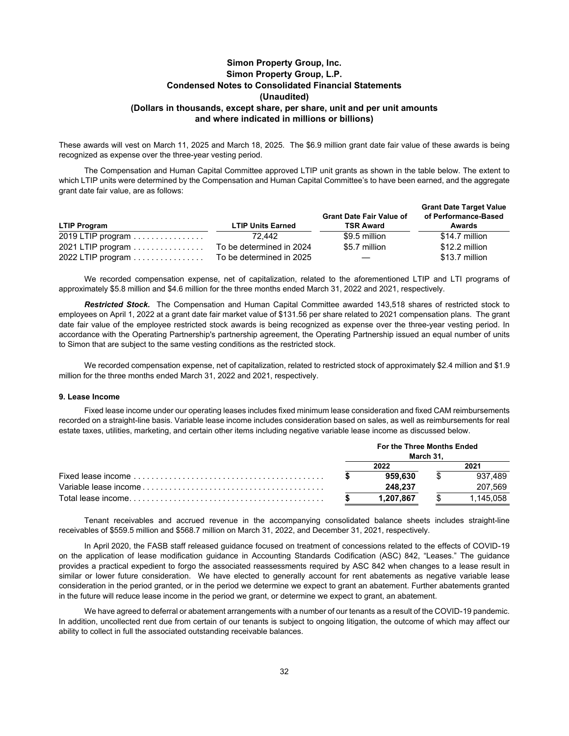These awards will vest on March 11, 2025 and March 18, 2025. The $6.9 million grant date fair value of these awards is being recognized as expense over the three-year vesting period.

The Compensation and Human Capital Committee approved LTIP unit grants as shown in the table below. The extent to which LTIP units were determined by the Compensation and Human Capital Committee's to have been earned, and the aggregate grant date fair value, are as follows:

| LTIP Program | LTIP Units Earned | Grant Date Fair Value of TSR Award | Grant Date Target Value of Performance-Based Awards |
|---|---|---|---|
| 2019 LTIP program | 72,442 | $9.5 million | $14.7 million |
| 2021 LTIP program | To be determined in 2024 | $5.7 million | $12.2 million |
| 2022 LTIP program | To be determined in 2025 | — | $13.7 million |

We recorded compensation expense, net of capitalization, related to the aforementioned LTIP and LTI programs of approximately $5.8 million and $4.6 million for the three months ended March 31, 2022 and 2021, respectively.

***Restricted Stock.*** The Compensation and Human Capital Committee awarded 143,518 shares of restricted stock to employees on April 1, 2022 at a grant date fair market value of $131.56 per share related to 2021 compensation plans. The grant date fair value of the employee restricted stock awards is being recognized as expense over the three-year vesting period. In accordance with the Operating Partnership's partnership agreement, the Operating Partnership issued an equal number of units to Simon that are subject to the same vesting conditions as the restricted stock.

We recorded compensation expense, net of capitalization, related to restricted stock of approximately $2.4 million and $1.9 million for the three months ended March 31, 2022 and 2021, respectively.

#### 9. Lease Income

Fixed lease income under our operating leases includes fixed minimum lease consideration and fixed CAM reimbursements recorded on a straight-line basis. Variable lease income includes consideration based on sales, as well as reimbursements for real estate taxes, utilities, marketing, and certain other items including negative variable lease income as discussed below.

| | For the Three Months Ended March 31, | |
|---|---|---|
| | **2022** | 2021 |
| Fixed lease income | **$ 959,630** | $ 937,489 |
| Variable lease income | **248,237** | 207,569 |
| Total lease income | **$ 1,207,867** | $ 1,145,058 |

Tenant receivables and accrued revenue in the accompanying consolidated balance sheets includes straight-line receivables of $559.5 million and $568.7 million on March 31, 2022, and December 31, 2021, respectively.

In April 2020, the FASB staff released guidance focused on treatment of concessions related to the effects of COVID-19 on the application of lease modification guidance in Accounting Standards Codification (ASC) 842, "Leases." The guidance provides a practical expedient to forgo the associated reassessments required by ASC 842 when changes to a lease result in similar or lower future consideration. We have elected to generally account for rent abatements as negative variable lease consideration in the period granted, or in the period we determine we expect to grant an abatement. Further abatements granted in the future will reduce lease income in the period we grant, or determine we expect to grant, an abatement.

We have agreed to deferral or abatement arrangements with a number of our tenants as a result of the COVID-19 pandemic. In addition, uncollected rent due from certain of our tenants is subject to ongoing litigation, the outcome of which may affect our ability to collect in full the associated outstanding receivable balances.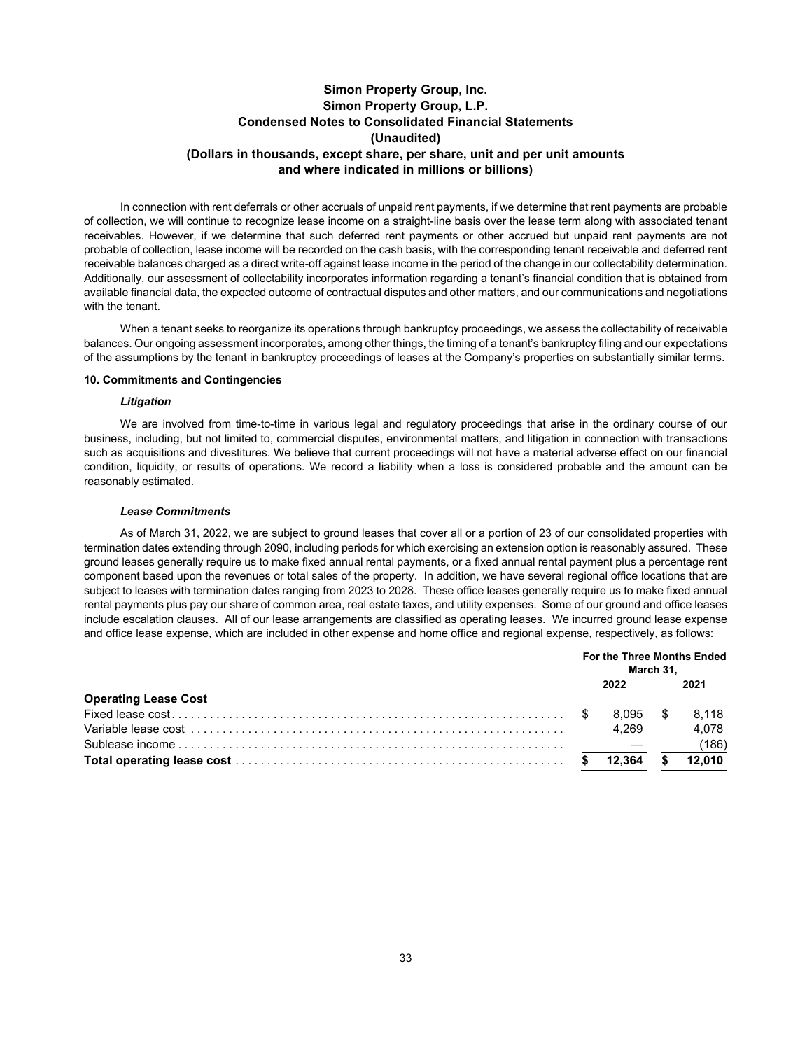In connection with rent deferrals or other accruals of unpaid rent payments, if we determine that rent payments are probable of collection, we will continue to recognize lease income on a straight-line basis over the lease term along with associated tenant receivables. However, if we determine that such deferred rent payments or other accrued but unpaid rent payments are not probable of collection, lease income will be recorded on the cash basis, with the corresponding tenant receivable and deferred rent receivable balances charged as a direct write-off against lease income in the period of the change in our collectability determination. Additionally, our assessment of collectability incorporates information regarding a tenant's financial condition that is obtained from available financial data, the expected outcome of contractual disputes and other matters, and our communications and negotiations with the tenant.

When a tenant seeks to reorganize its operations through bankruptcy proceedings, we assess the collectability of receivable balances. Our ongoing assessment incorporates, among other things, the timing of a tenant's bankruptcy filing and our expectations of the assumptions by the tenant in bankruptcy proceedings of leases at the Company's properties on substantially similar terms.

**10. Commitments and Contingencies**

***Litigation***

We are involved from time-to-time in various legal and regulatory proceedings that arise in the ordinary course of our business, including, but not limited to, commercial disputes, environmental matters, and litigation in connection with transactions such as acquisitions and divestitures. We believe that current proceedings will not have a material adverse effect on our financial condition, liquidity, or results of operations. We record a liability when a loss is considered probable and the amount can be reasonably estimated.

***Lease Commitments***

As of March 31, 2022, we are subject to ground leases that cover all or a portion of 23 of our consolidated properties with termination dates extending through 2090, including periods for which exercising an extension option is reasonably assured. These ground leases generally require us to make fixed annual rental payments, or a fixed annual rental payment plus a percentage rent component based upon the revenues or total sales of the property. In addition, we have several regional office locations that are subject to leases with termination dates ranging from 2023 to 2028. These office leases generally require us to make fixed annual rental payments plus pay our share of common area, real estate taxes, and utility expenses. Some of our ground and office leases include escalation clauses. All of our lease arrangements are classified as operating leases. We incurred ground lease expense and office lease expense, which are included in other expense and home office and regional expense, respectively, as follows:

| | For the Three Months Ended March 31, | |
|---|---|---|
| | 2022 | 2021 |
| **Operating Lease Cost** | | |
| Fixed lease cost | $ 8,095 | $ 8,118 |
| Variable lease cost | 4,269 | 4,078 |
| Sublease income | — | (186) |
| **Total operating lease cost** | **$ 12,364** | **$ 12,010** |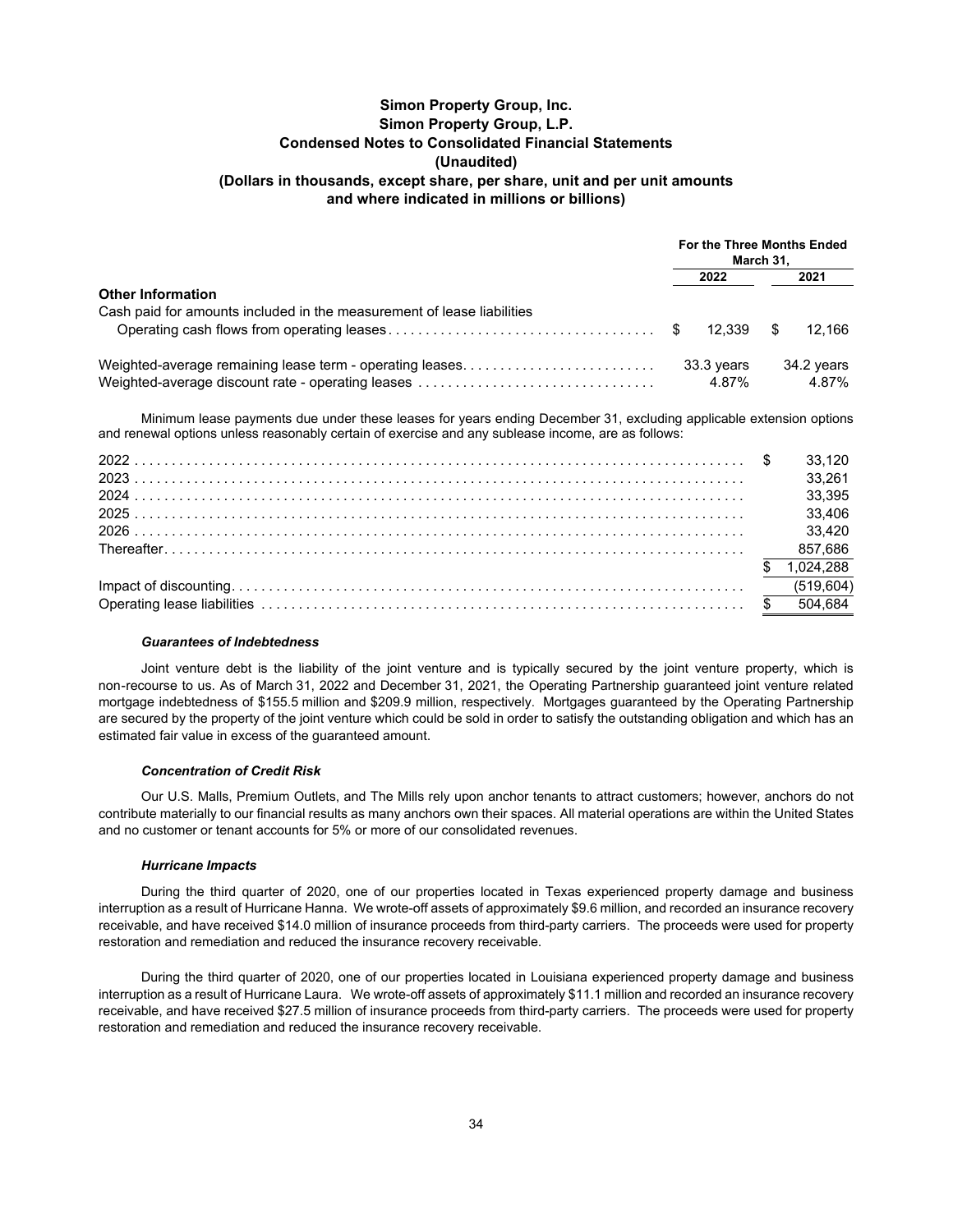# Simon Property Group, Inc.
# Simon Property Group, L.P.
## Condensed Notes to Consolidated Financial Statements
## (Unaudited)
## (Dollars in thousands, except share, per share, unit and per unit amounts and where indicated in millions or billions)

| | For the Three Months Ended March 31, | |
|---|---|---|
| | 2022 | 2021 |
| **Other Information** | | |
| Cash paid for amounts included in the measurement of lease liabilities | | |
| Operating cash flows from operating leases | $ 12,339 | $ 12,166 |
| Weighted-average remaining lease term - operating leases | 33.3 years | 34.2 years |
| Weighted-average discount rate - operating leases | 4.87% | 4.87% |

Minimum lease payments due under these leases for years ending December 31, excluding applicable extension options and renewal options unless reasonably certain of exercise and any sublease income, are as follows:

| | |
|---|---|
| 2022 | $ 33,120 |
| 2023 | 33,261 |
| 2024 | 33,395 |
| 2025 | 33,406 |
| 2026 | 33,420 |
| Thereafter | 857,686 |
| | $ 1,024,288 |
| Impact of discounting | (519,604) |
| Operating lease liabilities | $ 504,684 |

#### *Guarantees of Indebtedness*

Joint venture debt is the liability of the joint venture and is typically secured by the joint venture property, which is non-recourse to us. As of March 31, 2022 and December 31, 2021, the Operating Partnership guaranteed joint venture related mortgage indebtedness of $155.5 million and $209.9 million, respectively. Mortgages guaranteed by the Operating Partnership are secured by the property of the joint venture which could be sold in order to satisfy the outstanding obligation and which has an estimated fair value in excess of the guaranteed amount.

#### *Concentration of Credit Risk*

Our U.S. Malls, Premium Outlets, and The Mills rely upon anchor tenants to attract customers; however, anchors do not contribute materially to our financial results as many anchors own their spaces. All material operations are within the United States and no customer or tenant accounts for 5% or more of our consolidated revenues.

#### *Hurricane Impacts*

During the third quarter of 2020, one of our properties located in Texas experienced property damage and business interruption as a result of Hurricane Hanna. We wrote-off assets of approximately $9.6 million, and recorded an insurance recovery receivable, and have received $14.0 million of insurance proceeds from third-party carriers. The proceeds were used for property restoration and remediation and reduced the insurance recovery receivable.

During the third quarter of 2020, one of our properties located in Louisiana experienced property damage and business interruption as a result of Hurricane Laura. We wrote-off assets of approximately $11.1 million and recorded an insurance recovery receivable, and have received $27.5 million of insurance proceeds from third-party carriers. The proceeds were used for property restoration and remediation and reduced the insurance recovery receivable.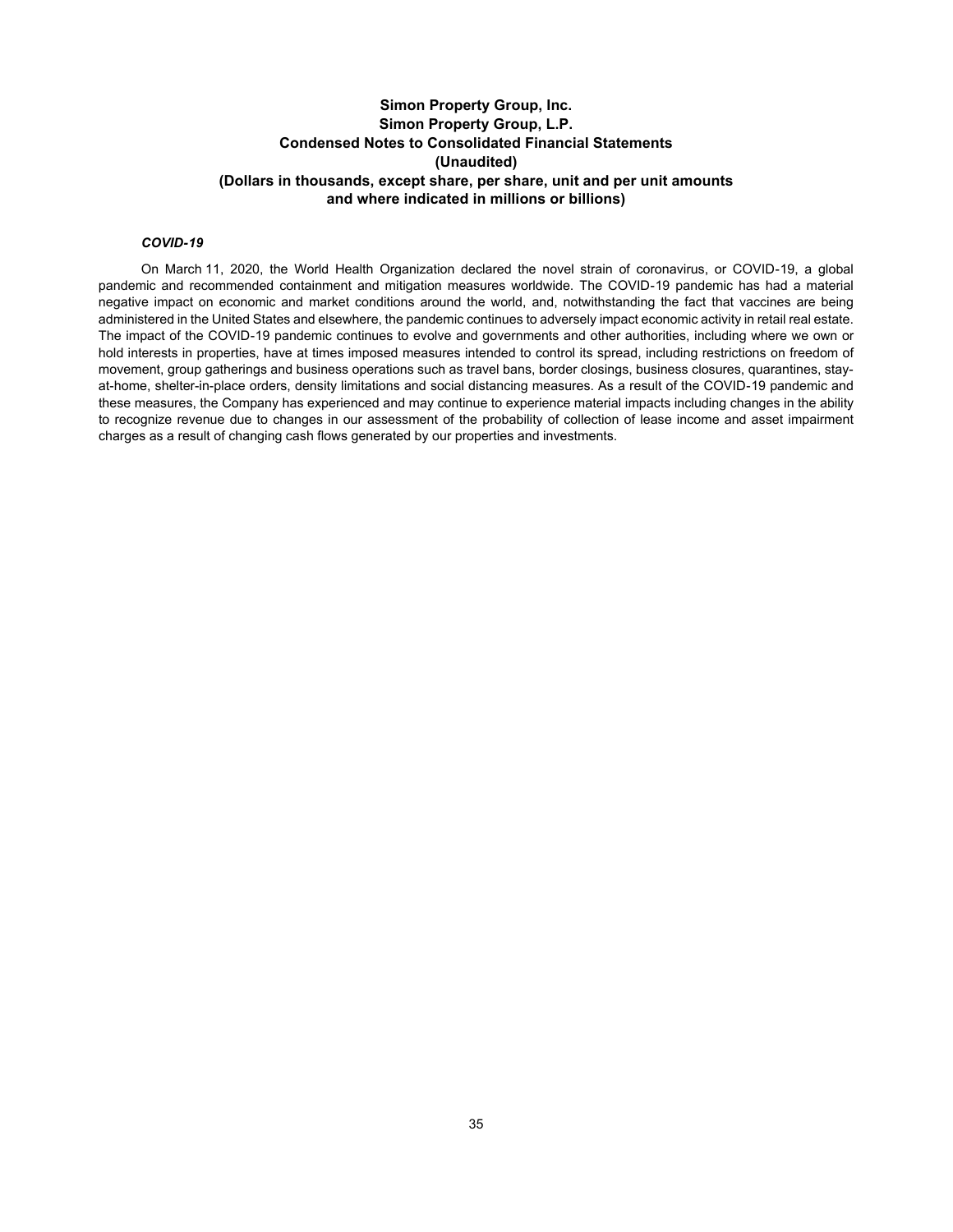***COVID-19***

On March 11, 2020, the World Health Organization declared the novel strain of coronavirus, or COVID-19, a global pandemic and recommended containment and mitigation measures worldwide. The COVID-19 pandemic has had a material negative impact on economic and market conditions around the world, and, notwithstanding the fact that vaccines are being administered in the United States and elsewhere, the pandemic continues to adversely impact economic activity in retail real estate. The impact of the COVID-19 pandemic continues to evolve and governments and other authorities, including where we own or hold interests in properties, have at times imposed measures intended to control its spread, including restrictions on freedom of movement, group gatherings and business operations such as travel bans, border closings, business closures, quarantines, stay-at-home, shelter-in-place orders, density limitations and social distancing measures. As a result of the COVID-19 pandemic and these measures, the Company has experienced and may continue to experience material impacts including changes in the ability to recognize revenue due to changes in our assessment of the probability of collection of lease income and asset impairment charges as a result of changing cash flows generated by our properties and investments.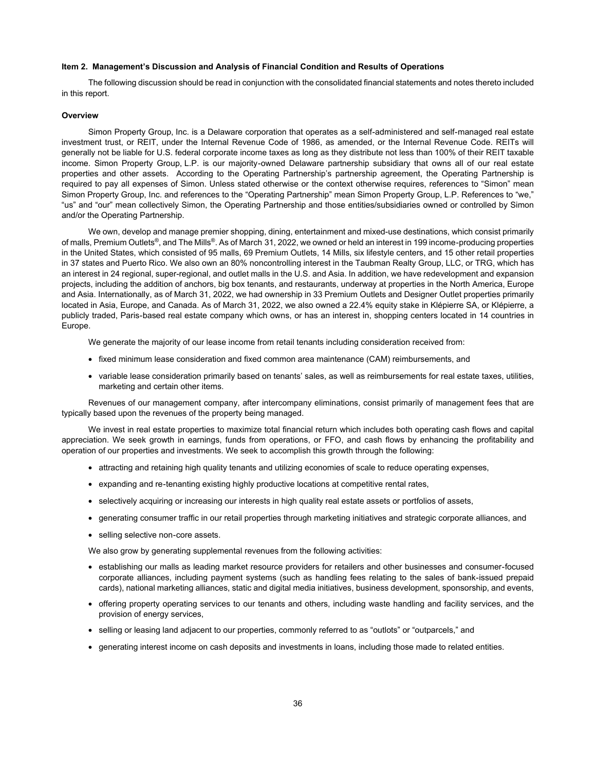## Item 2. Management's Discussion and Analysis of Financial Condition and Results of Operations

The following discussion should be read in conjunction with the consolidated financial statements and notes thereto included in this report.

### Overview

Simon Property Group, Inc. is a Delaware corporation that operates as a self-administered and self-managed real estate investment trust, or REIT, under the Internal Revenue Code of 1986, as amended, or the Internal Revenue Code. REITs will generally not be liable for U.S. federal corporate income taxes as long as they distribute not less than 100% of their REIT taxable income. Simon Property Group, L.P. is our majority-owned Delaware partnership subsidiary that owns all of our real estate properties and other assets. According to the Operating Partnership's partnership agreement, the Operating Partnership is required to pay all expenses of Simon. Unless stated otherwise or the context otherwise requires, references to "Simon" mean Simon Property Group, Inc. and references to the "Operating Partnership" mean Simon Property Group, L.P. References to "we," "us" and "our" mean collectively Simon, the Operating Partnership and those entities/subsidiaries owned or controlled by Simon and/or the Operating Partnership.

We own, develop and manage premier shopping, dining, entertainment and mixed-use destinations, which consist primarily of malls, Premium Outlets®, and The Mills®. As of March 31, 2022, we owned or held an interest in 199 income-producing properties in the United States, which consisted of 95 malls, 69 Premium Outlets, 14 Mills, six lifestyle centers, and 15 other retail properties in 37 states and Puerto Rico. We also own an 80% noncontrolling interest in the Taubman Realty Group, LLC, or TRG, which has an interest in 24 regional, super-regional, and outlet malls in the U.S. and Asia. In addition, we have redevelopment and expansion projects, including the addition of anchors, big box tenants, and restaurants, underway at properties in the North America, Europe and Asia. Internationally, as of March 31, 2022, we had ownership in 33 Premium Outlets and Designer Outlet properties primarily located in Asia, Europe, and Canada. As of March 31, 2022, we also owned a 22.4% equity stake in Klépierre SA, or Klépierre, a publicly traded, Paris-based real estate company which owns, or has an interest in, shopping centers located in 14 countries in Europe.

We generate the majority of our lease income from retail tenants including consideration received from:

- fixed minimum lease consideration and fixed common area maintenance (CAM) reimbursements, and
- variable lease consideration primarily based on tenants' sales, as well as reimbursements for real estate taxes, utilities, marketing and certain other items.

Revenues of our management company, after intercompany eliminations, consist primarily of management fees that are typically based upon the revenues of the property being managed.

We invest in real estate properties to maximize total financial return which includes both operating cash flows and capital appreciation. We seek growth in earnings, funds from operations, or FFO, and cash flows by enhancing the profitability and operation of our properties and investments. We seek to accomplish this growth through the following:

- attracting and retaining high quality tenants and utilizing economies of scale to reduce operating expenses,
- expanding and re-tenanting existing highly productive locations at competitive rental rates,
- selectively acquiring or increasing our interests in high quality real estate assets or portfolios of assets,
- generating consumer traffic in our retail properties through marketing initiatives and strategic corporate alliances, and
- selling selective non-core assets.

We also grow by generating supplemental revenues from the following activities:

- establishing our malls as leading market resource providers for retailers and other businesses and consumer-focused corporate alliances, including payment systems (such as handling fees relating to the sales of bank-issued prepaid cards), national marketing alliances, static and digital media initiatives, business development, sponsorship, and events,
- offering property operating services to our tenants and others, including waste handling and facility services, and the provision of energy services,
- selling or leasing land adjacent to our properties, commonly referred to as "outlots" or "outparcels," and
- generating interest income on cash deposits and investments in loans, including those made to related entities.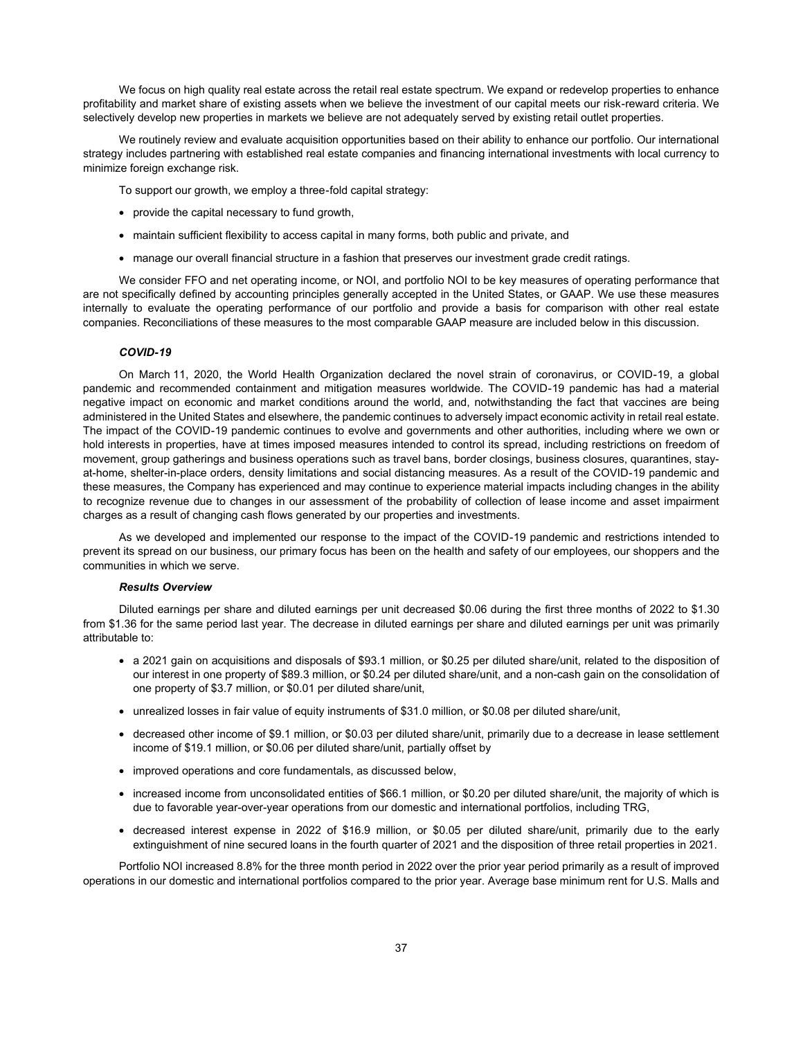We focus on high quality real estate across the retail real estate spectrum. We expand or redevelop properties to enhance profitability and market share of existing assets when we believe the investment of our capital meets our risk-reward criteria. We selectively develop new properties in markets we believe are not adequately served by existing retail outlet properties.

We routinely review and evaluate acquisition opportunities based on their ability to enhance our portfolio. Our international strategy includes partnering with established real estate companies and financing international investments with local currency to minimize foreign exchange risk.

To support our growth, we employ a three-fold capital strategy:

- provide the capital necessary to fund growth,
- maintain sufficient flexibility to access capital in many forms, both public and private, and
- manage our overall financial structure in a fashion that preserves our investment grade credit ratings.

We consider FFO and net operating income, or NOI, and portfolio NOI to be key measures of operating performance that are not specifically defined by accounting principles generally accepted in the United States, or GAAP. We use these measures internally to evaluate the operating performance of our portfolio and provide a basis for comparison with other real estate companies. Reconciliations of these measures to the most comparable GAAP measure are included below in this discussion.

***COVID-19***

On March 11, 2020, the World Health Organization declared the novel strain of coronavirus, or COVID-19, a global pandemic and recommended containment and mitigation measures worldwide. The COVID-19 pandemic has had a material negative impact on economic and market conditions around the world, and, notwithstanding the fact that vaccines are being administered in the United States and elsewhere, the pandemic continues to adversely impact economic activity in retail real estate. The impact of the COVID-19 pandemic continues to evolve and governments and other authorities, including where we own or hold interests in properties, have at times imposed measures intended to control its spread, including restrictions on freedom of movement, group gatherings and business operations such as travel bans, border closings, business closures, quarantines, stay-at-home, shelter-in-place orders, density limitations and social distancing measures. As a result of the COVID-19 pandemic and these measures, the Company has experienced and may continue to experience material impacts including changes in the ability to recognize revenue due to changes in our assessment of the probability of collection of lease income and asset impairment charges as a result of changing cash flows generated by our properties and investments.

As we developed and implemented our response to the impact of the COVID-19 pandemic and restrictions intended to prevent its spread on our business, our primary focus has been on the health and safety of our employees, our shoppers and the communities in which we serve.

***Results Overview***

Diluted earnings per share and diluted earnings per unit decreased $0.06 during the first three months of 2022 to $1.30 from $1.36 for the same period last year. The decrease in diluted earnings per share and diluted earnings per unit was primarily attributable to:

- a 2021 gain on acquisitions and disposals of $93.1 million, or $0.25 per diluted share/unit, related to the disposition of our interest in one property of $89.3 million, or $0.24 per diluted share/unit, and a non-cash gain on the consolidation of one property of $3.7 million, or $0.01 per diluted share/unit,
- unrealized losses in fair value of equity instruments of $31.0 million, or $0.08 per diluted share/unit,
- decreased other income of $9.1 million, or $0.03 per diluted share/unit, primarily due to a decrease in lease settlement income of $19.1 million, or $0.06 per diluted share/unit, partially offset by
- improved operations and core fundamentals, as discussed below,
- increased income from unconsolidated entities of $66.1 million, or $0.20 per diluted share/unit, the majority of which is due to favorable year-over-year operations from our domestic and international portfolios, including TRG,
- decreased interest expense in 2022 of $16.9 million, or $0.05 per diluted share/unit, primarily due to the early extinguishment of nine secured loans in the fourth quarter of 2021 and the disposition of three retail properties in 2021.

Portfolio NOI increased 8.8% for the three month period in 2022 over the prior year period primarily as a result of improved operations in our domestic and international portfolios compared to the prior year. Average base minimum rent for U.S. Malls and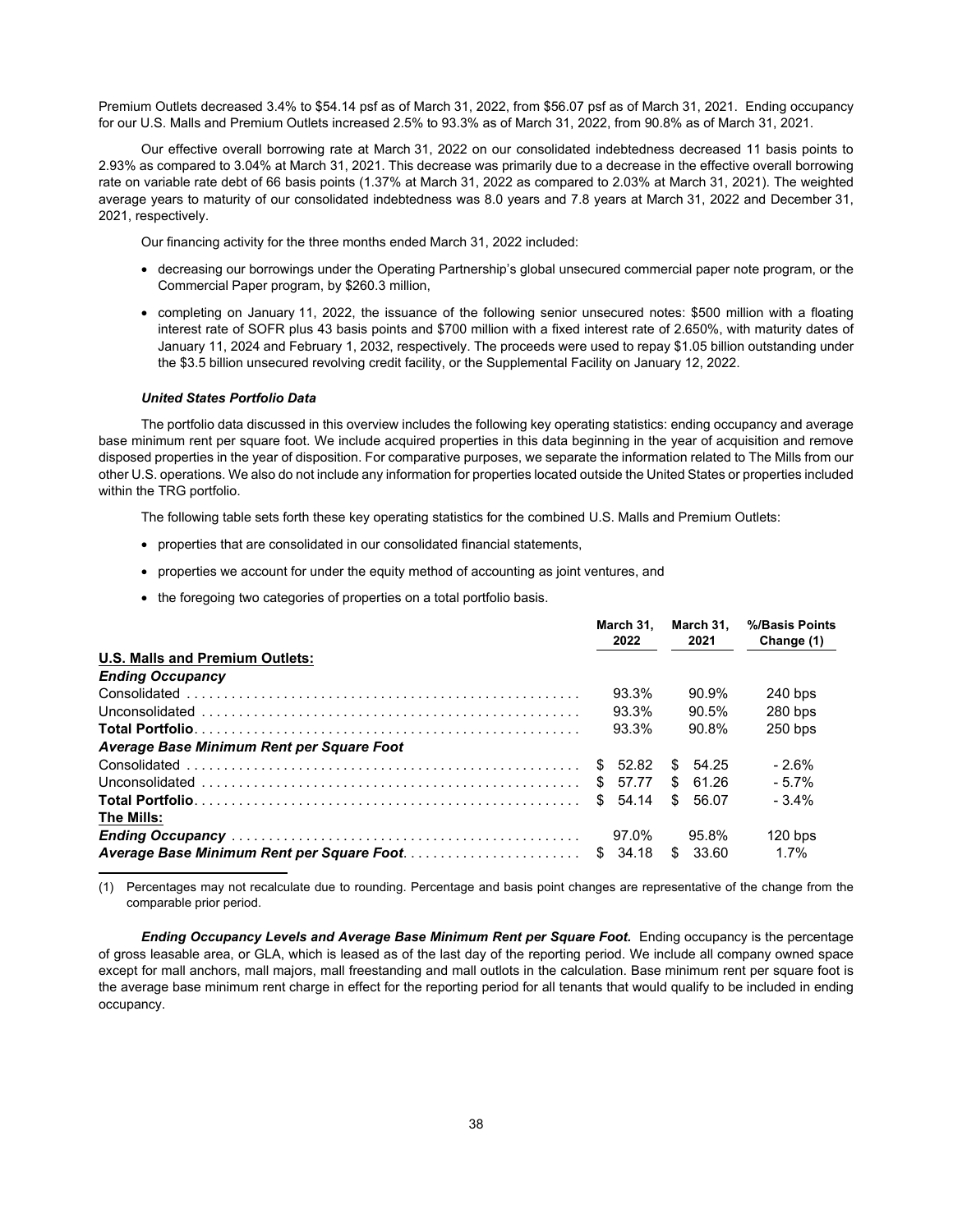Premium Outlets decreased 3.4% to $54.14 psf as of March 31, 2022, from $56.07 psf as of March 31, 2021. Ending occupancy for our U.S. Malls and Premium Outlets increased 2.5% to 93.3% as of March 31, 2022, from 90.8% as of March 31, 2021.

Our effective overall borrowing rate at March 31, 2022 on our consolidated indebtedness decreased 11 basis points to 2.93% as compared to 3.04% at March 31, 2021. This decrease was primarily due to a decrease in the effective overall borrowing rate on variable rate debt of 66 basis points (1.37% at March 31, 2022 as compared to 2.03% at March 31, 2021). The weighted average years to maturity of our consolidated indebtedness was 8.0 years and 7.8 years at March 31, 2022 and December 31, 2021, respectively.

Our financing activity for the three months ended March 31, 2022 included:

- decreasing our borrowings under the Operating Partnership's global unsecured commercial paper note program, or the Commercial Paper program, by $260.3 million,
- completing on January 11, 2022, the issuance of the following senior unsecured notes: $500 million with a floating interest rate of SOFR plus 43 basis points and $700 million with a fixed interest rate of 2.650%, with maturity dates of January 11, 2024 and February 1, 2032, respectively. The proceeds were used to repay $1.05 billion outstanding under the $3.5 billion unsecured revolving credit facility, or the Supplemental Facility on January 12, 2022.

***United States Portfolio Data***

The portfolio data discussed in this overview includes the following key operating statistics: ending occupancy and average base minimum rent per square foot. We include acquired properties in this data beginning in the year of acquisition and remove disposed properties in the year of disposition. For comparative purposes, we separate the information related to The Mills from our other U.S. operations. We also do not include any information for properties located outside the United States or properties included within the TRG portfolio.

The following table sets forth these key operating statistics for the combined U.S. Malls and Premium Outlets:

- properties that are consolidated in our consolidated financial statements,
- properties we account for under the equity method of accounting as joint ventures, and
- the foregoing two categories of properties on a total portfolio basis.

| | March 31, 2022 | March 31, 2021 | %/Basis Points Change (1) |
|---|---|---|---|
| **U.S. Malls and Premium Outlets:** | | | |
| ***Ending Occupancy*** | | | |
| Consolidated | 93.3% | 90.9% | 240 bps |
| Unconsolidated | 93.3% | 90.5% | 280 bps |
| **Total Portfolio** | 93.3% | 90.8% | 250 bps |
| ***Average Base Minimum Rent per Square Foot*** | | | |
| Consolidated | $ 52.82 | $ 54.25 | - 2.6% |
| Unconsolidated | $ 57.77 | $ 61.26 | - 5.7% |
| **Total Portfolio** | $ 54.14 | $ 56.07 | - 3.4% |
| **The Mills:** | | | |
| ***Ending Occupancy*** | 97.0% | 95.8% | 120 bps |
| ***Average Base Minimum Rent per Square Foot*** | $ 34.18 | $ 33.60 | 1.7% |

(1) Percentages may not recalculate due to rounding. Percentage and basis point changes are representative of the change from the comparable prior period.

***Ending Occupancy Levels and Average Base Minimum Rent per Square Foot.*** Ending occupancy is the percentage of gross leasable area, or GLA, which is leased as of the last day of the reporting period. We include all company owned space except for mall anchors, mall majors, mall freestanding and mall outlots in the calculation. Base minimum rent per square foot is the average base minimum rent charge in effect for the reporting period for all tenants that would qualify to be included in ending occupancy.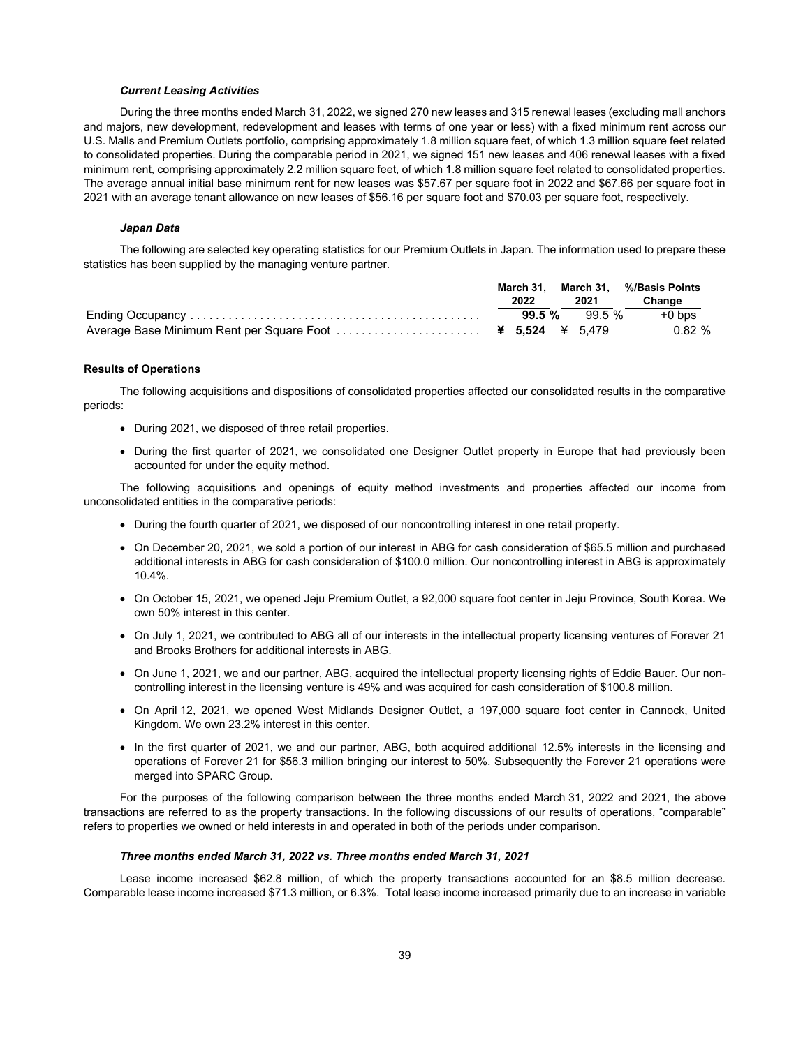*Current Leasing Activities*

During the three months ended March 31, 2022, we signed 270 new leases and 315 renewal leases (excluding mall anchors and majors, new development, redevelopment and leases with terms of one year or less) with a fixed minimum rent across our U.S. Malls and Premium Outlets portfolio, comprising approximately 1.8 million square feet, of which 1.3 million square feet related to consolidated properties. During the comparable period in 2021, we signed 151 new leases and 406 renewal leases with a fixed minimum rent, comprising approximately 2.2 million square feet, of which 1.8 million square feet related to consolidated properties. The average annual initial base minimum rent for new leases was $57.67 per square foot in 2022 and $67.66 per square foot in 2021 with an average tenant allowance on new leases of $56.16 per square foot and $70.03 per square foot, respectively.

*Japan Data*

The following are selected key operating statistics for our Premium Outlets in Japan. The information used to prepare these statistics has been supplied by the managing venture partner.

| | March 31, 2022 | March 31, 2021 | %/Basis Points Change |
|---|---|---|---|
| Ending Occupancy | **99.5 %** | 99.5 % | +0 bps |
| Average Base Minimum Rent per Square Foot | **¥ 5,524** | ¥ 5,479 | 0.82 % |

**Results of Operations**

The following acquisitions and dispositions of consolidated properties affected our consolidated results in the comparative periods:

- During 2021, we disposed of three retail properties.
- During the first quarter of 2021, we consolidated one Designer Outlet property in Europe that had previously been accounted for under the equity method.

The following acquisitions and openings of equity method investments and properties affected our income from unconsolidated entities in the comparative periods:

- During the fourth quarter of 2021, we disposed of our noncontrolling interest in one retail property.
- On December 20, 2021, we sold a portion of our interest in ABG for cash consideration of $65.5 million and purchased additional interests in ABG for cash consideration of $100.0 million. Our noncontrolling interest in ABG is approximately 10.4%.
- On October 15, 2021, we opened Jeju Premium Outlet, a 92,000 square foot center in Jeju Province, South Korea. We own 50% interest in this center.
- On July 1, 2021, we contributed to ABG all of our interests in the intellectual property licensing ventures of Forever 21 and Brooks Brothers for additional interests in ABG.
- On June 1, 2021, we and our partner, ABG, acquired the intellectual property licensing rights of Eddie Bauer. Our non-controlling interest in the licensing venture is 49% and was acquired for cash consideration of $100.8 million.
- On April 12, 2021, we opened West Midlands Designer Outlet, a 197,000 square foot center in Cannock, United Kingdom. We own 23.2% interest in this center.
- In the first quarter of 2021, we and our partner, ABG, both acquired additional 12.5% interests in the licensing and operations of Forever 21 for $56.3 million bringing our interest to 50%. Subsequently the Forever 21 operations were merged into SPARC Group.

For the purposes of the following comparison between the three months ended March 31, 2022 and 2021, the above transactions are referred to as the property transactions. In the following discussions of our results of operations, "comparable" refers to properties we owned or held interests in and operated in both of the periods under comparison.

***Three months ended March 31, 2022 vs. Three months ended March 31, 2021***

Lease income increased $62.8 million, of which the property transactions accounted for an $8.5 million decrease. Comparable lease income increased $71.3 million, or 6.3%. Total lease income increased primarily due to an increase in variable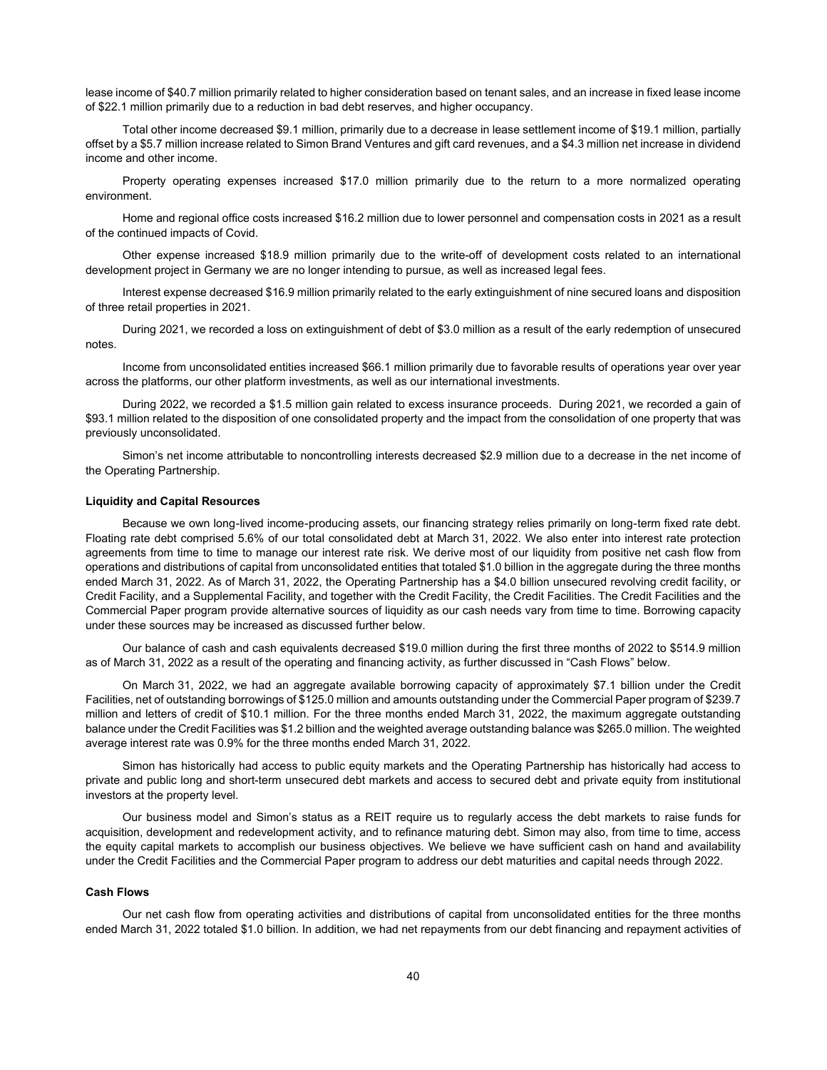lease income of $40.7 million primarily related to higher consideration based on tenant sales, and an increase in fixed lease income of $22.1 million primarily due to a reduction in bad debt reserves, and higher occupancy.

Total other income decreased $9.1 million, primarily due to a decrease in lease settlement income of $19.1 million, partially offset by a $5.7 million increase related to Simon Brand Ventures and gift card revenues, and a $4.3 million net increase in dividend income and other income.

Property operating expenses increased $17.0 million primarily due to the return to a more normalized operating environment.

Home and regional office costs increased $16.2 million due to lower personnel and compensation costs in 2021 as a result of the continued impacts of Covid.

Other expense increased $18.9 million primarily due to the write-off of development costs related to an international development project in Germany we are no longer intending to pursue, as well as increased legal fees.

Interest expense decreased $16.9 million primarily related to the early extinguishment of nine secured loans and disposition of three retail properties in 2021.

During 2021, we recorded a loss on extinguishment of debt of $3.0 million as a result of the early redemption of unsecured notes.

Income from unconsolidated entities increased $66.1 million primarily due to favorable results of operations year over year across the platforms, our other platform investments, as well as our international investments.

During 2022, we recorded a $1.5 million gain related to excess insurance proceeds. During 2021, we recorded a gain of $93.1 million related to the disposition of one consolidated property and the impact from the consolidation of one property that was previously unconsolidated.

Simon's net income attributable to noncontrolling interests decreased $2.9 million due to a decrease in the net income of the Operating Partnership.

**Liquidity and Capital Resources**

Because we own long-lived income-producing assets, our financing strategy relies primarily on long-term fixed rate debt. Floating rate debt comprised 5.6% of our total consolidated debt at March 31, 2022. We also enter into interest rate protection agreements from time to time to manage our interest rate risk. We derive most of our liquidity from positive net cash flow from operations and distributions of capital from unconsolidated entities that totaled $1.0 billion in the aggregate during the three months ended March 31, 2022. As of March 31, 2022, the Operating Partnership has a $4.0 billion unsecured revolving credit facility, or Credit Facility, and a Supplemental Facility, and together with the Credit Facility, the Credit Facilities. The Credit Facilities and the Commercial Paper program provide alternative sources of liquidity as our cash needs vary from time to time. Borrowing capacity under these sources may be increased as discussed further below.

Our balance of cash and cash equivalents decreased $19.0 million during the first three months of 2022 to $514.9 million as of March 31, 2022 as a result of the operating and financing activity, as further discussed in "Cash Flows" below.

On March 31, 2022, we had an aggregate available borrowing capacity of approximately $7.1 billion under the Credit Facilities, net of outstanding borrowings of $125.0 million and amounts outstanding under the Commercial Paper program of $239.7 million and letters of credit of $10.1 million. For the three months ended March 31, 2022, the maximum aggregate outstanding balance under the Credit Facilities was $1.2 billion and the weighted average outstanding balance was $265.0 million. The weighted average interest rate was 0.9% for the three months ended March 31, 2022.

Simon has historically had access to public equity markets and the Operating Partnership has historically had access to private and public long and short-term unsecured debt markets and access to secured debt and private equity from institutional investors at the property level.

Our business model and Simon's status as a REIT require us to regularly access the debt markets to raise funds for acquisition, development and redevelopment activity, and to refinance maturing debt. Simon may also, from time to time, access the equity capital markets to accomplish our business objectives. We believe we have sufficient cash on hand and availability under the Credit Facilities and the Commercial Paper program to address our debt maturities and capital needs through 2022.

**Cash Flows**

Our net cash flow from operating activities and distributions of capital from unconsolidated entities for the three months ended March 31, 2022 totaled $1.0 billion. In addition, we had net repayments from our debt financing and repayment activities of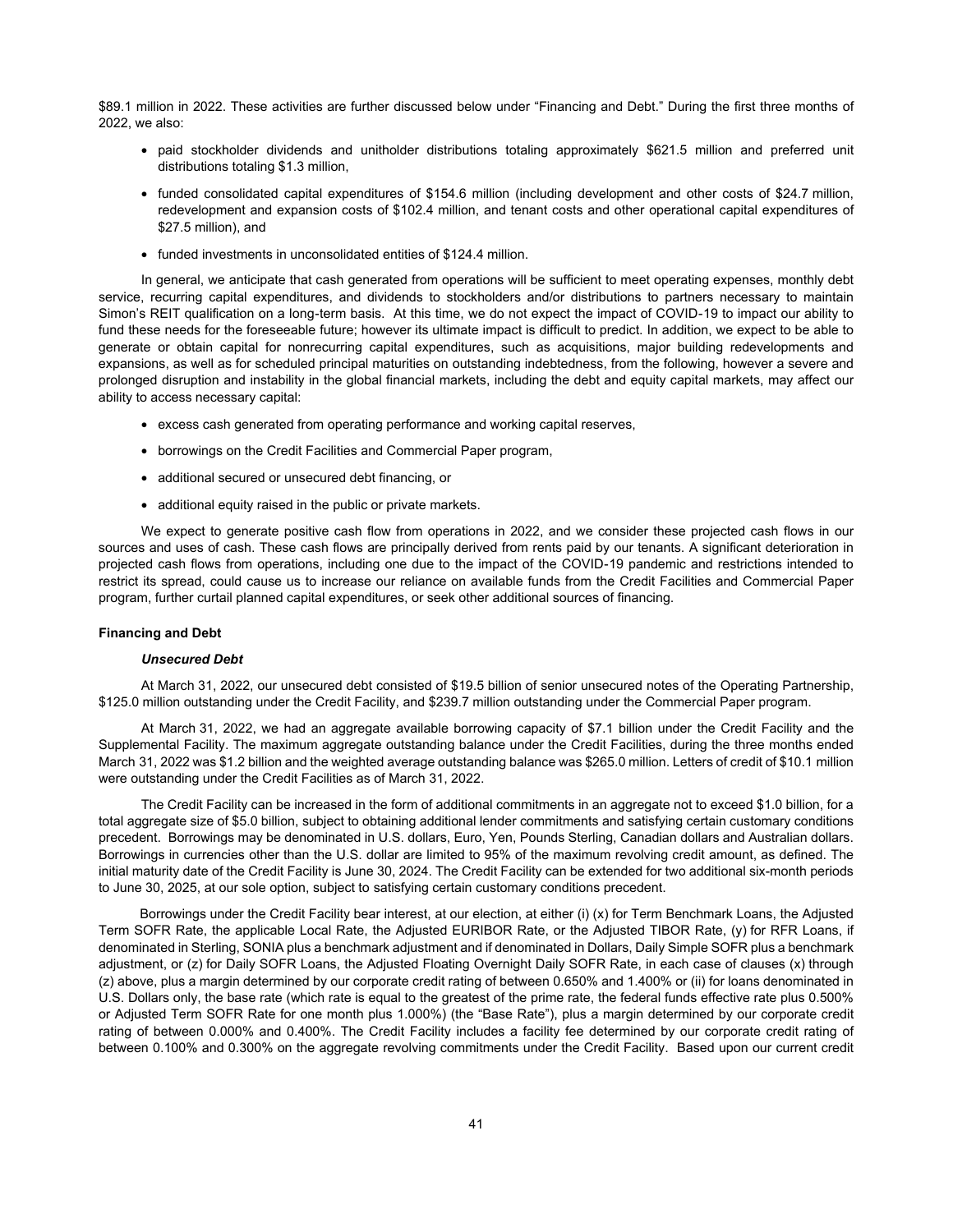$89.1 million in 2022. These activities are further discussed below under "Financing and Debt." During the first three months of 2022, we also:

- paid stockholder dividends and unitholder distributions totaling approximately $621.5 million and preferred unit distributions totaling $1.3 million,
- funded consolidated capital expenditures of $154.6 million (including development and other costs of $24.7 million, redevelopment and expansion costs of $102.4 million, and tenant costs and other operational capital expenditures of $27.5 million), and
- funded investments in unconsolidated entities of $124.4 million.

In general, we anticipate that cash generated from operations will be sufficient to meet operating expenses, monthly debt service, recurring capital expenditures, and dividends to stockholders and/or distributions to partners necessary to maintain Simon's REIT qualification on a long-term basis. At this time, we do not expect the impact of COVID-19 to impact our ability to fund these needs for the foreseeable future; however its ultimate impact is difficult to predict. In addition, we expect to be able to generate or obtain capital for nonrecurring capital expenditures, such as acquisitions, major building redevelopments and expansions, as well as for scheduled principal maturities on outstanding indebtedness, from the following, however a severe and prolonged disruption and instability in the global financial markets, including the debt and equity capital markets, may affect our ability to access necessary capital:

- excess cash generated from operating performance and working capital reserves,
- borrowings on the Credit Facilities and Commercial Paper program,
- additional secured or unsecured debt financing, or
- additional equity raised in the public or private markets.

We expect to generate positive cash flow from operations in 2022, and we consider these projected cash flows in our sources and uses of cash. These cash flows are principally derived from rents paid by our tenants. A significant deterioration in projected cash flows from operations, including one due to the impact of the COVID-19 pandemic and restrictions intended to restrict its spread, could cause us to increase our reliance on available funds from the Credit Facilities and Commercial Paper program, further curtail planned capital expenditures, or seek other additional sources of financing.

**Financing and Debt**

***Unsecured Debt***

At March 31, 2022, our unsecured debt consisted of $19.5 billion of senior unsecured notes of the Operating Partnership, $125.0 million outstanding under the Credit Facility, and $239.7 million outstanding under the Commercial Paper program.

At March 31, 2022, we had an aggregate available borrowing capacity of $7.1 billion under the Credit Facility and the Supplemental Facility. The maximum aggregate outstanding balance under the Credit Facilities, during the three months ended March 31, 2022 was $1.2 billion and the weighted average outstanding balance was $265.0 million. Letters of credit of $10.1 million were outstanding under the Credit Facilities as of March 31, 2022.

The Credit Facility can be increased in the form of additional commitments in an aggregate not to exceed $1.0 billion, for a total aggregate size of $5.0 billion, subject to obtaining additional lender commitments and satisfying certain customary conditions precedent. Borrowings may be denominated in U.S. dollars, Euro, Yen, Pounds Sterling, Canadian dollars and Australian dollars. Borrowings in currencies other than the U.S. dollar are limited to 95% of the maximum revolving credit amount, as defined. The initial maturity date of the Credit Facility is June 30, 2024. The Credit Facility can be extended for two additional six-month periods to June 30, 2025, at our sole option, subject to satisfying certain customary conditions precedent.

Borrowings under the Credit Facility bear interest, at our election, at either (i) (x) for Term Benchmark Loans, the Adjusted Term SOFR Rate, the applicable Local Rate, the Adjusted EURIBOR Rate, or the Adjusted TIBOR Rate, (y) for RFR Loans, if denominated in Sterling, SONIA plus a benchmark adjustment and if denominated in Dollars, Daily Simple SOFR plus a benchmark adjustment, or (z) for Daily SOFR Loans, the Adjusted Floating Overnight Daily SOFR Rate, in each case of clauses (x) through (z) above, plus a margin determined by our corporate credit rating of between 0.650% and 1.400% or (ii) for loans denominated in U.S. Dollars only, the base rate (which rate is equal to the greatest of the prime rate, the federal funds effective rate plus 0.500% or Adjusted Term SOFR Rate for one month plus 1.000%) (the "Base Rate"), plus a margin determined by our corporate credit rating of between 0.000% and 0.400%. The Credit Facility includes a facility fee determined by our corporate credit rating of between 0.100% and 0.300% on the aggregate revolving commitments under the Credit Facility. Based upon our current credit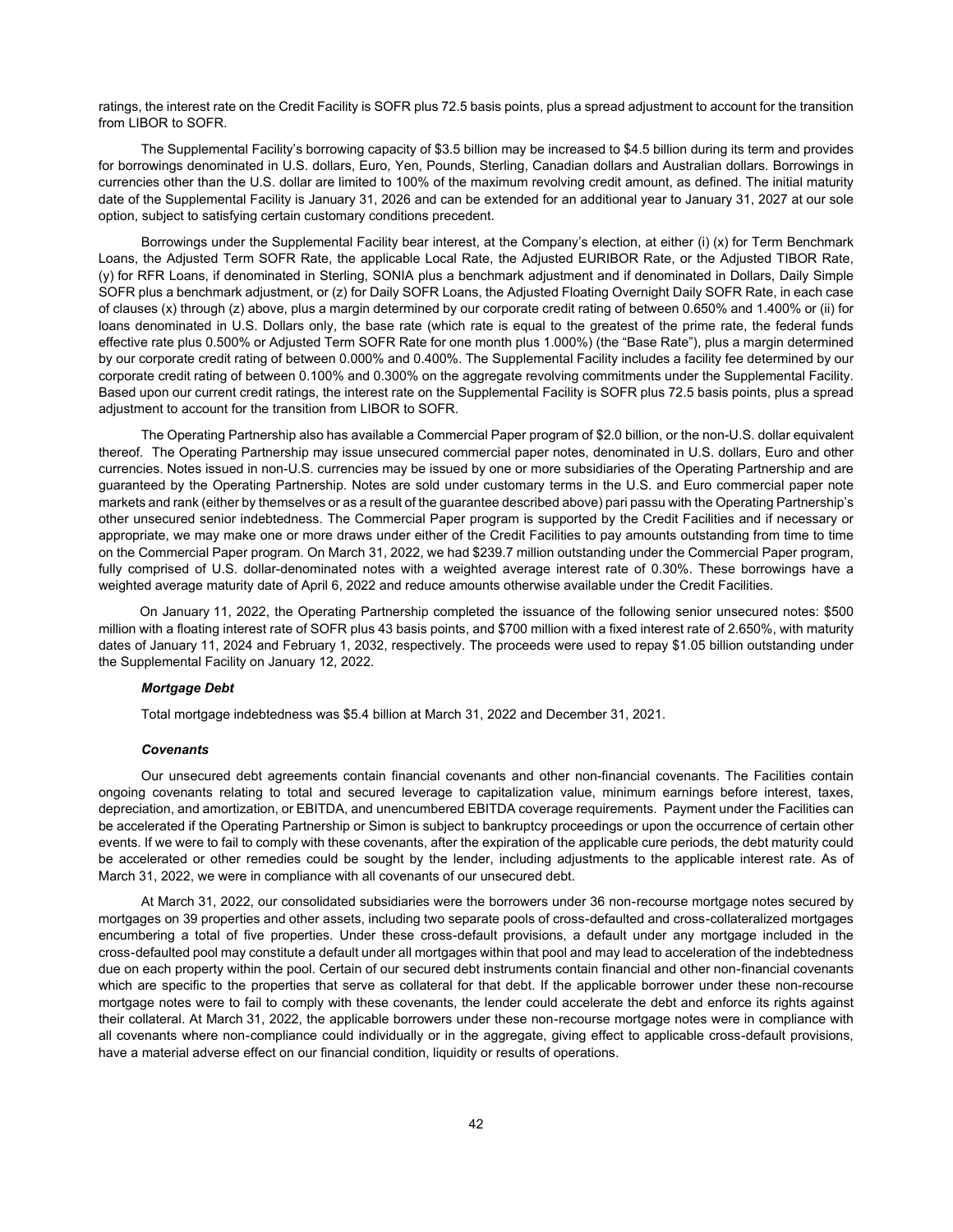ratings, the interest rate on the Credit Facility is SOFR plus 72.5 basis points, plus a spread adjustment to account for the transition from LIBOR to SOFR.

The Supplemental Facility's borrowing capacity of $3.5 billion may be increased to $4.5 billion during its term and provides for borrowings denominated in U.S. dollars, Euro, Yen, Pounds, Sterling, Canadian dollars and Australian dollars. Borrowings in currencies other than the U.S. dollar are limited to 100% of the maximum revolving credit amount, as defined. The initial maturity date of the Supplemental Facility is January 31, 2026 and can be extended for an additional year to January 31, 2027 at our sole option, subject to satisfying certain customary conditions precedent.

Borrowings under the Supplemental Facility bear interest, at the Company's election, at either (i) (x) for Term Benchmark Loans, the Adjusted Term SOFR Rate, the applicable Local Rate, the Adjusted EURIBOR Rate, or the Adjusted TIBOR Rate, (y) for RFR Loans, if denominated in Sterling, SONIA plus a benchmark adjustment and if denominated in Dollars, Daily Simple SOFR plus a benchmark adjustment, or (z) for Daily SOFR Loans, the Adjusted Floating Overnight Daily SOFR Rate, in each case of clauses (x) through (z) above, plus a margin determined by our corporate credit rating of between 0.650% and 1.400% or (ii) for loans denominated in U.S. Dollars only, the base rate (which rate is equal to the greatest of the prime rate, the federal funds effective rate plus 0.500% or Adjusted Term SOFR Rate for one month plus 1.000%) (the "Base Rate"), plus a margin determined by our corporate credit rating of between 0.000% and 0.400%. The Supplemental Facility includes a facility fee determined by our corporate credit rating of between 0.100% and 0.300% on the aggregate revolving commitments under the Supplemental Facility. Based upon our current credit ratings, the interest rate on the Supplemental Facility is SOFR plus 72.5 basis points, plus a spread adjustment to account for the transition from LIBOR to SOFR.

The Operating Partnership also has available a Commercial Paper program of $2.0 billion, or the non-U.S. dollar equivalent thereof. The Operating Partnership may issue unsecured commercial paper notes, denominated in U.S. dollars, Euro and other currencies. Notes issued in non-U.S. currencies may be issued by one or more subsidiaries of the Operating Partnership and are guaranteed by the Operating Partnership. Notes are sold under customary terms in the U.S. and Euro commercial paper note markets and rank (either by themselves or as a result of the guarantee described above) pari passu with the Operating Partnership's other unsecured senior indebtedness. The Commercial Paper program is supported by the Credit Facilities and if necessary or appropriate, we may make one or more draws under either of the Credit Facilities to pay amounts outstanding from time to time on the Commercial Paper program. On March 31, 2022, we had $239.7 million outstanding under the Commercial Paper program, fully comprised of U.S. dollar-denominated notes with a weighted average interest rate of 0.30%. These borrowings have a weighted average maturity date of April 6, 2022 and reduce amounts otherwise available under the Credit Facilities.

On January 11, 2022, the Operating Partnership completed the issuance of the following senior unsecured notes: $500 million with a floating interest rate of SOFR plus 43 basis points, and $700 million with a fixed interest rate of 2.650%, with maturity dates of January 11, 2024 and February 1, 2032, respectively. The proceeds were used to repay $1.05 billion outstanding under the Supplemental Facility on January 12, 2022.

***Mortgage Debt***

Total mortgage indebtedness was $5.4 billion at March 31, 2022 and December 31, 2021.

***Covenants***

Our unsecured debt agreements contain financial covenants and other non-financial covenants. The Facilities contain ongoing covenants relating to total and secured leverage to capitalization value, minimum earnings before interest, taxes, depreciation, and amortization, or EBITDA, and unencumbered EBITDA coverage requirements. Payment under the Facilities can be accelerated if the Operating Partnership or Simon is subject to bankruptcy proceedings or upon the occurrence of certain other events. If we were to fail to comply with these covenants, after the expiration of the applicable cure periods, the debt maturity could be accelerated or other remedies could be sought by the lender, including adjustments to the applicable interest rate. As of March 31, 2022, we were in compliance with all covenants of our unsecured debt.

At March 31, 2022, our consolidated subsidiaries were the borrowers under 36 non-recourse mortgage notes secured by mortgages on 39 properties and other assets, including two separate pools of cross-defaulted and cross-collateralized mortgages encumbering a total of five properties. Under these cross-default provisions, a default under any mortgage included in the cross-defaulted pool may constitute a default under all mortgages within that pool and may lead to acceleration of the indebtedness due on each property within the pool. Certain of our secured debt instruments contain financial and other non-financial covenants which are specific to the properties that serve as collateral for that debt. If the applicable borrower under these non-recourse mortgage notes were to fail to comply with these covenants, the lender could accelerate the debt and enforce its rights against their collateral. At March 31, 2022, the applicable borrowers under these non-recourse mortgage notes were in compliance with all covenants where non-compliance could individually or in the aggregate, giving effect to applicable cross-default provisions, have a material adverse effect on our financial condition, liquidity or results of operations.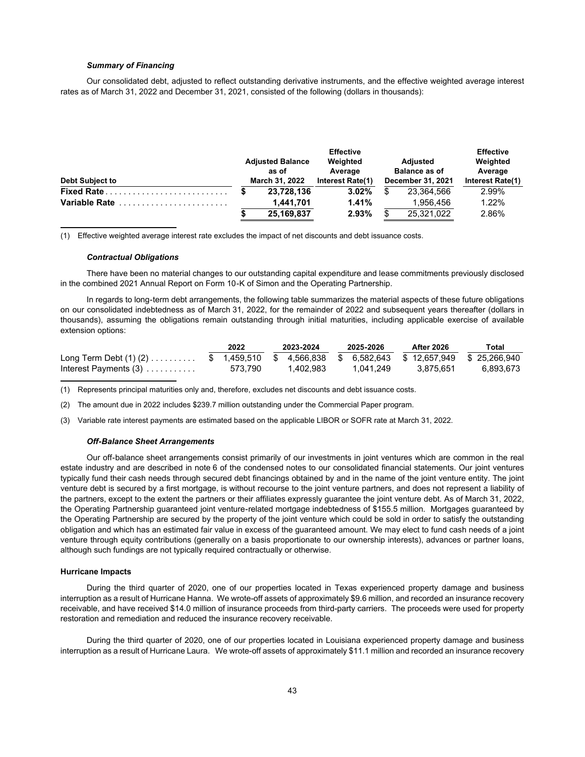***Summary of Financing***

Our consolidated debt, adjusted to reflect outstanding derivative instruments, and the effective weighted average interest rates as of March 31, 2022 and December 31, 2021, consisted of the following (dollars in thousands):

| Debt Subject to | Adjusted Balance as of March 31, 2022 | Effective Weighted Average Interest Rate(1) | Adjusted Balance as of December 31, 2021 | Effective Weighted Average Interest Rate(1) |
|---|---|---|---|---|
| **Fixed Rate** | **$ 23,728,136** | **3.02%** | $ 23,364,566 | 2.99% |
| **Variable Rate** | **1,441,701** | **1.41%** | 1,956,456 | 1.22% |
| | **$ 25,169,837** | **2.93%** | $ 25,321,022 | 2.86% |

(1) Effective weighted average interest rate excludes the impact of net discounts and debt issuance costs.

***Contractual Obligations***

There have been no material changes to our outstanding capital expenditure and lease commitments previously disclosed in the combined 2021 Annual Report on Form 10-K of Simon and the Operating Partnership.

In regards to long-term debt arrangements, the following table summarizes the material aspects of these future obligations on our consolidated indebtedness as of March 31, 2022, for the remainder of 2022 and subsequent years thereafter (dollars in thousands), assuming the obligations remain outstanding through initial maturities, including applicable exercise of available extension options:

| | 2022 | 2023-2024 | 2025-2026 | After 2026 | Total |
|---|---|---|---|---|---|
| Long Term Debt (1) (2) | $ 1,459,510 | $ 4,566,838 | $ 6,582,643 | $ 12,657,949 | $ 25,266,940 |
| Interest Payments (3) | 573,790 | 1,402,983 | 1,041,249 | 3,875,651 | 6,893,673 |

(1) Represents principal maturities only and, therefore, excludes net discounts and debt issuance costs.

(2) The amount due in 2022 includes $239.7 million outstanding under the Commercial Paper program.

(3) Variable rate interest payments are estimated based on the applicable LIBOR or SOFR rate at March 31, 2022.

***Off-Balance Sheet Arrangements***

Our off-balance sheet arrangements consist primarily of our investments in joint ventures which are common in the real estate industry and are described in note 6 of the condensed notes to our consolidated financial statements. Our joint ventures typically fund their cash needs through secured debt financings obtained by and in the name of the joint venture entity. The joint venture debt is secured by a first mortgage, is without recourse to the joint venture partners, and does not represent a liability of the partners, except to the extent the partners or their affiliates expressly guarantee the joint venture debt. As of March 31, 2022, the Operating Partnership guaranteed joint venture-related mortgage indebtedness of $155.5 million. Mortgages guaranteed by the Operating Partnership are secured by the property of the joint venture which could be sold in order to satisfy the outstanding obligation and which has an estimated fair value in excess of the guaranteed amount. We may elect to fund cash needs of a joint venture through equity contributions (generally on a basis proportionate to our ownership interests), advances or partner loans, although such fundings are not typically required contractually or otherwise.

**Hurricane Impacts**

During the third quarter of 2020, one of our properties located in Texas experienced property damage and business interruption as a result of Hurricane Hanna. We wrote-off assets of approximately $9.6 million, and recorded an insurance recovery receivable, and have received $14.0 million of insurance proceeds from third-party carriers. The proceeds were used for property restoration and remediation and reduced the insurance recovery receivable.

During the third quarter of 2020, one of our properties located in Louisiana experienced property damage and business interruption as a result of Hurricane Laura. We wrote-off assets of approximately $11.1 million and recorded an insurance recovery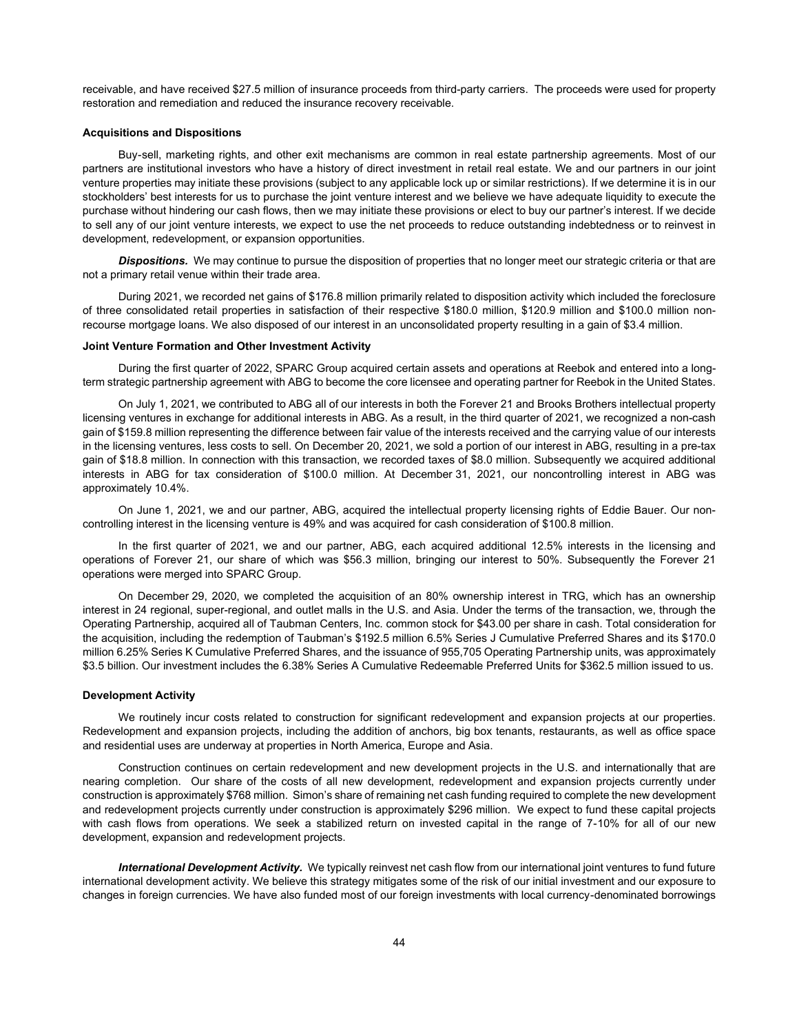receivable, and have received $27.5 million of insurance proceeds from third-party carriers. The proceeds were used for property restoration and remediation and reduced the insurance recovery receivable.

**Acquisitions and Dispositions**

Buy-sell, marketing rights, and other exit mechanisms are common in real estate partnership agreements. Most of our partners are institutional investors who have a history of direct investment in retail real estate. We and our partners in our joint venture properties may initiate these provisions (subject to any applicable lock up or similar restrictions). If we determine it is in our stockholders' best interests for us to purchase the joint venture interest and we believe we have adequate liquidity to execute the purchase without hindering our cash flows, then we may initiate these provisions or elect to buy our partner's interest. If we decide to sell any of our joint venture interests, we expect to use the net proceeds to reduce outstanding indebtedness or to reinvest in development, redevelopment, or expansion opportunities.

***Dispositions.*** We may continue to pursue the disposition of properties that no longer meet our strategic criteria or that are not a primary retail venue within their trade area.

During 2021, we recorded net gains of $176.8 million primarily related to disposition activity which included the foreclosure of three consolidated retail properties in satisfaction of their respective $180.0 million, $120.9 million and $100.0 million non-recourse mortgage loans. We also disposed of our interest in an unconsolidated property resulting in a gain of $3.4 million.

**Joint Venture Formation and Other Investment Activity**

During the first quarter of 2022, SPARC Group acquired certain assets and operations at Reebok and entered into a long-term strategic partnership agreement with ABG to become the core licensee and operating partner for Reebok in the United States.

On July 1, 2021, we contributed to ABG all of our interests in both the Forever 21 and Brooks Brothers intellectual property licensing ventures in exchange for additional interests in ABG. As a result, in the third quarter of 2021, we recognized a non-cash gain of $159.8 million representing the difference between fair value of the interests received and the carrying value of our interests in the licensing ventures, less costs to sell. On December 20, 2021, we sold a portion of our interest in ABG, resulting in a pre-tax gain of $18.8 million. In connection with this transaction, we recorded taxes of $8.0 million. Subsequently we acquired additional interests in ABG for tax consideration of $100.0 million. At December 31, 2021, our noncontrolling interest in ABG was approximately 10.4%.

On June 1, 2021, we and our partner, ABG, acquired the intellectual property licensing rights of Eddie Bauer. Our non-controlling interest in the licensing venture is 49% and was acquired for cash consideration of $100.8 million.

In the first quarter of 2021, we and our partner, ABG, each acquired additional 12.5% interests in the licensing and operations of Forever 21, our share of which was $56.3 million, bringing our interest to 50%. Subsequently the Forever 21 operations were merged into SPARC Group.

On December 29, 2020, we completed the acquisition of an 80% ownership interest in TRG, which has an ownership interest in 24 regional, super-regional, and outlet malls in the U.S. and Asia. Under the terms of the transaction, we, through the Operating Partnership, acquired all of Taubman Centers, Inc. common stock for $43.00 per share in cash. Total consideration for the acquisition, including the redemption of Taubman's $192.5 million 6.5% Series J Cumulative Preferred Shares and its $170.0 million 6.25% Series K Cumulative Preferred Shares, and the issuance of 955,705 Operating Partnership units, was approximately $3.5 billion. Our investment includes the 6.38% Series A Cumulative Redeemable Preferred Units for $362.5 million issued to us.

**Development Activity**

We routinely incur costs related to construction for significant redevelopment and expansion projects at our properties. Redevelopment and expansion projects, including the addition of anchors, big box tenants, restaurants, as well as office space and residential uses are underway at properties in North America, Europe and Asia.

Construction continues on certain redevelopment and new development projects in the U.S. and internationally that are nearing completion. Our share of the costs of all new development, redevelopment and expansion projects currently under construction is approximately $768 million. Simon's share of remaining net cash funding required to complete the new development and redevelopment projects currently under construction is approximately $296 million. We expect to fund these capital projects with cash flows from operations. We seek a stabilized return on invested capital in the range of 7-10% for all of our new development, expansion and redevelopment projects.

***International Development Activity.*** We typically reinvest net cash flow from our international joint ventures to fund future international development activity. We believe this strategy mitigates some of the risk of our initial investment and our exposure to changes in foreign currencies. We have also funded most of our foreign investments with local currency-denominated borrowings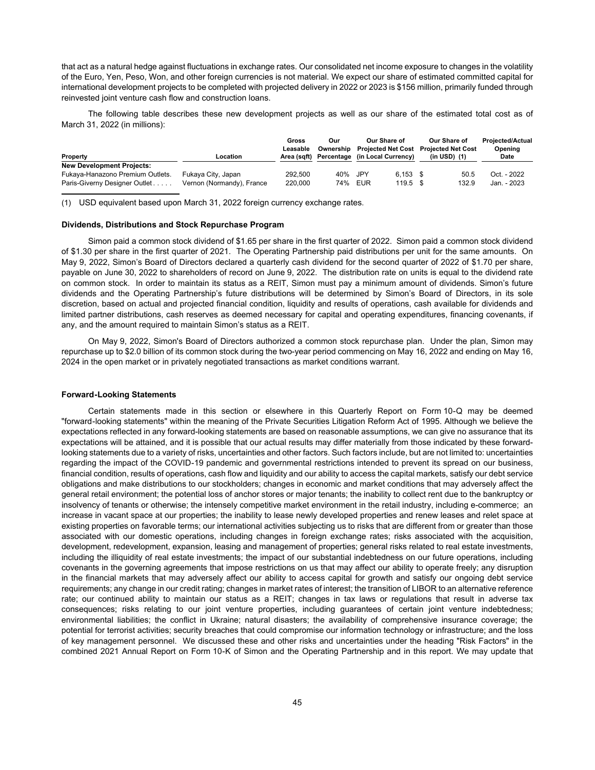that act as a natural hedge against fluctuations in exchange rates. Our consolidated net income exposure to changes in the volatility of the Euro, Yen, Peso, Won, and other foreign currencies is not material. We expect our share of estimated committed capital for international development projects to be completed with projected delivery in 2022 or 2023 is $156 million, primarily funded through reinvested joint venture cash flow and construction loans.

The following table describes these new development projects as well as our share of the estimated total cost as of March 31, 2022 (in millions):

| Property | Location | Gross Leasable Area (sqft) | Our Ownership Percentage | Our Share of Projected Net Cost (in Local Currency) | | Our Share of Projected Net Cost (in USD) (1) | Projected/Actual Opening Date |
|---|---|---|---|---|---|---|---|
| **New Development Projects:** | | | | | | | |
| Fukaya-Hanazono Premium Outlets. | Fukaya City, Japan | 292,500 | 40% | JPY | 6,153 | $ 50.5 | Oct. - 2022 |
| Paris-Giverny Designer Outlet . . . . . | Vernon (Normandy), France | 220,000 | 74% | EUR | 119.5 | $ 132.9 | Jan. - 2023 |

(1) USD equivalent based upon March 31, 2022 foreign currency exchange rates.

**Dividends, Distributions and Stock Repurchase Program**

Simon paid a common stock dividend of $1.65 per share in the first quarter of 2022. Simon paid a common stock dividend of $1.30 per share in the first quarter of 2021. The Operating Partnership paid distributions per unit for the same amounts. On May 9, 2022, Simon's Board of Directors declared a quarterly cash dividend for the second quarter of 2022 of $1.70 per share, payable on June 30, 2022 to shareholders of record on June 9, 2022. The distribution rate on units is equal to the dividend rate on common stock. In order to maintain its status as a REIT, Simon must pay a minimum amount of dividends. Simon's future dividends and the Operating Partnership's future distributions will be determined by Simon's Board of Directors, in its sole discretion, based on actual and projected financial condition, liquidity and results of operations, cash available for dividends and limited partner distributions, cash reserves as deemed necessary for capital and operating expenditures, financing covenants, if any, and the amount required to maintain Simon's status as a REIT.

On May 9, 2022, Simon's Board of Directors authorized a common stock repurchase plan. Under the plan, Simon may repurchase up to $2.0 billion of its common stock during the two-year period commencing on May 16, 2022 and ending on May 16, 2024 in the open market or in privately negotiated transactions as market conditions warrant.

**Forward-Looking Statements**

Certain statements made in this section or elsewhere in this Quarterly Report on Form 10-Q may be deemed "forward-looking statements" within the meaning of the Private Securities Litigation Reform Act of 1995. Although we believe the expectations reflected in any forward-looking statements are based on reasonable assumptions, we can give no assurance that its expectations will be attained, and it is possible that our actual results may differ materially from those indicated by these forward-looking statements due to a variety of risks, uncertainties and other factors. Such factors include, but are not limited to: uncertainties regarding the impact of the COVID-19 pandemic and governmental restrictions intended to prevent its spread on our business, financial condition, results of operations, cash flow and liquidity and our ability to access the capital markets, satisfy our debt service obligations and make distributions to our stockholders; changes in economic and market conditions that may adversely affect the general retail environment; the potential loss of anchor stores or major tenants; the inability to collect rent due to the bankruptcy or insolvency of tenants or otherwise; the intensely competitive market environment in the retail industry, including e-commerce; an increase in vacant space at our properties; the inability to lease newly developed properties and renew leases and relet space at existing properties on favorable terms; our international activities subjecting us to risks that are different from or greater than those associated with our domestic operations, including changes in foreign exchange rates; risks associated with the acquisition, development, redevelopment, expansion, leasing and management of properties; general risks related to real estate investments, including the illiquidity of real estate investments; the impact of our substantial indebtedness on our future operations, including covenants in the governing agreements that impose restrictions on us that may affect our ability to operate freely; any disruption in the financial markets that may adversely affect our ability to access capital for growth and satisfy our ongoing debt service requirements; any change in our credit rating; changes in market rates of interest; the transition of LIBOR to an alternative reference rate; our continued ability to maintain our status as a REIT; changes in tax laws or regulations that result in adverse tax consequences; risks relating to our joint venture properties, including guarantees of certain joint venture indebtedness; environmental liabilities; the conflict in Ukraine; natural disasters; the availability of comprehensive insurance coverage; the potential for terrorist activities; security breaches that could compromise our information technology or infrastructure; and the loss of key management personnel. We discussed these and other risks and uncertainties under the heading "Risk Factors" in the combined 2021 Annual Report on Form 10-K of Simon and the Operating Partnership and in this report. We may update that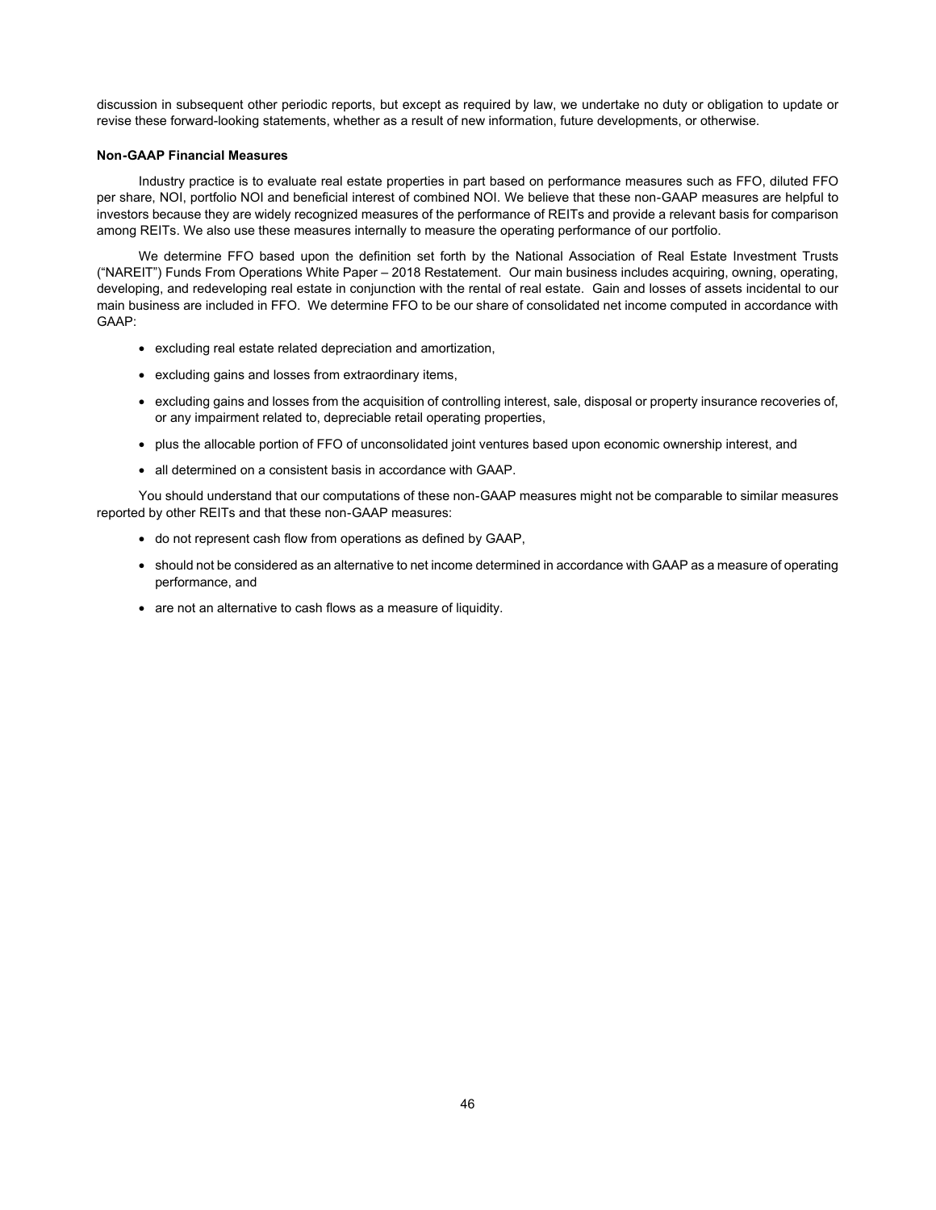discussion in subsequent other periodic reports, but except as required by law, we undertake no duty or obligation to update or revise these forward-looking statements, whether as a result of new information, future developments, or otherwise.

**Non-GAAP Financial Measures**

Industry practice is to evaluate real estate properties in part based on performance measures such as FFO, diluted FFO per share, NOI, portfolio NOI and beneficial interest of combined NOI. We believe that these non-GAAP measures are helpful to investors because they are widely recognized measures of the performance of REITs and provide a relevant basis for comparison among REITs. We also use these measures internally to measure the operating performance of our portfolio.

We determine FFO based upon the definition set forth by the National Association of Real Estate Investment Trusts ("NAREIT") Funds From Operations White Paper – 2018 Restatement. Our main business includes acquiring, owning, operating, developing, and redeveloping real estate in conjunction with the rental of real estate. Gain and losses of assets incidental to our main business are included in FFO. We determine FFO to be our share of consolidated net income computed in accordance with GAAP:

- excluding real estate related depreciation and amortization,
- excluding gains and losses from extraordinary items,
- excluding gains and losses from the acquisition of controlling interest, sale, disposal or property insurance recoveries of, or any impairment related to, depreciable retail operating properties,
- plus the allocable portion of FFO of unconsolidated joint ventures based upon economic ownership interest, and
- all determined on a consistent basis in accordance with GAAP.

You should understand that our computations of these non-GAAP measures might not be comparable to similar measures reported by other REITs and that these non-GAAP measures:

- do not represent cash flow from operations as defined by GAAP,
- should not be considered as an alternative to net income determined in accordance with GAAP as a measure of operating performance, and
- are not an alternative to cash flows as a measure of liquidity.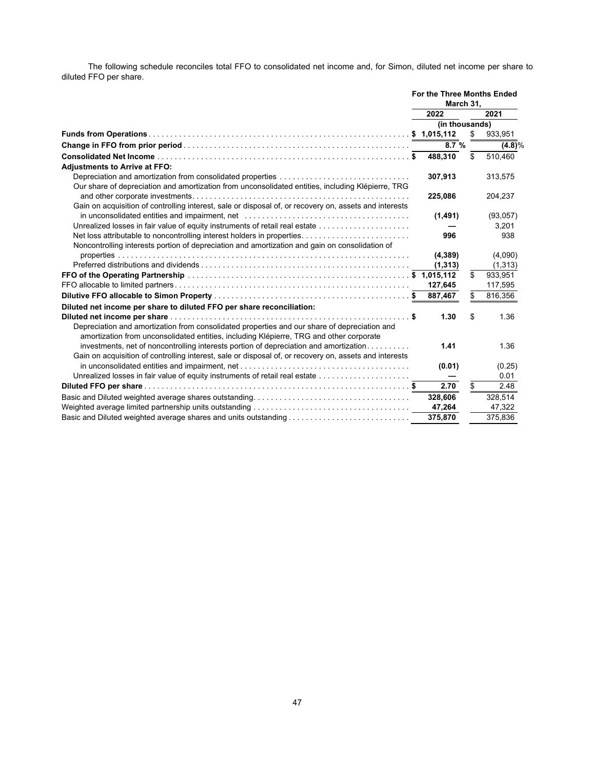The following schedule reconciles total FFO to consolidated net income and, for Simon, diluted net income per share to diluted FFO per share.

| | For the Three Months Ended March 31, | |
|---|---|---|
| | 2022 | 2021 |
| | (in thousands) | |
| **Funds from Operations** | **$ 1,015,112** | $ 933,951 |
| **Change in FFO from prior period** | **8.7 %** | **(4.8)%** |
| **Consolidated Net Income** | **$ 488,310** | $ 510,460 |
| **Adjustments to Arrive at FFO:** | | |
| Depreciation and amortization from consolidated properties | **307,913** | 313,575 |
| Our share of depreciation and amortization from unconsolidated entities, including Klépierre, TRG and other corporate investments | **225,086** | 204,237 |
| Gain on acquisition of controlling interest, sale or disposal of, or recovery on, assets and interests in unconsolidated entities and impairment, net | **(1,491)** | (93,057) |
| Unrealized losses in fair value of equity instruments of retail real estate | **—** | 3,201 |
| Net loss attributable to noncontrolling interest holders in properties | **996** | 938 |
| Noncontrolling interests portion of depreciation and amortization and gain on consolidation of properties | **(4,389)** | (4,090) |
| Preferred distributions and dividends | **(1,313)** | (1,313) |
| **FFO of the Operating Partnership** | **$ 1,015,112** | $ 933,951 |
| FFO allocable to limited partners | **127,645** | 117,595 |
| **Dilutive FFO allocable to Simon Property** | **$ 887,467** | $ 816,356 |
| **Diluted net income per share to diluted FFO per share reconciliation:** | | |
| **Diluted net income per share** | **$ 1.30** | $ 1.36 |
| Depreciation and amortization from consolidated properties and our share of depreciation and amortization from unconsolidated entities, including Klépierre, TRG and other corporate investments, net of noncontrolling interests portion of depreciation and amortization | **1.41** | 1.36 |
| Gain on acquisition of controlling interest, sale or disposal of, or recovery on, assets and interests in unconsolidated entities and impairment, net | **(0.01)** | (0.25) |
| Unrealized losses in fair value of equity instruments of retail real estate | **—** | 0.01 |
| **Diluted FFO per share** | **$ 2.70** | $ 2.48 |
| Basic and Diluted weighted average shares outstanding | **328,606** | 328,514 |
| Weighted average limited partnership units outstanding | **47,264** | 47,322 |
| Basic and Diluted weighted average shares and units outstanding | **375,870** | 375,836 |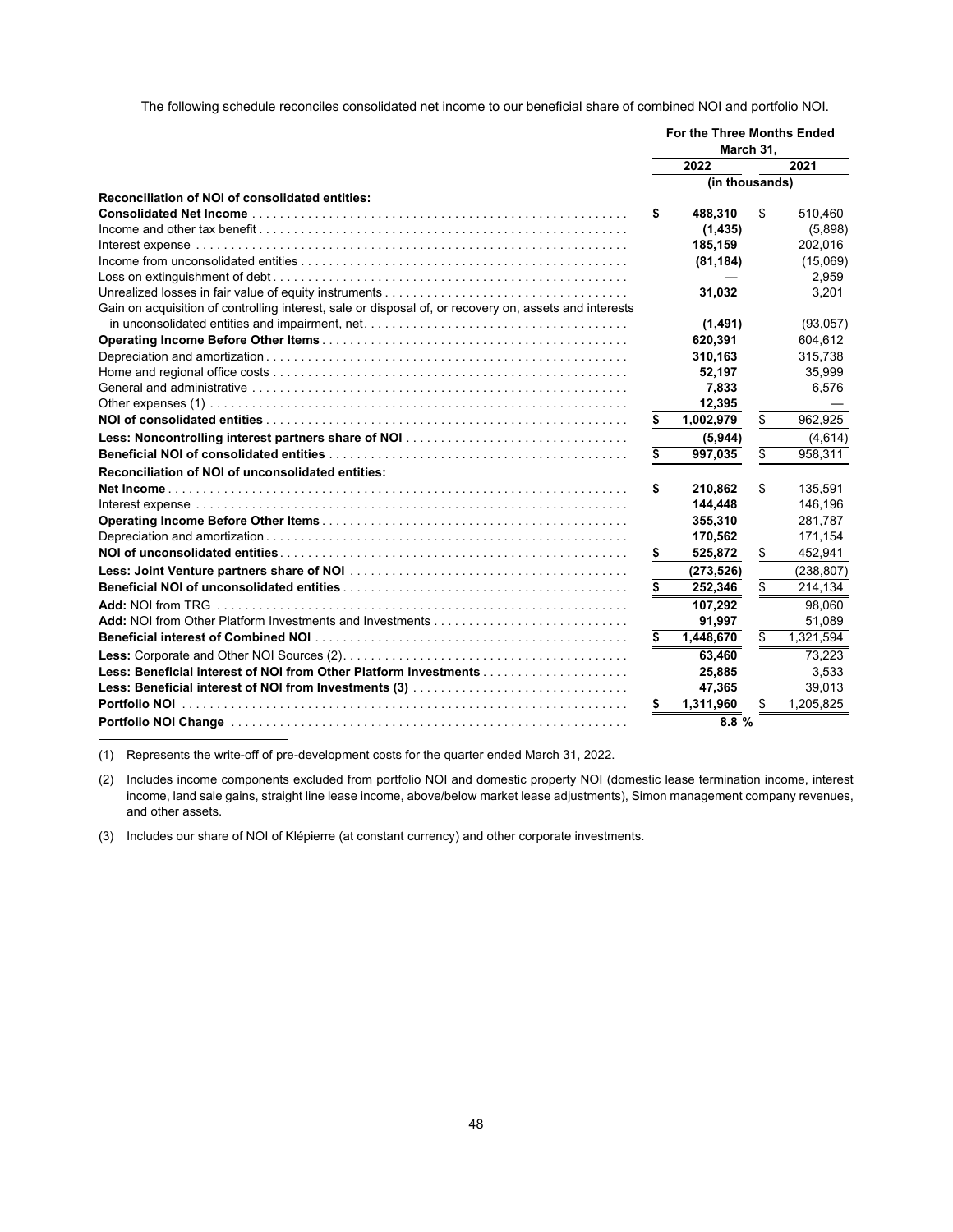The following schedule reconciles consolidated net income to our beneficial share of combined NOI and portfolio NOI.

| | For the Three Months Ended March 31, | |
|---|---|---|
| | 2022 | 2021 |
| | (in thousands) | |
| **Reconciliation of NOI of consolidated entities:** | | |
| **Consolidated Net Income** | $ 488,310 | $ 510,460 |
| Income and other tax benefit | (1,435) | (5,898) |
| Interest expense | 185,159 | 202,016 |
| Income from unconsolidated entities | (81,184) | (15,069) |
| Loss on extinguishment of debt | — | 2,959 |
| Unrealized losses in fair value of equity instruments | 31,032 | 3,201 |
| Gain on acquisition of controlling interest, sale or disposal of, or recovery on, assets and interests in unconsolidated entities and impairment, net | (1,491) | (93,057) |
| **Operating Income Before Other Items** | 620,391 | 604,612 |
| Depreciation and amortization | 310,163 | 315,738 |
| Home and regional office costs | 52,197 | 35,999 |
| General and administrative | 7,833 | 6,576 |
| Other expenses (1) | 12,395 | — |
| **NOI of consolidated entities** | $ 1,002,979 | $ 962,925 |
| **Less: Noncontrolling interest partners share of NOI** | (5,944) | (4,614) |
| **Beneficial NOI of consolidated entities** | $ 997,035 | $ 958,311 |
| **Reconciliation of NOI of unconsolidated entities:** | | |
| **Net Income** | $ 210,862 | $ 135,591 |
| Interest expense | 144,448 | 146,196 |
| **Operating Income Before Other Items** | 355,310 | 281,787 |
| Depreciation and amortization | 170,562 | 171,154 |
| **NOI of unconsolidated entities** | $ 525,872 | $ 452,941 |
| **Less: Joint Venture partners share of NOI** | (273,526) | (238,807) |
| **Beneficial NOI of unconsolidated entities** | $ 252,346 | $ 214,134 |
| **Add:** NOI from TRG | 107,292 | 98,060 |
| **Add:** NOI from Other Platform Investments and Investments | 91,997 | 51,089 |
| **Beneficial interest of Combined NOI** | $ 1,448,670 | $ 1,321,594 |
| **Less:** Corporate and Other NOI Sources (2) | 63,460 | 73,223 |
| **Less: Beneficial interest of NOI from Other Platform Investments** | 25,885 | 3,533 |
| **Less: Beneficial interest of NOI from Investments (3)** | 47,365 | 39,013 |
| **Portfolio NOI** | $ 1,311,960 | $ 1,205,825 |
| **Portfolio NOI Change** | 8.8 % | |

(1) Represents the write-off of pre-development costs for the quarter ended March 31, 2022.

(2) Includes income components excluded from portfolio NOI and domestic property NOI (domestic lease termination income, interest income, land sale gains, straight line lease income, above/below market lease adjustments), Simon management company revenues, and other assets.

(3) Includes our share of NOI of Klépierre (at constant currency) and other corporate investments.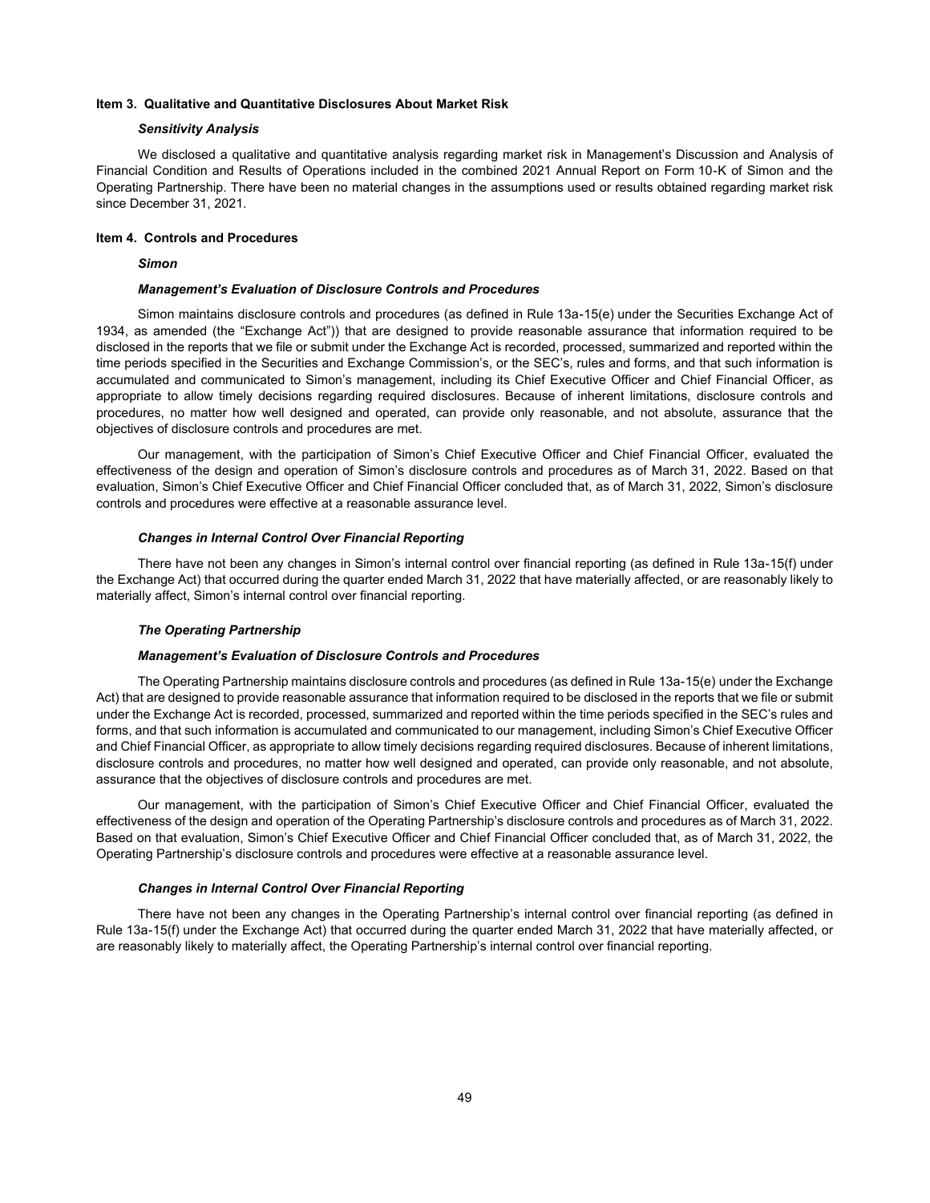**Item 3. Qualitative and Quantitative Disclosures About Market Risk**

***Sensitivity Analysis***

We disclosed a qualitative and quantitative analysis regarding market risk in Management's Discussion and Analysis of Financial Condition and Results of Operations included in the combined 2021 Annual Report on Form 10-K of Simon and the Operating Partnership. There have been no material changes in the assumptions used or results obtained regarding market risk since December 31, 2021.

**Item 4. Controls and Procedures**

***Simon***

***Management's Evaluation of Disclosure Controls and Procedures***

Simon maintains disclosure controls and procedures (as defined in Rule 13a-15(e) under the Securities Exchange Act of 1934, as amended (the "Exchange Act")) that are designed to provide reasonable assurance that information required to be disclosed in the reports that we file or submit under the Exchange Act is recorded, processed, summarized and reported within the time periods specified in the Securities and Exchange Commission's, or the SEC's, rules and forms, and that such information is accumulated and communicated to Simon's management, including its Chief Executive Officer and Chief Financial Officer, as appropriate to allow timely decisions regarding required disclosures. Because of inherent limitations, disclosure controls and procedures, no matter how well designed and operated, can provide only reasonable, and not absolute, assurance that the objectives of disclosure controls and procedures are met.

Our management, with the participation of Simon's Chief Executive Officer and Chief Financial Officer, evaluated the effectiveness of the design and operation of Simon's disclosure controls and procedures as of March 31, 2022. Based on that evaluation, Simon's Chief Executive Officer and Chief Financial Officer concluded that, as of March 31, 2022, Simon's disclosure controls and procedures were effective at a reasonable assurance level.

***Changes in Internal Control Over Financial Reporting***

There have not been any changes in Simon's internal control over financial reporting (as defined in Rule 13a-15(f) under the Exchange Act) that occurred during the quarter ended March 31, 2022 that have materially affected, or are reasonably likely to materially affect, Simon's internal control over financial reporting.

***The Operating Partnership***

***Management's Evaluation of Disclosure Controls and Procedures***

The Operating Partnership maintains disclosure controls and procedures (as defined in Rule 13a-15(e) under the Exchange Act) that are designed to provide reasonable assurance that information required to be disclosed in the reports that we file or submit under the Exchange Act is recorded, processed, summarized and reported within the time periods specified in the SEC's rules and forms, and that such information is accumulated and communicated to our management, including Simon's Chief Executive Officer and Chief Financial Officer, as appropriate to allow timely decisions regarding required disclosures. Because of inherent limitations, disclosure controls and procedures, no matter how well designed and operated, can provide only reasonable, and not absolute, assurance that the objectives of disclosure controls and procedures are met.

Our management, with the participation of Simon's Chief Executive Officer and Chief Financial Officer, evaluated the effectiveness of the design and operation of the Operating Partnership's disclosure controls and procedures as of March 31, 2022. Based on that evaluation, Simon's Chief Executive Officer and Chief Financial Officer concluded that, as of March 31, 2022, the Operating Partnership's disclosure controls and procedures were effective at a reasonable assurance level.

***Changes in Internal Control Over Financial Reporting***

There have not been any changes in the Operating Partnership's internal control over financial reporting (as defined in Rule 13a-15(f) under the Exchange Act) that occurred during the quarter ended March 31, 2022 that have materially affected, or are reasonably likely to materially affect, the Operating Partnership's internal control over financial reporting.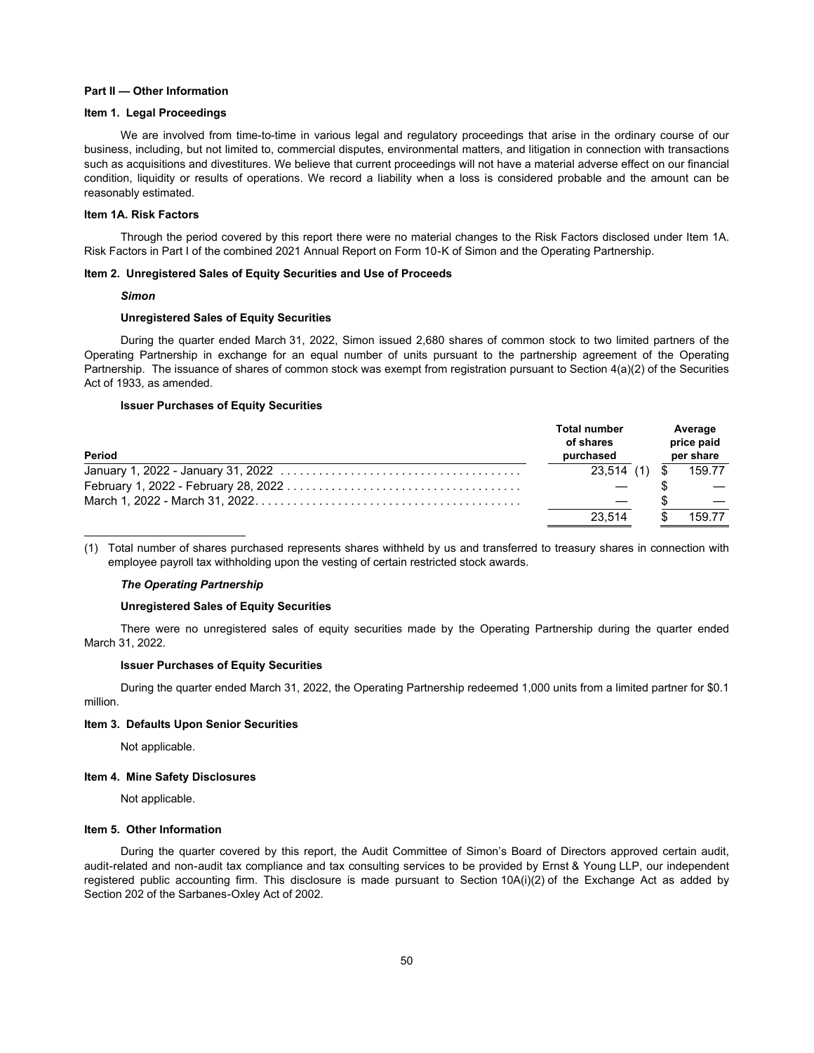## Part II — Other Information

### Item 1. Legal Proceedings

We are involved from time-to-time in various legal and regulatory proceedings that arise in the ordinary course of our business, including, but not limited to, commercial disputes, environmental matters, and litigation in connection with transactions such as acquisitions and divestitures. We believe that current proceedings will not have a material adverse effect on our financial condition, liquidity or results of operations. We record a liability when a loss is considered probable and the amount can be reasonably estimated.

### Item 1A. Risk Factors

Through the period covered by this report there were no material changes to the Risk Factors disclosed under Item 1A. Risk Factors in Part I of the combined 2021 Annual Report on Form 10-K of Simon and the Operating Partnership.

### Item 2. Unregistered Sales of Equity Securities and Use of Proceeds

***Simon***

**Unregistered Sales of Equity Securities**

During the quarter ended March 31, 2022, Simon issued 2,680 shares of common stock to two limited partners of the Operating Partnership in exchange for an equal number of units pursuant to the partnership agreement of the Operating Partnership. The issuance of shares of common stock was exempt from registration pursuant to Section 4(a)(2) of the Securities Act of 1933, as amended.

**Issuer Purchases of Equity Securities**

| Period | Total number of shares purchased | Average price paid per share |
|---|---|---|
| January 1, 2022 - January 31, 2022 | 23,514 (1) | $ 159.77 |
| February 1, 2022 - February 28, 2022 | — | $ — |
| March 1, 2022 - March 31, 2022 | — | $ — |
| | 23,514 | $ 159.77 |

(1) Total number of shares purchased represents shares withheld by us and transferred to treasury shares in connection with employee payroll tax withholding upon the vesting of certain restricted stock awards.

***The Operating Partnership***

**Unregistered Sales of Equity Securities**

There were no unregistered sales of equity securities made by the Operating Partnership during the quarter ended March 31, 2022.

**Issuer Purchases of Equity Securities**

During the quarter ended March 31, 2022, the Operating Partnership redeemed 1,000 units from a limited partner for $0.1 million.

### Item 3. Defaults Upon Senior Securities

Not applicable.

### Item 4. Mine Safety Disclosures

Not applicable.

### Item 5. Other Information

During the quarter covered by this report, the Audit Committee of Simon's Board of Directors approved certain audit, audit-related and non-audit tax compliance and tax consulting services to be provided by Ernst & Young LLP, our independent registered public accounting firm. This disclosure is made pursuant to Section 10A(i)(2) of the Exchange Act as added by Section 202 of the Sarbanes-Oxley Act of 2002.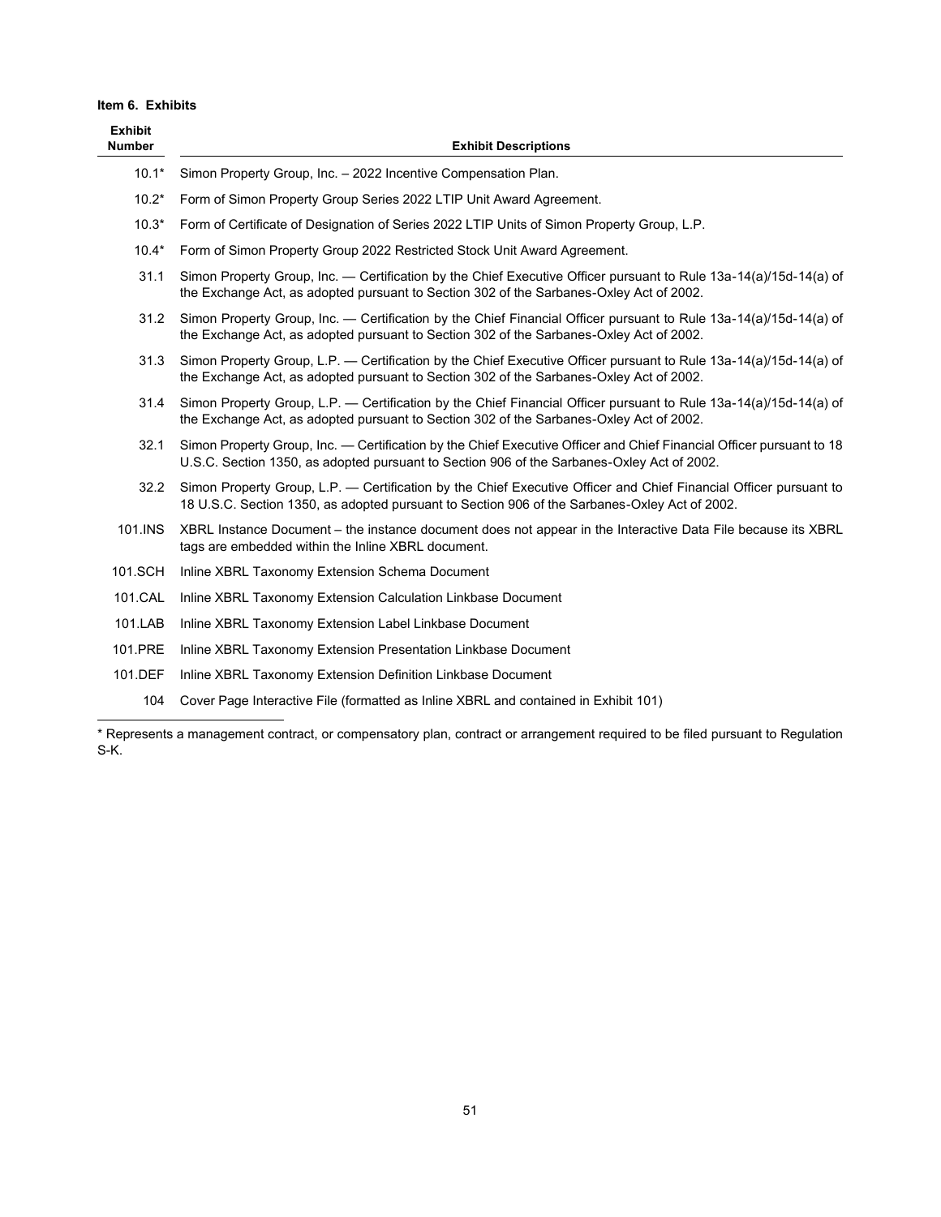**Item 6. Exhibits**

| Exhibit Number | Exhibit Descriptions |
|---|---|
| 10.1* | Simon Property Group, Inc. – 2022 Incentive Compensation Plan. |
| 10.2* | Form of Simon Property Group Series 2022 LTIP Unit Award Agreement. |
| 10.3* | Form of Certificate of Designation of Series 2022 LTIP Units of Simon Property Group, L.P. |
| 10.4* | Form of Simon Property Group 2022 Restricted Stock Unit Award Agreement. |
| 31.1 | Simon Property Group, Inc. — Certification by the Chief Executive Officer pursuant to Rule 13a-14(a)/15d-14(a) of the Exchange Act, as adopted pursuant to Section 302 of the Sarbanes-Oxley Act of 2002. |
| 31.2 | Simon Property Group, Inc. — Certification by the Chief Financial Officer pursuant to Rule 13a-14(a)/15d-14(a) of the Exchange Act, as adopted pursuant to Section 302 of the Sarbanes-Oxley Act of 2002. |
| 31.3 | Simon Property Group, L.P. — Certification by the Chief Executive Officer pursuant to Rule 13a-14(a)/15d-14(a) of the Exchange Act, as adopted pursuant to Section 302 of the Sarbanes-Oxley Act of 2002. |
| 31.4 | Simon Property Group, L.P. — Certification by the Chief Financial Officer pursuant to Rule 13a-14(a)/15d-14(a) of the Exchange Act, as adopted pursuant to Section 302 of the Sarbanes-Oxley Act of 2002. |
| 32.1 | Simon Property Group, Inc. — Certification by the Chief Executive Officer and Chief Financial Officer pursuant to 18 U.S.C. Section 1350, as adopted pursuant to Section 906 of the Sarbanes-Oxley Act of 2002. |
| 32.2 | Simon Property Group, L.P. — Certification by the Chief Executive Officer and Chief Financial Officer pursuant to 18 U.S.C. Section 1350, as adopted pursuant to Section 906 of the Sarbanes-Oxley Act of 2002. |
| 101.INS | XBRL Instance Document – the instance document does not appear in the Interactive Data File because its XBRL tags are embedded within the Inline XBRL document. |
| 101.SCH | Inline XBRL Taxonomy Extension Schema Document |
| 101.CAL | Inline XBRL Taxonomy Extension Calculation Linkbase Document |
| 101.LAB | Inline XBRL Taxonomy Extension Label Linkbase Document |
| 101.PRE | Inline XBRL Taxonomy Extension Presentation Linkbase Document |
| 101.DEF | Inline XBRL Taxonomy Extension Definition Linkbase Document |
| 104 | Cover Page Interactive File (formatted as Inline XBRL and contained in Exhibit 101) |

* Represents a management contract, or compensatory plan, contract or arrangement required to be filed pursuant to Regulation S-K.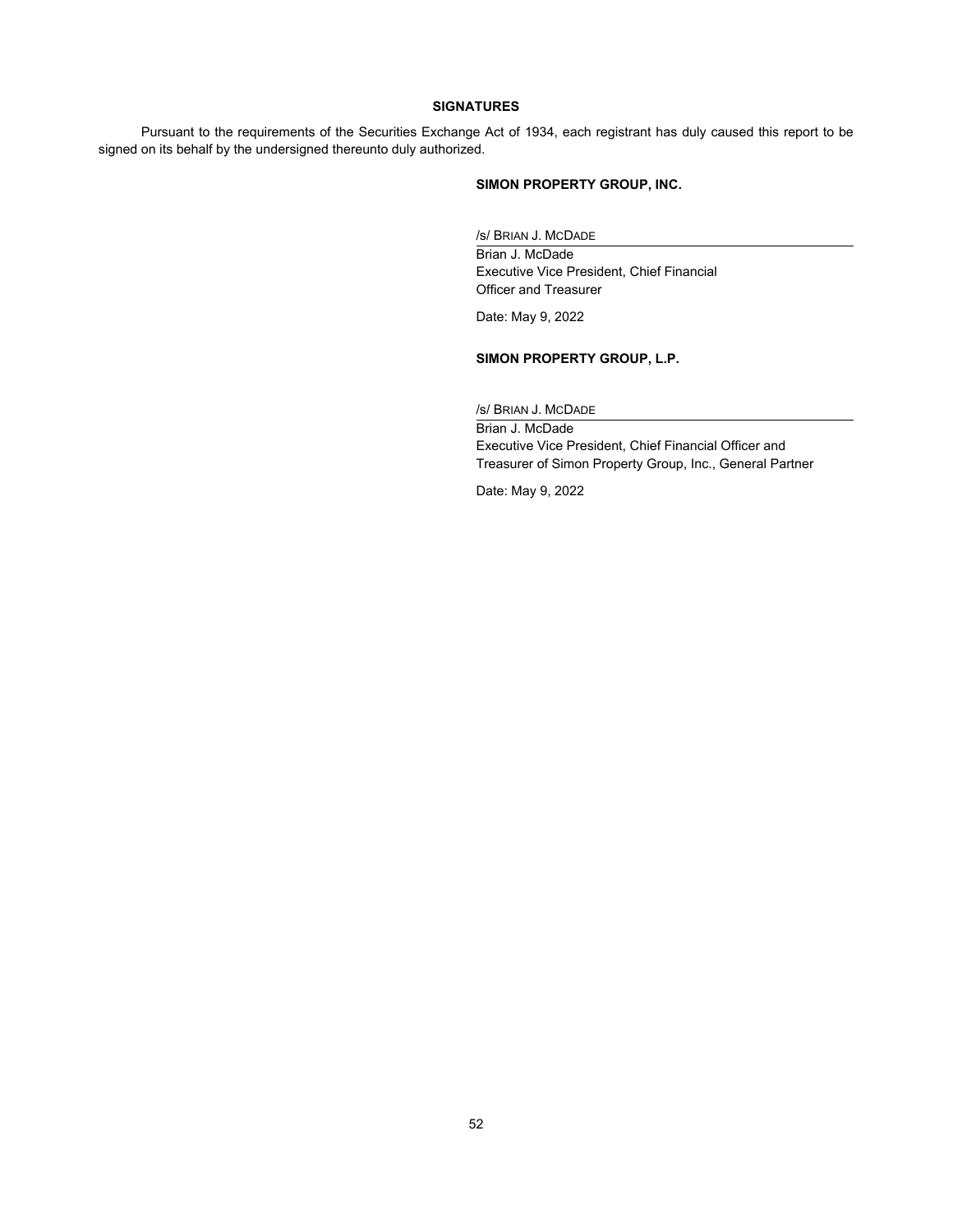## SIGNATURES

Pursuant to the requirements of the Securities Exchange Act of 1934, each registrant has duly caused this report to be signed on its behalf by the undersigned thereunto duly authorized.

**SIMON PROPERTY GROUP, INC.**

/s/ BRIAN J. MCDADE

Brian J. McDade
Executive Vice President, Chief Financial Officer and Treasurer

Date: May 9, 2022

**SIMON PROPERTY GROUP, L.P.**

/s/ BRIAN J. MCDADE

Brian J. McDade
Executive Vice President, Chief Financial Officer and Treasurer of Simon Property Group, Inc., General Partner

Date: May 9, 2022